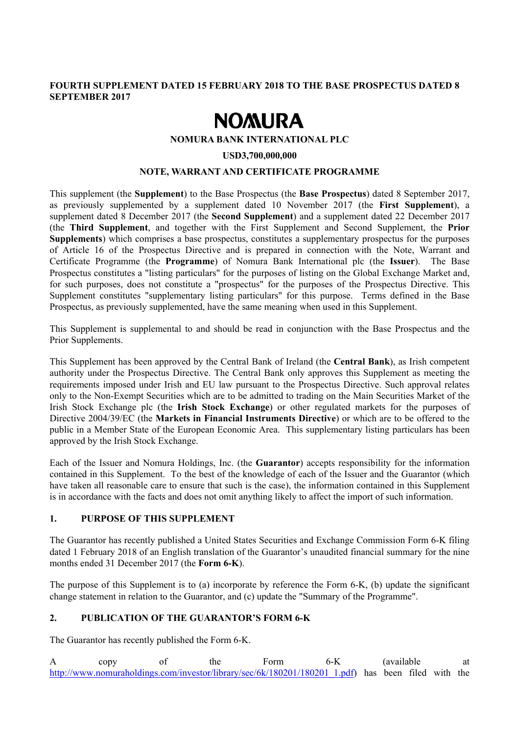**FOURTH SUPPLEMENT DATED 15 FEBRUARY 2018 TO THE BASE PROSPECTUS DATED 8 SEPTEMBER 2017**

# NOMURA

**NOMURA BANK INTERNATIONAL PLC**

**USD3,700,000,000**

**NOTE, WARRANT AND CERTIFICATE PROGRAMME**

This supplement (the **Supplement**) to the Base Prospectus (the **Base Prospectus**) dated 8 September 2017, as previously supplemented by a supplement dated 10 November 2017 (the **First Supplement**), a supplement dated 8 December 2017 (the **Second Supplement**) and a supplement dated 22 December 2017 (the **Third Supplement**, and together with the First Supplement and Second Supplement, the **Prior Supplements**) which comprises a base prospectus, constitutes a supplementary prospectus for the purposes of Article 16 of the Prospectus Directive and is prepared in connection with the Note, Warrant and Certificate Programme (the **Programme**) of Nomura Bank International plc (the **Issuer**). The Base Prospectus constitutes a "listing particulars" for the purposes of listing on the Global Exchange Market and, for such purposes, does not constitute a "prospectus" for the purposes of the Prospectus Directive. This Supplement constitutes "supplementary listing particulars" for this purpose. Terms defined in the Base Prospectus, as previously supplemented, have the same meaning when used in this Supplement.

This Supplement is supplemental to and should be read in conjunction with the Base Prospectus and the Prior Supplements.

This Supplement has been approved by the Central Bank of Ireland (the **Central Bank**), as Irish competent authority under the Prospectus Directive. The Central Bank only approves this Supplement as meeting the requirements imposed under Irish and EU law pursuant to the Prospectus Directive. Such approval relates only to the Non-Exempt Securities which are to be admitted to trading on the Main Securities Market of the Irish Stock Exchange plc (the **Irish Stock Exchange**) or other regulated markets for the purposes of Directive 2004/39/EC (the **Markets in Financial Instruments Directive**) or which are to be offered to the public in a Member State of the European Economic Area. This supplementary listing particulars has been approved by the Irish Stock Exchange.

Each of the Issuer and Nomura Holdings, Inc. (the **Guarantor**) accepts responsibility for the information contained in this Supplement. To the best of the knowledge of each of the Issuer and the Guarantor (which have taken all reasonable care to ensure that such is the case), the information contained in this Supplement is in accordance with the facts and does not omit anything likely to affect the import of such information.

## 1. PURPOSE OF THIS SUPPLEMENT

The Guarantor has recently published a United States Securities and Exchange Commission Form 6-K filing dated 1 February 2018 of an English translation of the Guarantor's unaudited financial summary for the nine months ended 31 December 2017 (the **Form 6-K**).

The purpose of this Supplement is to (a) incorporate by reference the Form 6-K, (b) update the significant change statement in relation to the Guarantor, and (c) update the "Summary of the Programme".

## 2. PUBLICATION OF THE GUARANTOR'S FORM 6-K

The Guarantor has recently published the Form 6-K.

A copy of the Form 6-K (available at http://www.nomuraholdings.com/investor/library/sec/6k/180201/180201_1.pdf) has been filed with the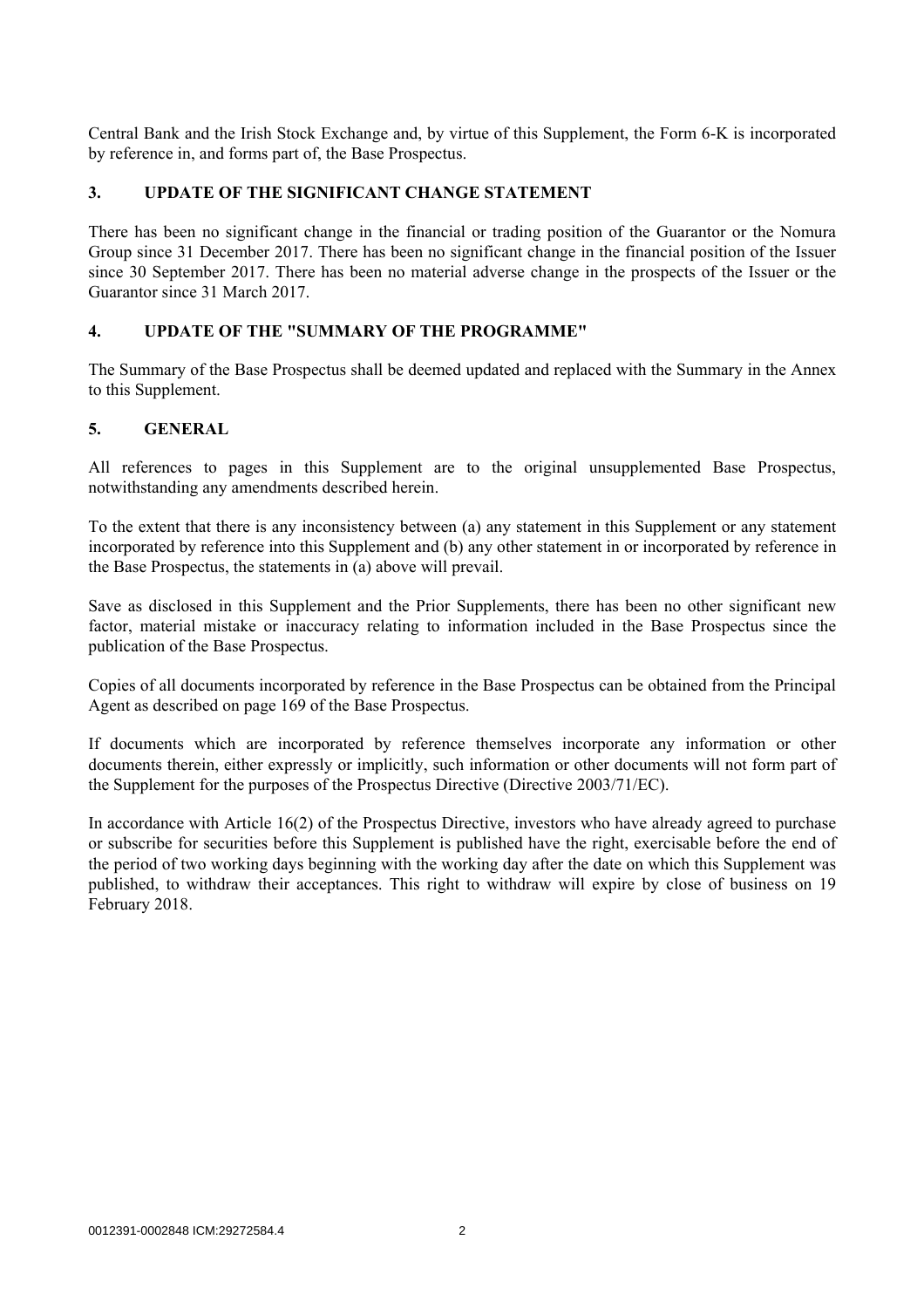Central Bank and the Irish Stock Exchange and, by virtue of this Supplement, the Form 6-K is incorporated by reference in, and forms part of, the Base Prospectus.

## 3. UPDATE OF THE SIGNIFICANT CHANGE STATEMENT

There has been no significant change in the financial or trading position of the Guarantor or the Nomura Group since 31 December 2017. There has been no significant change in the financial position of the Issuer since 30 September 2017. There has been no material adverse change in the prospects of the Issuer or the Guarantor since 31 March 2017.

## 4. UPDATE OF THE "SUMMARY OF THE PROGRAMME"

The Summary of the Base Prospectus shall be deemed updated and replaced with the Summary in the Annex to this Supplement.

## 5. GENERAL

All references to pages in this Supplement are to the original unsupplemented Base Prospectus, notwithstanding any amendments described herein.

To the extent that there is any inconsistency between (a) any statement in this Supplement or any statement incorporated by reference into this Supplement and (b) any other statement in or incorporated by reference in the Base Prospectus, the statements in (a) above will prevail.

Save as disclosed in this Supplement and the Prior Supplements, there has been no other significant new factor, material mistake or inaccuracy relating to information included in the Base Prospectus since the publication of the Base Prospectus.

Copies of all documents incorporated by reference in the Base Prospectus can be obtained from the Principal Agent as described on page 169 of the Base Prospectus.

If documents which are incorporated by reference themselves incorporate any information or other documents therein, either expressly or implicitly, such information or other documents will not form part of the Supplement for the purposes of the Prospectus Directive (Directive 2003/71/EC).

In accordance with Article 16(2) of the Prospectus Directive, investors who have already agreed to purchase or subscribe for securities before this Supplement is published have the right, exercisable before the end of the period of two working days beginning with the working day after the date on which this Supplement was published, to withdraw their acceptances. This right to withdraw will expire by close of business on 19 February 2018.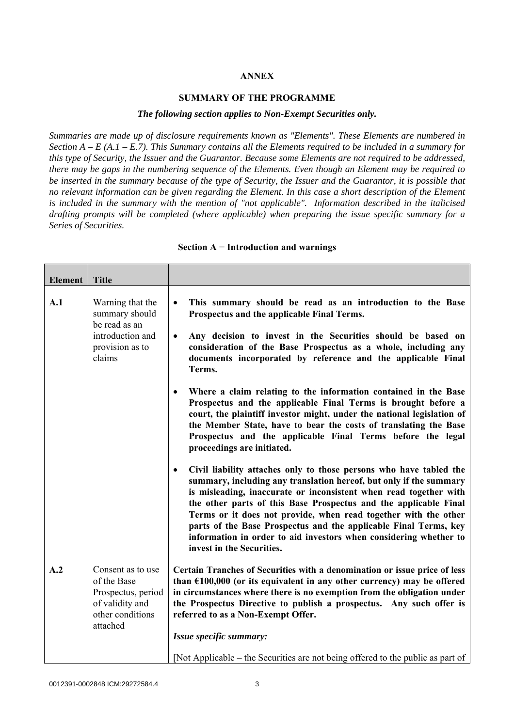**ANNEX**

**SUMMARY OF THE PROGRAMME**

***The following section applies to Non-Exempt Securities only.***

*Summaries are made up of disclosure requirements known as "Elements". These Elements are numbered in Section A – E (A.1 – E.7). This Summary contains all the Elements required to be included in a summary for this type of Security, the Issuer and the Guarantor. Because some Elements are not required to be addressed, there may be gaps in the numbering sequence of the Elements. Even though an Element may be required to be inserted in the summary because of the type of Security, the Issuer and the Guarantor, it is possible that no relevant information can be given regarding the Element. In this case a short description of the Element is included in the summary with the mention of "not applicable". Information described in the italicised drafting prompts will be completed (where applicable) when preparing the issue specific summary for a Series of Securities.*

**Section A − Introduction and warnings**

| Element | Title | |
|---|---|---|
| **A.1** | Warning that the summary should be read as an introduction and provision as to claims | • **This summary should be read as an introduction to the Base Prospectus and the applicable Final Terms.**<br><br>• **Any decision to invest in the Securities should be based on consideration of the Base Prospectus as a whole, including any documents incorporated by reference and the applicable Final Terms.**<br><br>• **Where a claim relating to the information contained in the Base Prospectus and the applicable Final Terms is brought before a court, the plaintiff investor might, under the national legislation of the Member State, have to bear the costs of translating the Base Prospectus and the applicable Final Terms before the legal proceedings are initiated.**<br><br>• **Civil liability attaches only to those persons who have tabled the summary, including any translation hereof, but only if the summary is misleading, inaccurate or inconsistent when read together with the other parts of this Base Prospectus and the applicable Final Terms or it does not provide, when read together with the other parts of the Base Prospectus and the applicable Final Terms, key information in order to aid investors when considering whether to invest in the Securities.** |
| **A.2** | Consent as to use of the Base Prospectus, period of validity and other conditions attached | **Certain Tranches of Securities with a denomination or issue price of less than €100,000 (or its equivalent in any other currency) may be offered in circumstances where there is no exemption from the obligation under the Prospectus Directive to publish a prospectus. Any such offer is referred to as a Non-Exempt Offer.**<br><br>***Issue specific summary:***<br><br>[Not Applicable – the Securities are not being offered to the public as part of |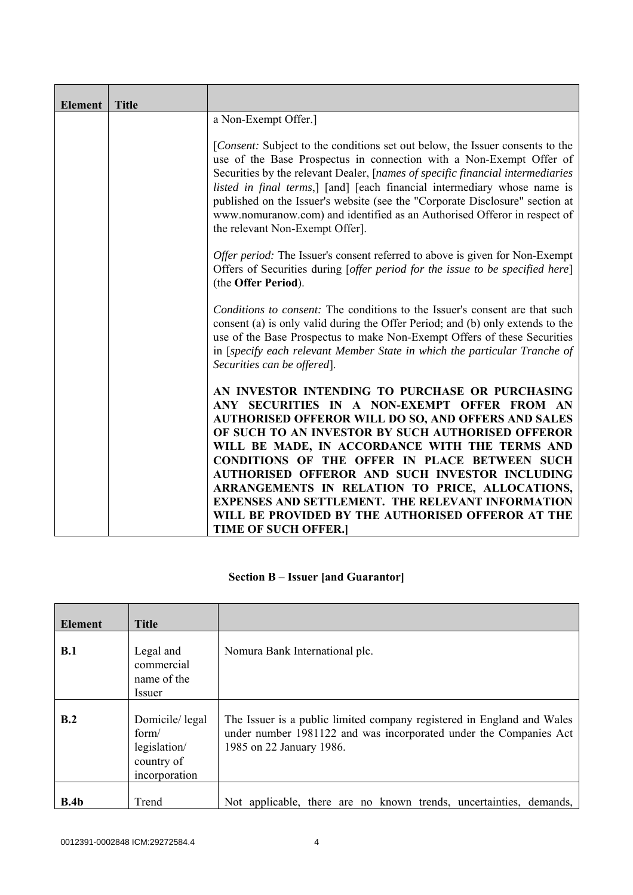| Element | Title | |
|---|---|---|
| | | a Non-Exempt Offer.]<br><br>[*Consent:* Subject to the conditions set out below, the Issuer consents to the use of the Base Prospectus in connection with a Non-Exempt Offer of Securities by the relevant Dealer, [*names of specific financial intermediaries listed in final terms*,] [and] [each financial intermediary whose name is published on the Issuer's website (see the "Corporate Disclosure" section at www.nomuranow.com) and identified as an Authorised Offeror in respect of the relevant Non-Exempt Offer].<br><br>*Offer period:* The Issuer's consent referred to above is given for Non-Exempt Offers of Securities during [*offer period for the issue to be specified here*] (the **Offer Period**).<br><br>*Conditions to consent:* The conditions to the Issuer's consent are that such consent (a) is only valid during the Offer Period; and (b) only extends to the use of the Base Prospectus to make Non-Exempt Offers of these Securities in [*specify each relevant Member State in which the particular Tranche of Securities can be offered*].<br><br>**AN INVESTOR INTENDING TO PURCHASE OR PURCHASING ANY SECURITIES IN A NON-EXEMPT OFFER FROM AN AUTHORISED OFFEROR WILL DO SO, AND OFFERS AND SALES OF SUCH TO AN INVESTOR BY SUCH AUTHORISED OFFEROR WILL BE MADE, IN ACCORDANCE WITH THE TERMS AND CONDITIONS OF THE OFFER IN PLACE BETWEEN SUCH AUTHORISED OFFEROR AND SUCH INVESTOR INCLUDING ARRANGEMENTS IN RELATION TO PRICE, ALLOCATIONS, EXPENSES AND SETTLEMENT. THE RELEVANT INFORMATION WILL BE PROVIDED BY THE AUTHORISED OFFEROR AT THE TIME OF SUCH OFFER.]** |

## Section B – Issuer [and Guarantor]

| Element | Title | |
|---|---|---|
| **B.1** | Legal and commercial name of the Issuer | Nomura Bank International plc. |
| **B.2** | Domicile/ legal form/ legislation/ country of incorporation | The Issuer is a public limited company registered in England and Wales under number 1981122 and was incorporated under the Companies Act 1985 on 22 January 1986. |
| **B.4b** | Trend | Not applicable, there are no known trends, uncertainties, demands, |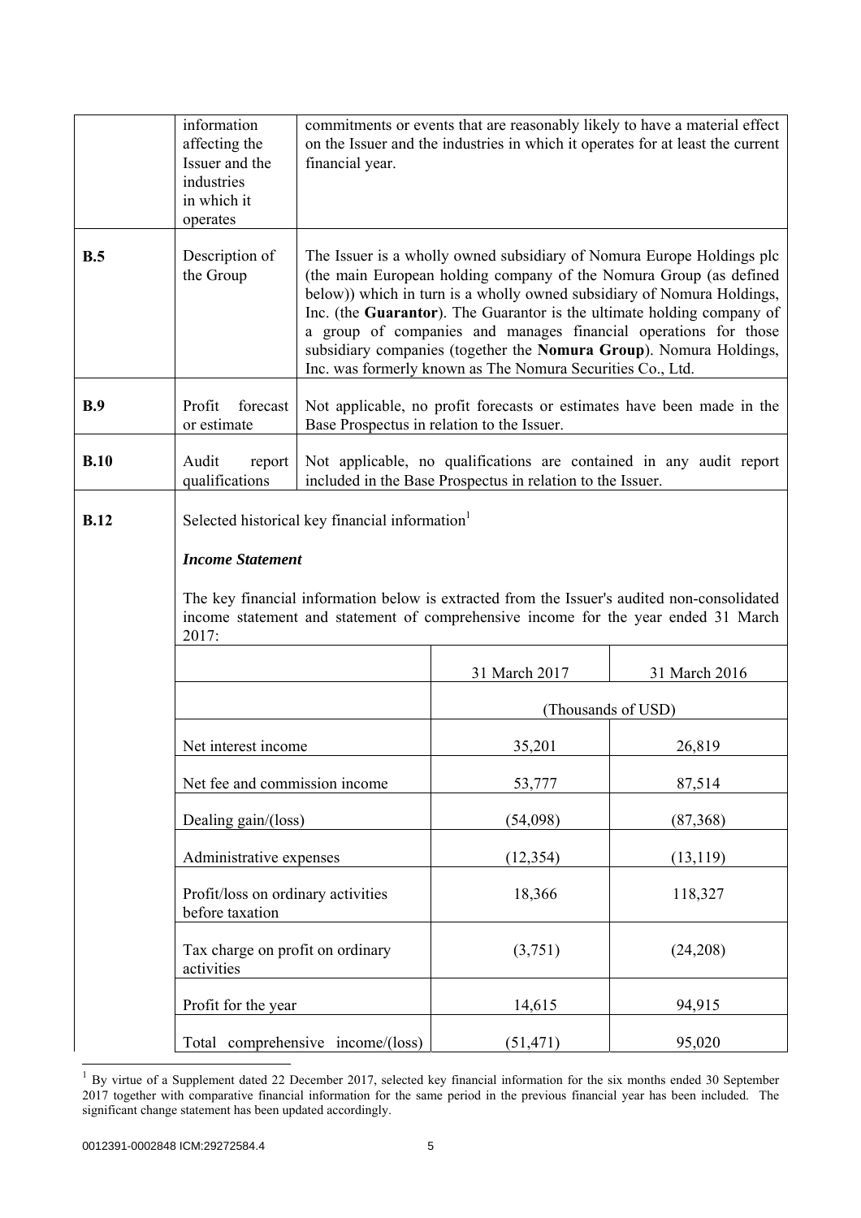| | | |
|---|---|---|
| | information affecting the Issuer and the industries in which it operates | commitments or events that are reasonably likely to have a material effect on the Issuer and the industries in which it operates for at least the current financial year. |
| **B.5** | Description of the Group | The Issuer is a wholly owned subsidiary of Nomura Europe Holdings plc (the main European holding company of the Nomura Group (as defined below)) which in turn is a wholly owned subsidiary of Nomura Holdings, Inc. (the **Guarantor**). The Guarantor is the ultimate holding company of a group of companies and manages financial operations for those subsidiary companies (together the **Nomura Group**). Nomura Holdings, Inc. was formerly known as The Nomura Securities Co., Ltd. |
| **B.9** | Profit forecast or estimate | Not applicable, no profit forecasts or estimates have been made in the Base Prospectus in relation to the Issuer. |
| **B.10** | Audit report qualifications | Not applicable, no qualifications are contained in any audit report included in the Base Prospectus in relation to the Issuer. |
| **B.12** | Selected historical key financial information[1] | |

***Income Statement***

The key financial information below is extracted from the Issuer's audited non-consolidated income statement and statement of comprehensive income for the year ended 31 March 2017:

| | 31 March 2017 | 31 March 2016 |
|---|---|---|
| | (Thousands of USD) | |
| Net interest income | 35,201 | 26,819 |
| Net fee and commission income | 53,777 | 87,514 |
| Dealing gain/(loss) | (54,098) | (87,368) |
| Administrative expenses | (12,354) | (13,119) |
| Profit/loss on ordinary activities before taxation | 18,366 | 118,327 |
| Tax charge on profit on ordinary activities | (3,751) | (24,208) |
| Profit for the year | 14,615 | 94,915 |
| Total comprehensive income/(loss) | (51,471) | 95,020 |

[1] By virtue of a Supplement dated 22 December 2017, selected key financial information for the six months ended 30 September 2017 together with comparative financial information for the same period in the previous financial year has been included. The significant change statement has been updated accordingly.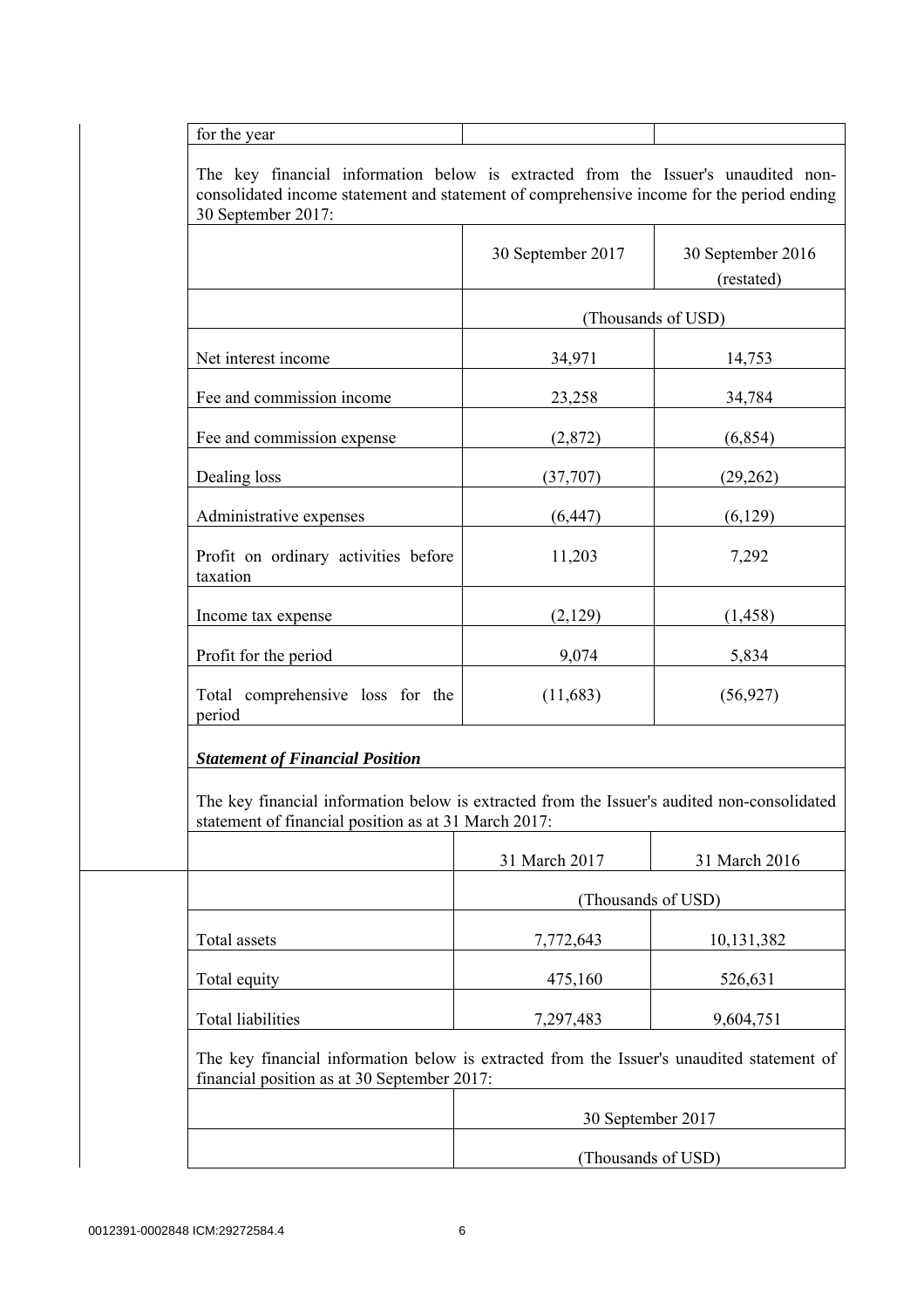| for the year | | |
|---|---|---|

The key financial information below is extracted from the Issuer's unaudited non-consolidated income statement and statement of comprehensive income for the period ending 30 September 2017:

| | 30 September 2017 | 30 September 2016 (restated) |
|---|---|---|
| | (Thousands of USD) | |
| Net interest income | 34,971 | 14,753 |
| Fee and commission income | 23,258 | 34,784 |
| Fee and commission expense | (2,872) | (6,854) |
| Dealing loss | (37,707) | (29,262) |
| Administrative expenses | (6,447) | (6,129) |
| Profit on ordinary activities before taxation | 11,203 | 7,292 |
| Income tax expense | (2,129) | (1,458) |
| Profit for the period | 9,074 | 5,834 |
| Total comprehensive loss for the period | (11,683) | (56,927) |

***Statement of Financial Position***

The key financial information below is extracted from the Issuer's audited non-consolidated statement of financial position as at 31 March 2017:

| | 31 March 2017 | 31 March 2016 |
|---|---|---|
| | (Thousands of USD) | |
| Total assets | 7,772,643 | 10,131,382 |
| Total equity | 475,160 | 526,631 |
| Total liabilities | 7,297,483 | 9,604,751 |

The key financial information below is extracted from the Issuer's unaudited statement of financial position as at 30 September 2017:

| | 30 September 2017 |
|---|---|
| | (Thousands of USD) |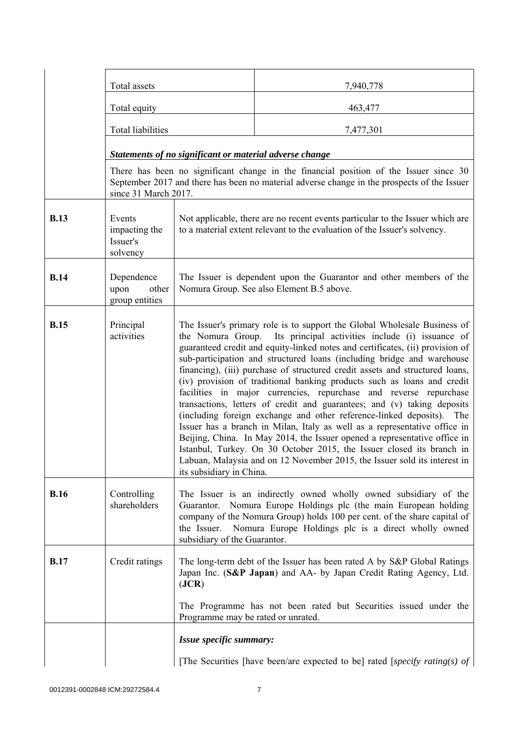| | | |
|---|---|---|
| | Total assets | 7,940,778 |
| | Total equity | 463,477 |
| | Total liabilities | 7,477,301 |

***Statements of no significant or material adverse change***

There has been no significant change in the financial position of the Issuer since 30 September 2017 and there has been no material adverse change in the prospects of the Issuer since 31 March 2017.

| | | |
|---|---|---|
| **B.13** | Events impacting the Issuer's solvency | Not applicable, there are no recent events particular to the Issuer which are to a material extent relevant to the evaluation of the Issuer's solvency. |
| **B.14** | Dependence upon other group entities | The Issuer is dependent upon the Guarantor and other members of the Nomura Group. See also Element B.5 above. |
| **B.15** | Principal activities | The Issuer's primary role is to support the Global Wholesale Business of the Nomura Group. Its principal activities include (i) issuance of guaranteed credit and equity-linked notes and certificates, (ii) provision of sub-participation and structured loans (including bridge and warehouse financing), (iii) purchase of structured credit assets and structured loans, (iv) provision of traditional banking products such as loans and credit facilities in major currencies, repurchase and reverse repurchase transactions, letters of credit and guarantees; and (v) taking deposits (including foreign exchange and other reference-linked deposits). The Issuer has a branch in Milan, Italy as well as a representative office in Beijing, China. In May 2014, the Issuer opened a representative office in Istanbul, Turkey. On 30 October 2015, the Issuer closed its branch in Labuan, Malaysia and on 12 November 2015, the Issuer sold its interest in its subsidiary in China. |
| **B.16** | Controlling shareholders | The Issuer is an indirectly owned wholly owned subsidiary of the Guarantor. Nomura Europe Holdings plc (the main European holding company of the Nomura Group) holds 100 per cent. of the share capital of the Issuer. Nomura Europe Holdings plc is a direct wholly owned subsidiary of the Guarantor. |
| **B.17** | Credit ratings | The long-term debt of the Issuer has been rated A by S&P Global Ratings Japan Inc. (**S&P Japan**) and AA- by Japan Credit Rating Agency, Ltd. (**JCR**)<br><br>The Programme has not been rated but Securities issued under the Programme may be rated or unrated. |
| | | ***Issue specific summary:***<br><br>[The Securities [have been/are expected to be] rated [*specify rating(s) of* |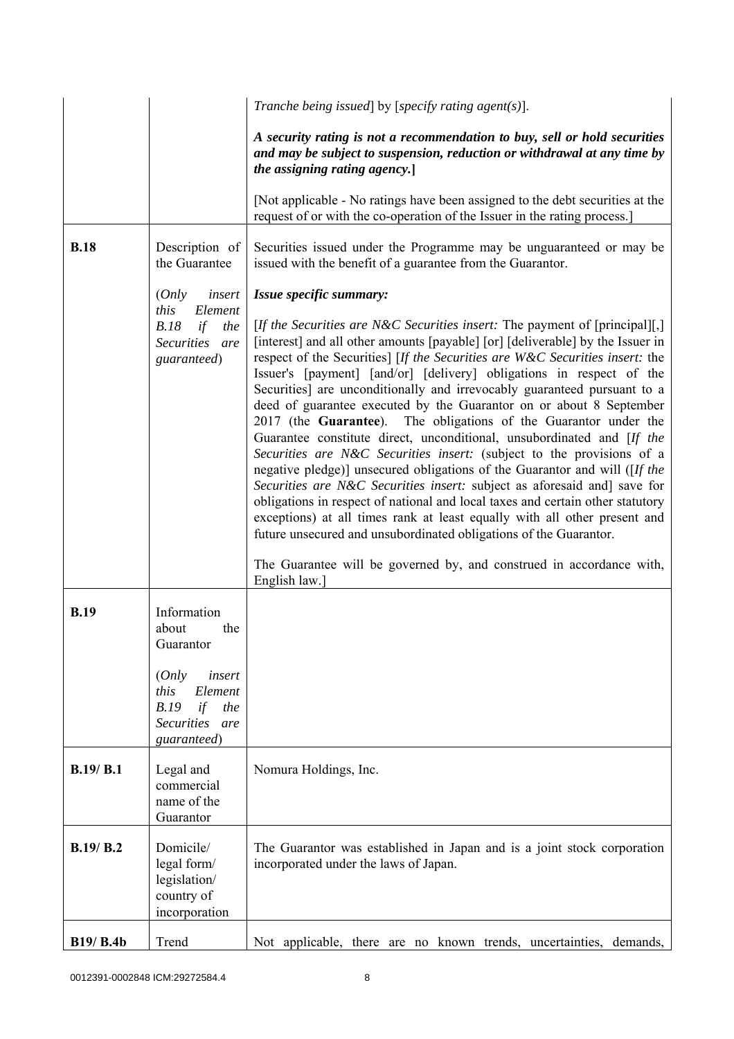| | | |
|---|---|---|
| | | *Tranche being issued*] by [*specify rating agent(s)*].<br><br>***A security rating is not a recommendation to buy, sell or hold securities and may be subject to suspension, reduction or withdrawal at any time by the assigning rating agency.*]**<br><br>[Not applicable - No ratings have been assigned to the debt securities at the request of or with the co-operation of the Issuer in the rating process.] |
| **B.18** | Description of the Guarantee<br><br>(*Only insert this Element B.18 if the Securities are guaranteed*) | Securities issued under the Programme may be unguaranteed or may be issued with the benefit of a guarantee from the Guarantor.<br><br>***Issue specific summary:***<br><br>[*If the Securities are N&C Securities insert:* The payment of [principal][,] [interest] and all other amounts [payable] [or] [deliverable] by the Issuer in respect of the Securities] [*If the Securities are W&C Securities insert:* the Issuer's [payment] [and/or] [delivery] obligations in respect of the Securities] are unconditionally and irrevocably guaranteed pursuant to a deed of guarantee executed by the Guarantor on or about 8 September 2017 (the **Guarantee**). The obligations of the Guarantor under the Guarantee constitute direct, unconditional, unsubordinated and [*If the Securities are N&C Securities insert:* (subject to the provisions of a negative pledge)] unsecured obligations of the Guarantor and will ([*If the Securities are N&C Securities insert:* subject as aforesaid and] save for obligations in respect of national and local taxes and certain other statutory exceptions) at all times rank at least equally with all other present and future unsecured and unsubordinated obligations of the Guarantor.<br><br>The Guarantee will be governed by, and construed in accordance with, English law.] |
| **B.19** | Information about the Guarantor<br><br>(*Only insert this Element B.19 if the Securities are guaranteed*) | |
| **B.19/ B.1** | Legal and commercial name of the Guarantor | Nomura Holdings, Inc. |
| **B.19/ B.2** | Domicile/ legal form/ legislation/ country of incorporation | The Guarantor was established in Japan and is a joint stock corporation incorporated under the laws of Japan. |
| **B19/ B.4b** | Trend | Not applicable, there are no known trends, uncertainties, demands, |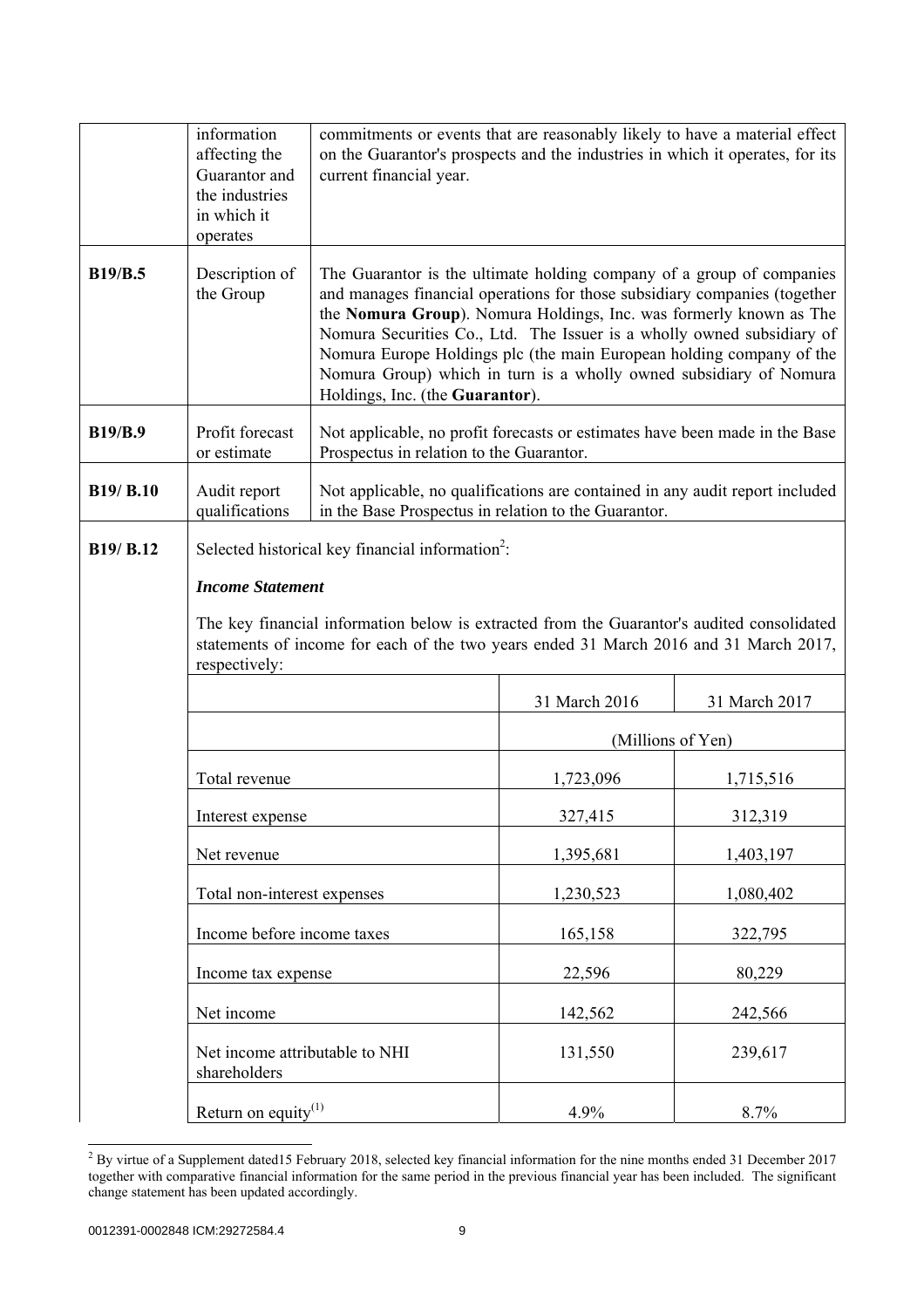| | | |
|---|---|---|
| | information affecting the Guarantor and the industries in which it operates | commitments or events that are reasonably likely to have a material effect on the Guarantor's prospects and the industries in which it operates, for its current financial year. |
| **B19/B.5** | Description of the Group | The Guarantor is the ultimate holding company of a group of companies and manages financial operations for those subsidiary companies (together the **Nomura Group**). Nomura Holdings, Inc. was formerly known as The Nomura Securities Co., Ltd. The Issuer is a wholly owned subsidiary of Nomura Europe Holdings plc (the main European holding company of the Nomura Group) which in turn is a wholly owned subsidiary of Nomura Holdings, Inc. (the **Guarantor**). |
| **B19/B.9** | Profit forecast or estimate | Not applicable, no profit forecasts or estimates have been made in the Base Prospectus in relation to the Guarantor. |
| **B19/ B.10** | Audit report qualifications | Not applicable, no qualifications are contained in any audit report included in the Base Prospectus in relation to the Guarantor. |
| **B19/ B.12** | Selected historical key financial information[2]: | |

***Income Statement***

The key financial information below is extracted from the Guarantor's audited consolidated statements of income for each of the two years ended 31 March 2016 and 31 March 2017, respectively:

| | 31 March 2016 | 31 March 2017 |
|---|---|---|
| | (Millions of Yen) | |
| Total revenue | 1,723,096 | 1,715,516 |
| Interest expense | 327,415 | 312,319 |
| Net revenue | 1,395,681 | 1,403,197 |
| Total non-interest expenses | 1,230,523 | 1,080,402 |
| Income before income taxes | 165,158 | 322,795 |
| Income tax expense | 22,596 | 80,229 |
| Net income | 142,562 | 242,566 |
| Net income attributable to NHI shareholders | 131,550 | 239,617 |
| Return on equity[(1)] | 4.9% | 8.7% |

[2] By virtue of a Supplement dated15 February 2018, selected key financial information for the nine months ended 31 December 2017 together with comparative financial information for the same period in the previous financial year has been included. The significant change statement has been updated accordingly.

0012391-0002848 ICM:29272584.4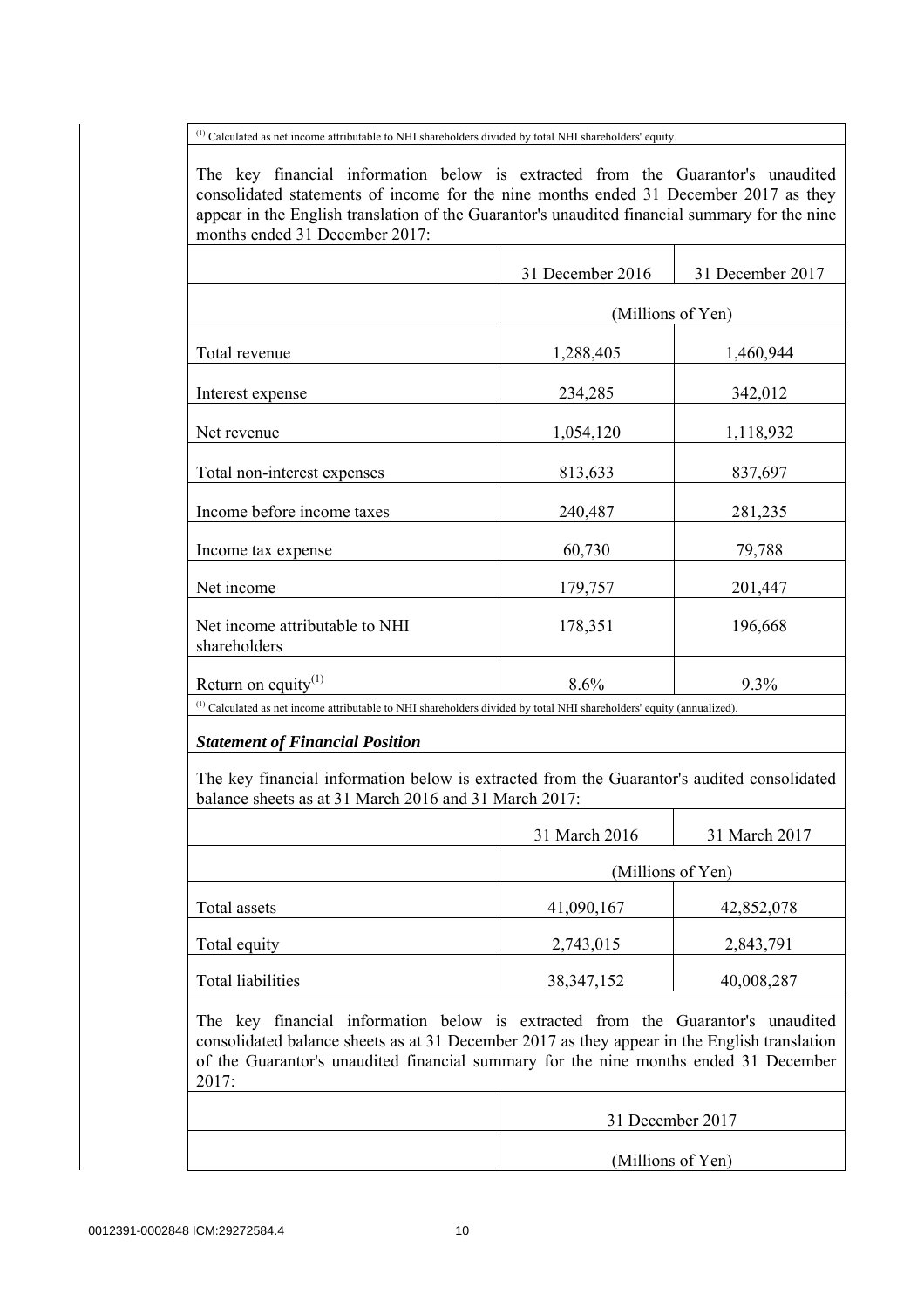(1) Calculated as net income attributable to NHI shareholders divided by total NHI shareholders' equity.

The key financial information below is extracted from the Guarantor's unaudited consolidated statements of income for the nine months ended 31 December 2017 as they appear in the English translation of the Guarantor's unaudited financial summary for the nine months ended 31 December 2017:

| | 31 December 2016 | 31 December 2017 |
|---|---|---|
| | (Millions of Yen) | |
| Total revenue | 1,288,405 | 1,460,944 |
| Interest expense | 234,285 | 342,012 |
| Net revenue | 1,054,120 | 1,118,932 |
| Total non-interest expenses | 813,633 | 837,697 |
| Income before income taxes | 240,487 | 281,235 |
| Income tax expense | 60,730 | 79,788 |
| Net income | 179,757 | 201,447 |
| Net income attributable to NHI shareholders | 178,351 | 196,668 |
| Return on equity[(1)] | 8.6% | 9.3% |

(1) Calculated as net income attributable to NHI shareholders divided by total NHI shareholders' equity (annualized).

***Statement of Financial Position***

The key financial information below is extracted from the Guarantor's audited consolidated balance sheets as at 31 March 2016 and 31 March 2017:

| | 31 March 2016 | 31 March 2017 |
|---|---|---|
| | (Millions of Yen) | |
| Total assets | 41,090,167 | 42,852,078 |
| Total equity | 2,743,015 | 2,843,791 |
| Total liabilities | 38,347,152 | 40,008,287 |

The key financial information below is extracted from the Guarantor's unaudited consolidated balance sheets as at 31 December 2017 as they appear in the English translation of the Guarantor's unaudited financial summary for the nine months ended 31 December 2017:

| | 31 December 2017 |
|---|---|
| | (Millions of Yen) |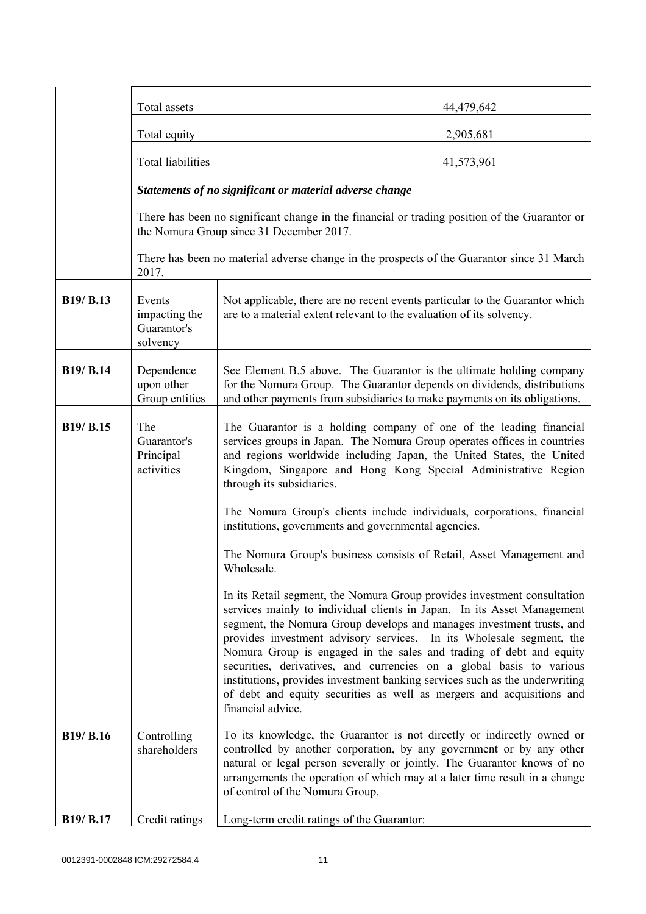| | | |
|---|---|---|
| Total assets | | 44,479,642 |
| Total equity | | 2,905,681 |
| Total liabilities | | 41,573,961 |

***Statements of no significant or material adverse change***

There has been no significant change in the financial or trading position of the Guarantor or the Nomura Group since 31 December 2017.

There has been no material adverse change in the prospects of the Guarantor since 31 March 2017.

| | | |
|---|---|---|
| **B19/ B.13** | Events impacting the Guarantor's solvency | Not applicable, there are no recent events particular to the Guarantor which are to a material extent relevant to the evaluation of its solvency. |
| **B19/ B.14** | Dependence upon other Group entities | See Element B.5 above. The Guarantor is the ultimate holding company for the Nomura Group. The Guarantor depends on dividends, distributions and other payments from subsidiaries to make payments on its obligations. |
| **B19/ B.15** | The Guarantor's Principal activities | The Guarantor is a holding company of one of the leading financial services groups in Japan. The Nomura Group operates offices in countries and regions worldwide including Japan, the United States, the United Kingdom, Singapore and Hong Kong Special Administrative Region through its subsidiaries.<br><br>The Nomura Group's clients include individuals, corporations, financial institutions, governments and governmental agencies.<br><br>The Nomura Group's business consists of Retail, Asset Management and Wholesale.<br><br>In its Retail segment, the Nomura Group provides investment consultation services mainly to individual clients in Japan. In its Asset Management segment, the Nomura Group develops and manages investment trusts, and provides investment advisory services. In its Wholesale segment, the Nomura Group is engaged in the sales and trading of debt and equity securities, derivatives, and currencies on a global basis to various institutions, provides investment banking services such as the underwriting of debt and equity securities as well as mergers and acquisitions and financial advice. |
| **B19/ B.16** | Controlling shareholders | To its knowledge, the Guarantor is not directly or indirectly owned or controlled by another corporation, by any government or by any other natural or legal person severally or jointly. The Guarantor knows of no arrangements the operation of which may at a later time result in a change of control of the Nomura Group. |
| **B19/ B.17** | Credit ratings | Long-term credit ratings of the Guarantor: |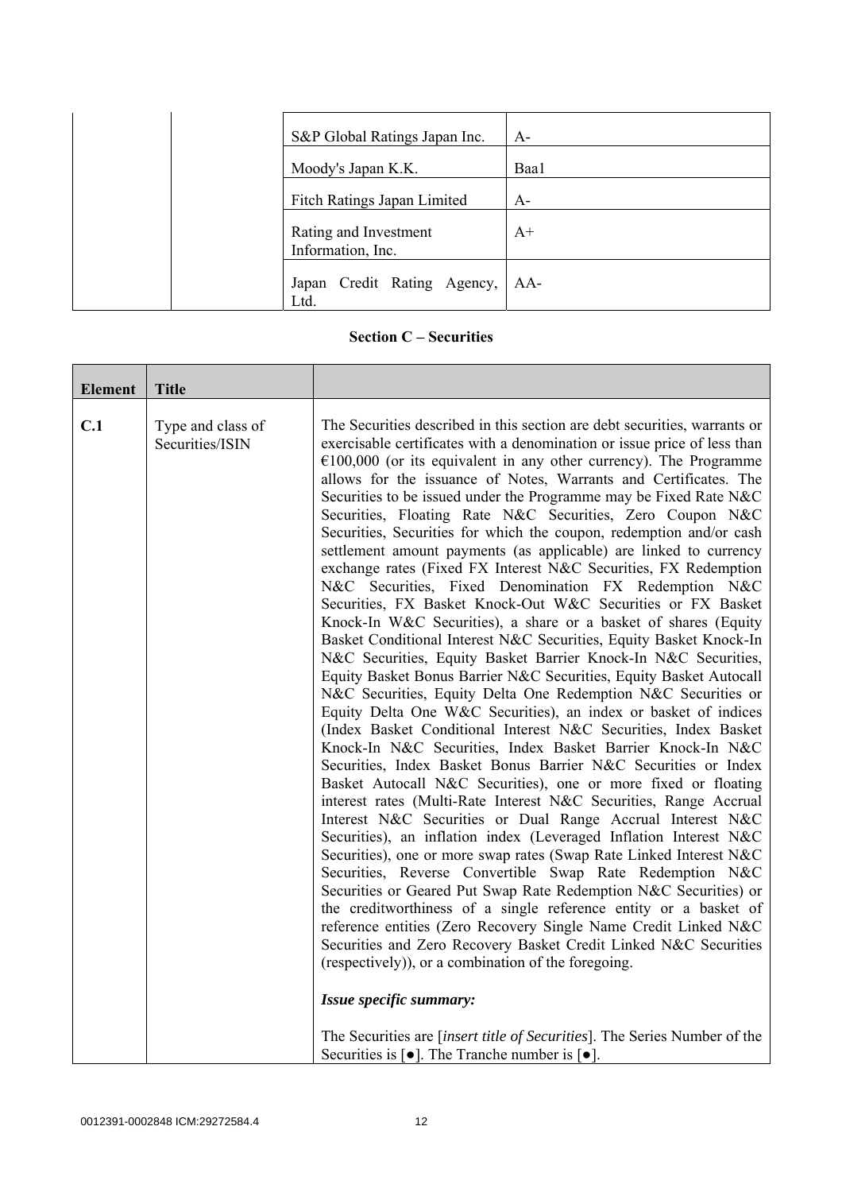| | | | |
|---|---|---|---|
| | | S&P Global Ratings Japan Inc. | A- |
| | | Moody's Japan K.K. | Baa1 |
| | | Fitch Ratings Japan Limited | A- |
| | | Rating and Investment Information, Inc. | A+ |
| | | Japan Credit Rating Agency, Ltd. | AA- |

## Section C – Securities

| Element | Title | |
|---|---|---|
| **C.1** | Type and class of Securities/ISIN | The Securities described in this section are debt securities, warrants or exercisable certificates with a denomination or issue price of less than €100,000 (or its equivalent in any other currency). The Programme allows for the issuance of Notes, Warrants and Certificates. The Securities to be issued under the Programme may be Fixed Rate N&C Securities, Floating Rate N&C Securities, Zero Coupon N&C Securities, Securities for which the coupon, redemption and/or cash settlement amount payments (as applicable) are linked to currency exchange rates (Fixed FX Interest N&C Securities, FX Redemption N&C Securities, Fixed Denomination FX Redemption N&C Securities, FX Basket Knock-Out W&C Securities or FX Basket Knock-In W&C Securities), a share or a basket of shares (Equity Basket Conditional Interest N&C Securities, Equity Basket Knock-In N&C Securities, Equity Basket Barrier Knock-In N&C Securities, Equity Basket Bonus Barrier N&C Securities, Equity Basket Autocall N&C Securities, Equity Delta One Redemption N&C Securities or Equity Delta One W&C Securities), an index or basket of indices (Index Basket Conditional Interest N&C Securities, Index Basket Knock-In N&C Securities, Index Basket Barrier Knock-In N&C Securities, Index Basket Bonus Barrier N&C Securities or Index Basket Autocall N&C Securities), one or more fixed or floating interest rates (Multi-Rate Interest N&C Securities, Range Accrual Interest N&C Securities or Dual Range Accrual Interest N&C Securities), an inflation index (Leveraged Inflation Interest N&C Securities), one or more swap rates (Swap Rate Linked Interest N&C Securities, Reverse Convertible Swap Rate Redemption N&C Securities or Geared Put Swap Rate Redemption N&C Securities) or the creditworthiness of a single reference entity or a basket of reference entities (Zero Recovery Single Name Credit Linked N&C Securities and Zero Recovery Basket Credit Linked N&C Securities (respectively)), or a combination of the foregoing.<br><br>***Issue specific summary:***<br><br>The Securities are [*insert title of Securities*]. The Series Number of the Securities is [●]. The Tranche number is [●]. |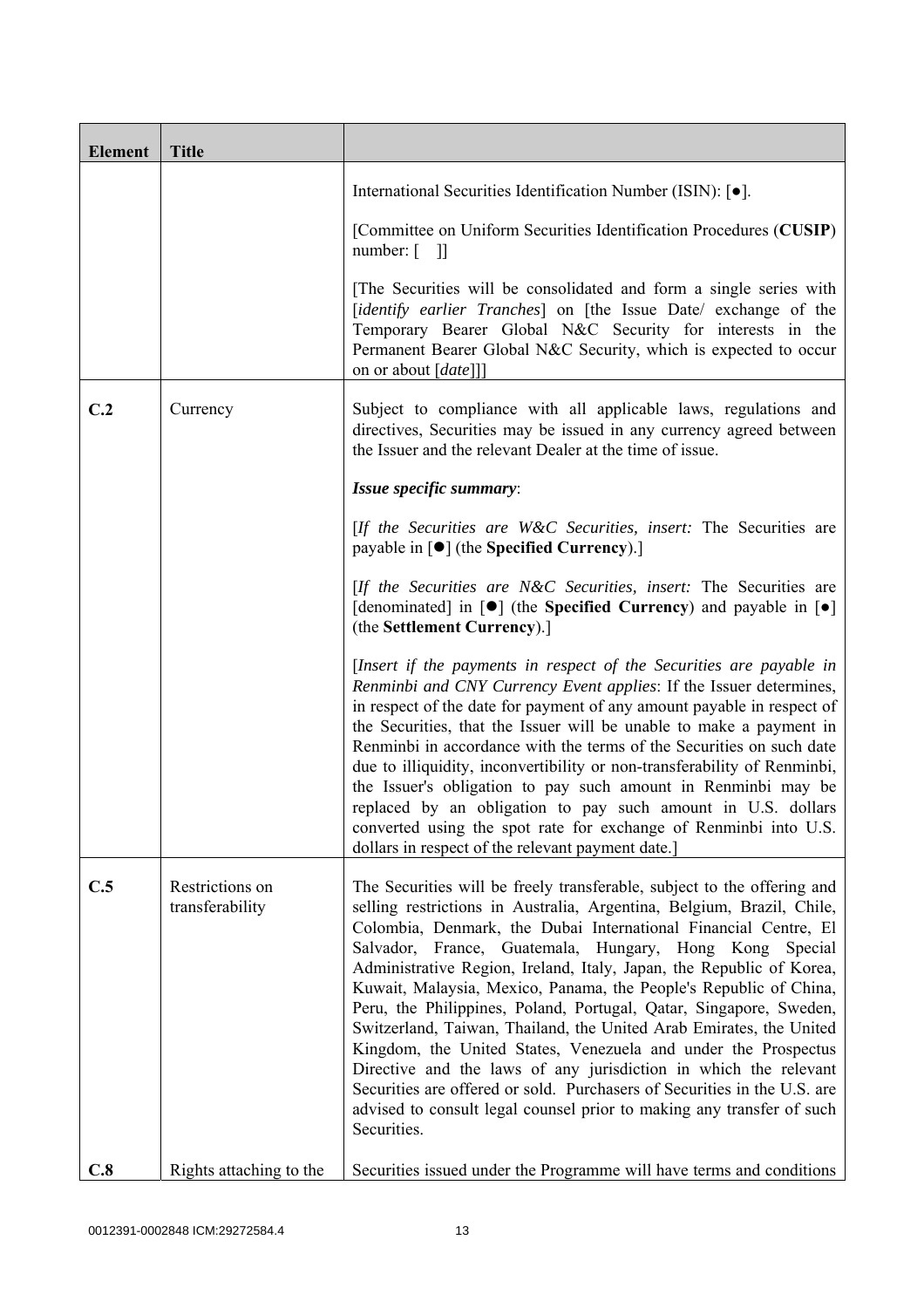| Element | Title | |
|---|---|---|
| | | International Securities Identification Number (ISIN): [●].<br><br>[Committee on Uniform Securities Identification Procedures (**CUSIP**) number: [ ]]<br><br>[The Securities will be consolidated and form a single series with [*identify earlier Tranches*] on [the Issue Date/ exchange of the Temporary Bearer Global N&C Security for interests in the Permanent Bearer Global N&C Security, which is expected to occur on or about [*date*]]] |
| **C.2** | Currency | Subject to compliance with all applicable laws, regulations and directives, Securities may be issued in any currency agreed between the Issuer and the relevant Dealer at the time of issue.<br><br>***Issue specific summary***:<br><br>[*If the Securities are W&C Securities, insert:* The Securities are payable in [●] (the **Specified Currency**).]<br><br>[*If the Securities are N&C Securities, insert:* The Securities are [denominated] in [●] (the **Specified Currency**) and payable in [●] (the **Settlement Currency**).]<br><br>[*Insert if the payments in respect of the Securities are payable in Renminbi and CNY Currency Event applies*: If the Issuer determines, in respect of the date for payment of any amount payable in respect of the Securities, that the Issuer will be unable to make a payment in Renminbi in accordance with the terms of the Securities on such date due to illiquidity, inconvertibility or non-transferability of Renminbi, the Issuer's obligation to pay such amount in Renminbi may be replaced by an obligation to pay such amount in U.S. dollars converted using the spot rate for exchange of Renminbi into U.S. dollars in respect of the relevant payment date.] |
| **C.5** | Restrictions on transferability | The Securities will be freely transferable, subject to the offering and selling restrictions in Australia, Argentina, Belgium, Brazil, Chile, Colombia, Denmark, the Dubai International Financial Centre, El Salvador, France, Guatemala, Hungary, Hong Kong Special Administrative Region, Ireland, Italy, Japan, the Republic of Korea, Kuwait, Malaysia, Mexico, Panama, the People's Republic of China, Peru, the Philippines, Poland, Portugal, Qatar, Singapore, Sweden, Switzerland, Taiwan, Thailand, the United Arab Emirates, the United Kingdom, the United States, Venezuela and under the Prospectus Directive and the laws of any jurisdiction in which the relevant Securities are offered or sold. Purchasers of Securities in the U.S. are advised to consult legal counsel prior to making any transfer of such Securities. |
| **C.8** | Rights attaching to the | Securities issued under the Programme will have terms and conditions |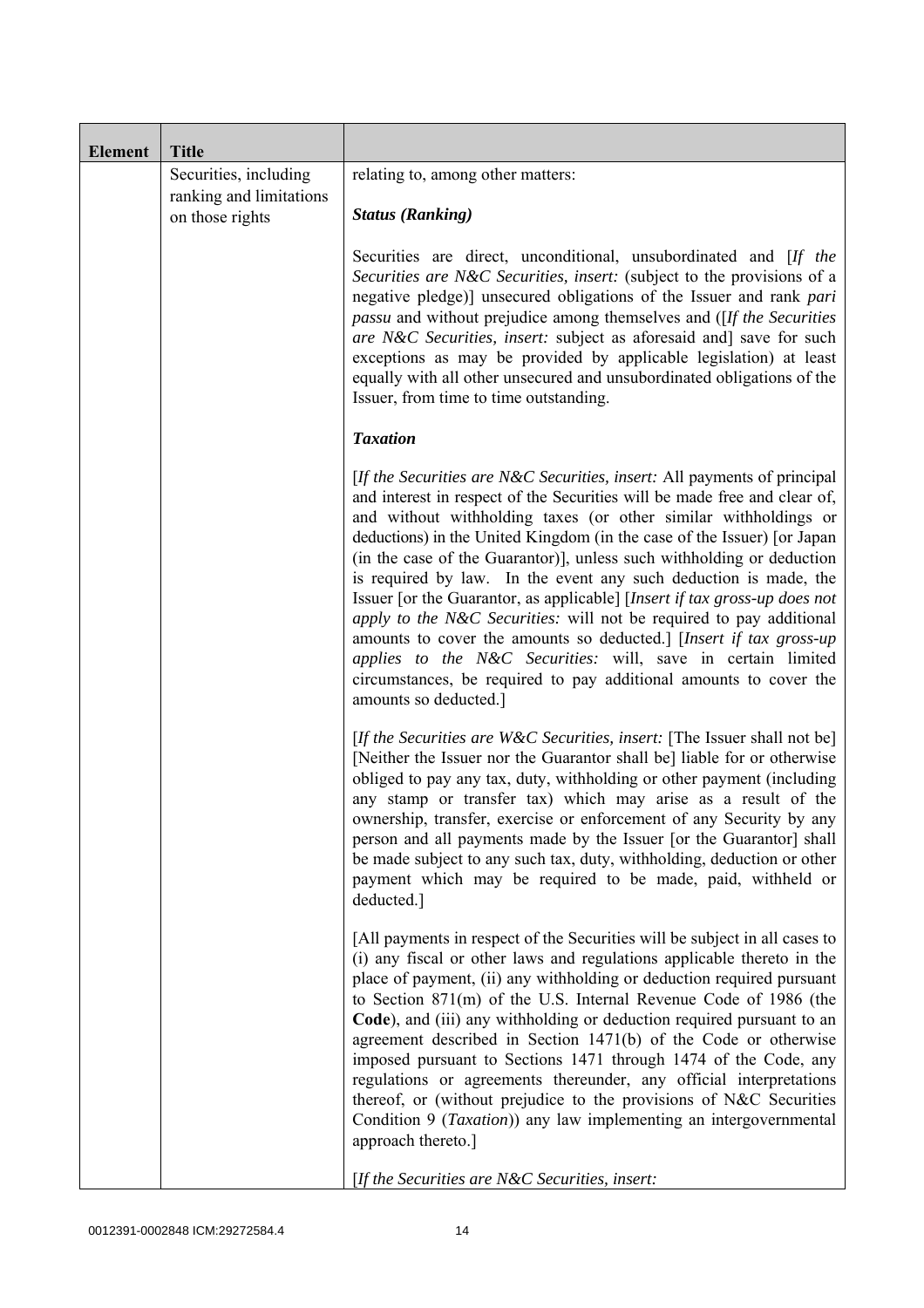| Element | Title | |
|---|---|---|
| | Securities, including ranking and limitations on those rights | relating to, among other matters:<br><br>***Status (Ranking)***<br><br>Securities are direct, unconditional, unsubordinated and [*If the Securities are N&C Securities, insert:* (subject to the provisions of a negative pledge)] unsecured obligations of the Issuer and rank *pari passu* and without prejudice among themselves and ([*If the Securities are N&C Securities, insert:* subject as aforesaid and] save for such exceptions as may be provided by applicable legislation) at least equally with all other unsecured and unsubordinated obligations of the Issuer, from time to time outstanding.<br><br>***Taxation***<br><br>[*If the Securities are N&C Securities, insert:* All payments of principal and interest in respect of the Securities will be made free and clear of, and without withholding taxes (or other similar withholdings or deductions) in the United Kingdom (in the case of the Issuer) [or Japan (in the case of the Guarantor)], unless such withholding or deduction is required by law. In the event any such deduction is made, the Issuer [or the Guarantor, as applicable] [*Insert if tax gross-up does not apply to the N&C Securities:* will not be required to pay additional amounts to cover the amounts so deducted.] [*Insert if tax gross-up applies to the N&C Securities:* will, save in certain limited circumstances, be required to pay additional amounts to cover the amounts so deducted.]<br><br>[*If the Securities are W&C Securities, insert:* [The Issuer shall not be] [Neither the Issuer nor the Guarantor shall be] liable for or otherwise obliged to pay any tax, duty, withholding or other payment (including any stamp or transfer tax) which may arise as a result of the ownership, transfer, exercise or enforcement of any Security by any person and all payments made by the Issuer [or the Guarantor] shall be made subject to any such tax, duty, withholding, deduction or other payment which may be required to be made, paid, withheld or deducted.]<br><br>[All payments in respect of the Securities will be subject in all cases to (i) any fiscal or other laws and regulations applicable thereto in the place of payment, (ii) any withholding or deduction required pursuant to Section 871(m) of the U.S. Internal Revenue Code of 1986 (the **Code**), and (iii) any withholding or deduction required pursuant to an agreement described in Section 1471(b) of the Code or otherwise imposed pursuant to Sections 1471 through 1474 of the Code, any regulations or agreements thereunder, any official interpretations thereof, or (without prejudice to the provisions of N&C Securities Condition 9 (*Taxation*)) any law implementing an intergovernmental approach thereto.]<br><br>[*If the Securities are N&C Securities, insert:* |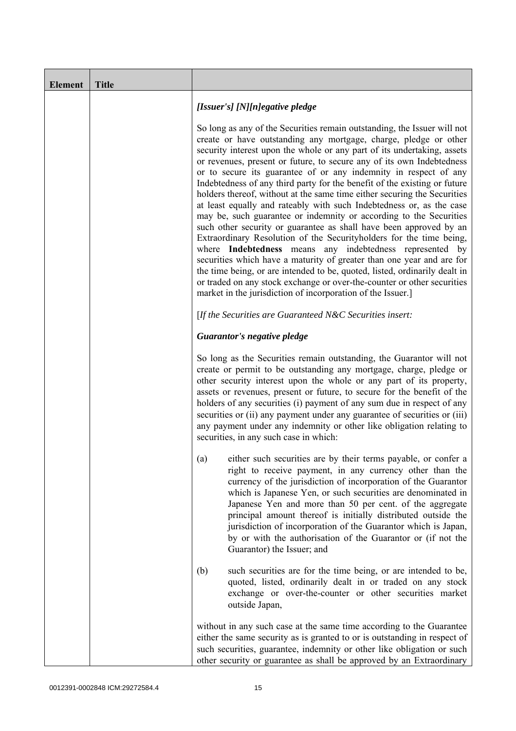| Element | Title | |
|---|---|---|
| | | *[Issuer's] [N][n]egative pledge*<br><br>So long as any of the Securities remain outstanding, the Issuer will not create or have outstanding any mortgage, charge, pledge or other security interest upon the whole or any part of its undertaking, assets or revenues, present or future, to secure any of its own Indebtedness or to secure its guarantee of or any indemnity in respect of any Indebtedness of any third party for the benefit of the existing or future holders thereof, without at the same time either securing the Securities at least equally and rateably with such Indebtedness or, as the case may be, such guarantee or indemnity or according to the Securities such other security or guarantee as shall have been approved by an Extraordinary Resolution of the Securityholders for the time being, where **Indebtedness** means any indebtedness represented by securities which have a maturity of greater than one year and are for the time being, or are intended to be, quoted, listed, ordinarily dealt in or traded on any stock exchange or over-the-counter or other securities market in the jurisdiction of incorporation of the Issuer.]<br><br>[*If the Securities are Guaranteed N&C Securities insert:*<br><br>***Guarantor's negative pledge***<br><br>So long as the Securities remain outstanding, the Guarantor will not create or permit to be outstanding any mortgage, charge, pledge or other security interest upon the whole or any part of its property, assets or revenues, present or future, to secure for the benefit of the holders of any securities (i) payment of any sum due in respect of any securities or (ii) any payment under any guarantee of securities or (iii) any payment under any indemnity or other like obligation relating to securities, in any such case in which:<br><br>(a) either such securities are by their terms payable, or confer a right to receive payment, in any currency other than the currency of the jurisdiction of incorporation of the Guarantor which is Japanese Yen, or such securities are denominated in Japanese Yen and more than 50 per cent. of the aggregate principal amount thereof is initially distributed outside the jurisdiction of incorporation of the Guarantor which is Japan, by or with the authorisation of the Guarantor or (if not the Guarantor) the Issuer; and<br><br>(b) such securities are for the time being, or are intended to be, quoted, listed, ordinarily dealt in or traded on any stock exchange or over-the-counter or other securities market outside Japan,<br><br>without in any such case at the same time according to the Guarantee either the same security as is granted to or is outstanding in respect of such securities, guarantee, indemnity or other like obligation or such other security or guarantee as shall be approved by an Extraordinary |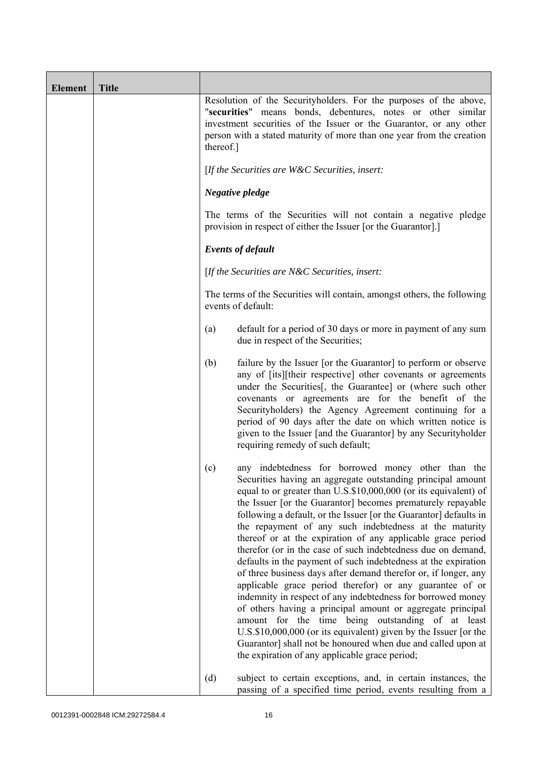| Element | Title | |
|---|---|---|
| | | Resolution of the Securityholders. For the purposes of the above, "**securities**" means bonds, debentures, notes or other similar investment securities of the Issuer or the Guarantor, or any other person with a stated maturity of more than one year from the creation thereof.]<br><br>[*If the Securities are W&C Securities, insert:*<br><br>***Negative pledge***<br><br>The terms of the Securities will not contain a negative pledge provision in respect of either the Issuer [or the Guarantor].]<br><br>***Events of default***<br><br>[*If the Securities are N&C Securities, insert:*<br><br>The terms of the Securities will contain, amongst others, the following events of default:<br><br>(a) default for a period of 30 days or more in payment of any sum due in respect of the Securities;<br><br>(b) failure by the Issuer [or the Guarantor] to perform or observe any of [its][their respective] other covenants or agreements under the Securities[, the Guarantee] or (where such other covenants or agreements are for the benefit of the Securityholders) the Agency Agreement continuing for a period of 90 days after the date on which written notice is given to the Issuer [and the Guarantor] by any Securityholder requiring remedy of such default;<br><br>(c) any indebtedness for borrowed money other than the Securities having an aggregate outstanding principal amount equal to or greater than U.S.$10,000,000 (or its equivalent) of the Issuer [or the Guarantor] becomes prematurely repayable following a default, or the Issuer [or the Guarantor] defaults in the repayment of any such indebtedness at the maturity thereof or at the expiration of any applicable grace period therefor (or in the case of such indebtedness due on demand, defaults in the payment of such indebtedness at the expiration of three business days after demand therefor or, if longer, any applicable grace period therefor) or any guarantee of or indemnity in respect of any indebtedness for borrowed money of others having a principal amount or aggregate principal amount for the time being outstanding of at least U.S.$10,000,000 (or its equivalent) given by the Issuer [or the Guarantor] shall not be honoured when due and called upon at the expiration of any applicable grace period;<br><br>(d) subject to certain exceptions, and, in certain instances, the passing of a specified time period, events resulting from a |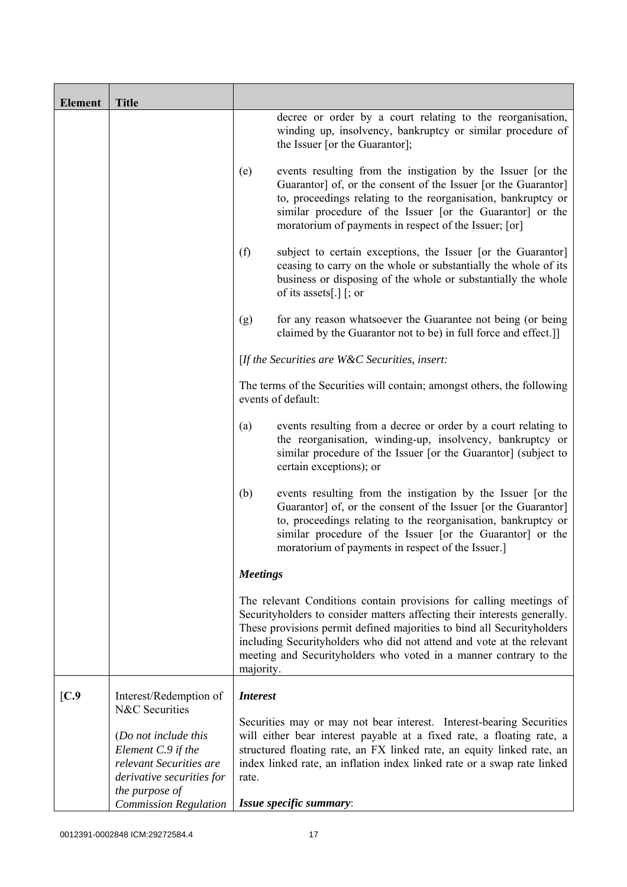| Element | Title | |
|---|---|---|
| | | decree or order by a court relating to the reorganisation, winding up, insolvency, bankruptcy or similar procedure of the Issuer [or the Guarantor];<br><br>(e) events resulting from the instigation by the Issuer [or the Guarantor] of, or the consent of the Issuer [or the Guarantor] to, proceedings relating to the reorganisation, bankruptcy or similar procedure of the Issuer [or the Guarantor] or the moratorium of payments in respect of the Issuer; [or]<br><br>(f) subject to certain exceptions, the Issuer [or the Guarantor] ceasing to carry on the whole or substantially the whole of its business or disposing of the whole or substantially the whole of its assets[.] [; or<br><br>(g) for any reason whatsoever the Guarantee not being (or being claimed by the Guarantor not to be) in full force and effect.]]<br><br>[*If the Securities are W&C Securities, insert:*<br><br>The terms of the Securities will contain; amongst others, the following events of default:<br><br>(a) events resulting from a decree or order by a court relating to the reorganisation, winding-up, insolvency, bankruptcy or similar procedure of the Issuer [or the Guarantor] (subject to certain exceptions); or<br><br>(b) events resulting from the instigation by the Issuer [or the Guarantor] of, or the consent of the Issuer [or the Guarantor] to, proceedings relating to the reorganisation, bankruptcy or similar procedure of the Issuer [or the Guarantor] or the moratorium of payments in respect of the Issuer.]<br><br>***Meetings***<br><br>The relevant Conditions contain provisions for calling meetings of Securityholders to consider matters affecting their interests generally. These provisions permit defined majorities to bind all Securityholders including Securityholders who did not attend and vote at the relevant meeting and Securityholders who voted in a manner contrary to the majority. |
| [**C.9** | Interest/Redemption of N&C Securities<br><br>(*Do not include this Element C.9 if the relevant Securities are derivative securities for the purpose of Commission Regulation* | ***Interest***<br><br>Securities may or may not bear interest. Interest-bearing Securities will either bear interest payable at a fixed rate, a floating rate, a structured floating rate, an FX linked rate, an equity linked rate, an index linked rate, an inflation index linked rate or a swap rate linked rate.<br><br>***Issue specific summary***: |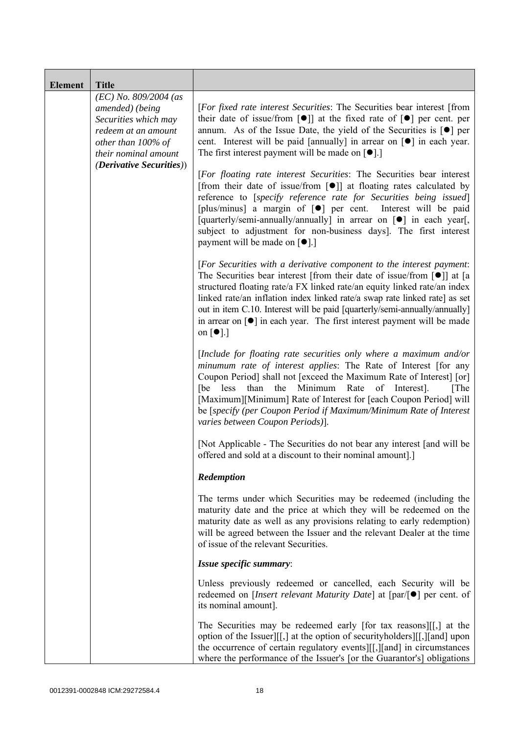| Element | Title | |
|---|---|---|
| | *(EC) No. 809/2004 (as amended) (being Securities which may redeem at an amount other than 100% of their nominal amount (**Derivative Securities**))* | [*For fixed rate interest Securities*: The Securities bear interest [from their date of issue/from [●]] at the fixed rate of [●] per cent. per annum. As of the Issue Date, the yield of the Securities is [●] per cent. Interest will be paid [annually] in arrear on [●] in each year. The first interest payment will be made on [●].]<br><br>[*For floating rate interest Securities*: The Securities bear interest [from their date of issue/from [●]] at floating rates calculated by reference to [*specify reference rate for Securities being issued*] [plus/minus] a margin of [●] per cent. Interest will be paid [quarterly/semi-annually/annually] in arrear on [●] in each year[, subject to adjustment for non-business days]. The first interest payment will be made on [●].]<br><br>[*For Securities with a derivative component to the interest payment*: The Securities bear interest [from their date of issue/from [●]] at [a structured floating rate/a FX linked rate/an equity linked rate/an index linked rate/an inflation index linked rate/a swap rate linked rate] as set out in item C.10. Interest will be paid [quarterly/semi-annually/annually] in arrear on [●] in each year. The first interest payment will be made on [●].]<br><br>[*Include for floating rate securities only where a maximum and/or minumum rate of interest applies*: The Rate of Interest [for any Coupon Period] shall not [exceed the Maximum Rate of Interest] [or] [be less than the Minimum Rate of Interest]. [The [Maximum][Minimum] Rate of Interest for [each Coupon Period] will be [*specify (per Coupon Period if Maximum/Minimum Rate of Interest varies between Coupon Periods)*].<br><br>[Not Applicable - The Securities do not bear any interest [and will be offered and sold at a discount to their nominal amount].]<br><br>***Redemption***<br><br>The terms under which Securities may be redeemed (including the maturity date and the price at which they will be redeemed on the maturity date as well as any provisions relating to early redemption) will be agreed between the Issuer and the relevant Dealer at the time of issue of the relevant Securities.<br><br>***Issue specific summary***:<br><br>Unless previously redeemed or cancelled, each Security will be redeemed on [*Insert relevant Maturity Date*] at [par/[●] per cent. of its nominal amount].<br><br>The Securities may be redeemed early [for tax reasons][[,] at the option of the Issuer][[,] at the option of securityholders][[,][and] upon the occurrence of certain regulatory events][[,][and] in circumstances where the performance of the Issuer's [or the Guarantor's] obligations |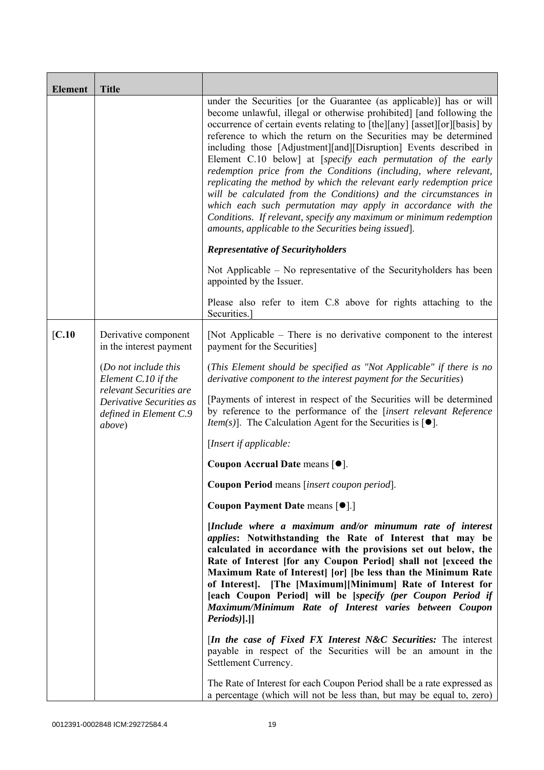| Element | Title | |
|---|---|---|
| | | under the Securities [or the Guarantee (as applicable)] has or will become unlawful, illegal or otherwise prohibited] [and following the occurrence of certain events relating to [the][any] [asset][or][basis] by reference to which the return on the Securities may be determined including those [Adjustment][and][Disruption] Events described in Element C.10 below] at [*specify each permutation of the early redemption price from the Conditions (including, where relevant, replicating the method by which the relevant early redemption price will be calculated from the Conditions) and the circumstances in which each such permutation may apply in accordance with the Conditions. If relevant, specify any maximum or minimum redemption amounts, applicable to the Securities being issued*].<br><br>***Representative of Securityholders***<br><br>Not Applicable – No representative of the Securityholders has been appointed by the Issuer.<br><br>Please also refer to item C.8 above for rights attaching to the Securities.] |
| [C.10 | Derivative component in the interest payment<br><br>(*Do not include this Element C.10 if the relevant Securities are Derivative Securities as defined in Element C.9 above*) | [Not Applicable – There is no derivative component to the interest payment for the Securities]<br><br>(*This Element should be specified as "Not Applicable" if there is no derivative component to the interest payment for the Securities*)<br><br>[Payments of interest in respect of the Securities will be determined by reference to the performance of the [*insert relevant Reference Item(s)*]. The Calculation Agent for the Securities is [●].<br><br>[*Insert if applicable:*<br><br>**Coupon Accrual Date** means [●].<br><br>**Coupon Period** means [*insert coupon period*].<br><br>**Coupon Payment Date** means [●].]<br><br>**[*Include where a maximum and/or minumum rate of interest applies*: Notwithstanding the Rate of Interest that may be calculated in accordance with the provisions set out below, the Rate of Interest [for any Coupon Period] shall not [exceed the Maximum Rate of Interest] [or] [be less than the Minimum Rate of Interest]. [The [Maximum][Minimum] Rate of Interest for [each Coupon Period] will be [*specify (per Coupon Period if Maximum/Minimum Rate of Interest varies between Coupon Periods)*].]]**<br><br>[***In the case of Fixed FX Interest N&C Securities:*** The interest payable in respect of the Securities will be an amount in the Settlement Currency.<br><br>The Rate of Interest for each Coupon Period shall be a rate expressed as a percentage (which will not be less than, but may be equal to, zero) |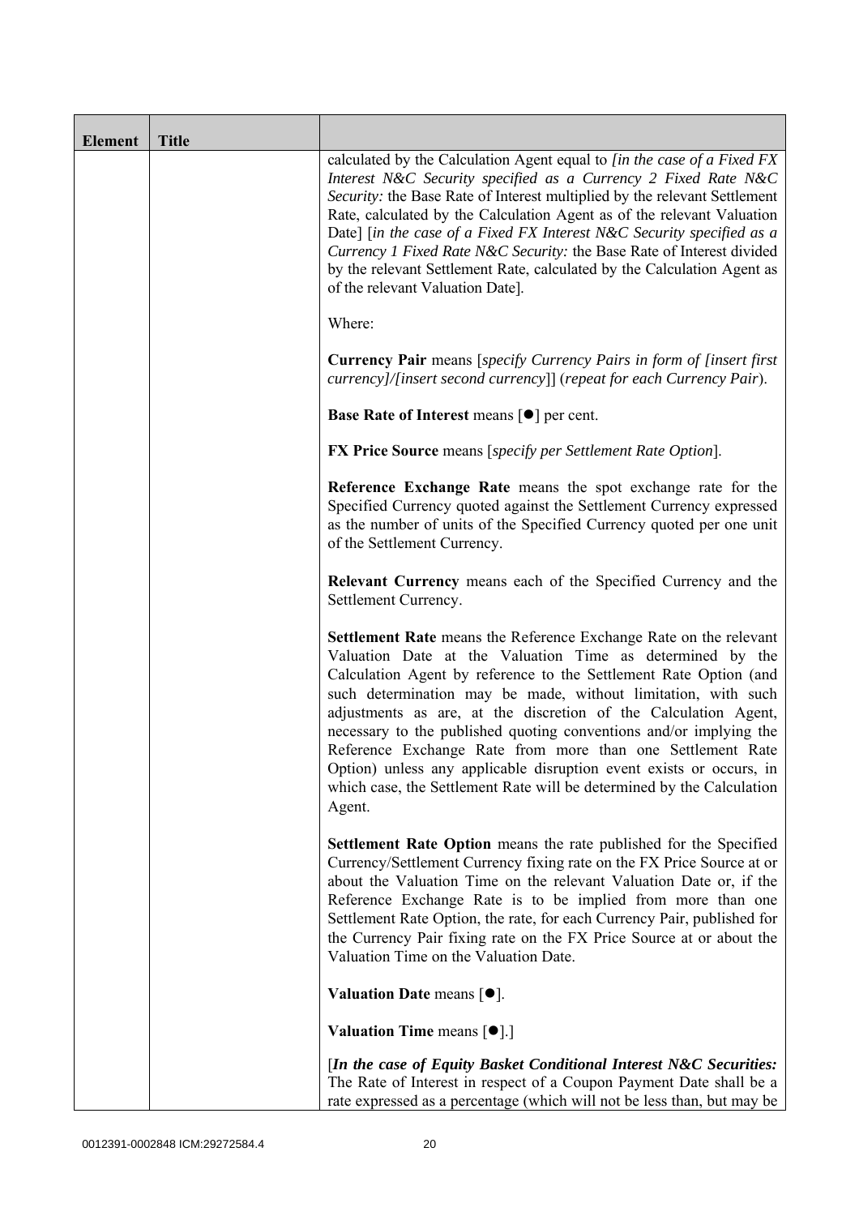| Element | Title | |
|---|---|---|
| | | calculated by the Calculation Agent equal to *[in the case of a Fixed FX Interest N&C Security specified as a Currency 2 Fixed Rate N&C Security:* the Base Rate of Interest multiplied by the relevant Settlement Rate, calculated by the Calculation Agent as of the relevant Valuation Date] [*in the case of a Fixed FX Interest N&C Security specified as a Currency 1 Fixed Rate N&C Security:* the Base Rate of Interest divided by the relevant Settlement Rate, calculated by the Calculation Agent as of the relevant Valuation Date].<br><br>Where:<br><br>**Currency Pair** means [*specify Currency Pairs in form of [insert first currency]/[insert second currency]*] (*repeat for each Currency Pair*).<br><br>**Base Rate of Interest** means [●] per cent.<br><br>**FX Price Source** means [*specify per Settlement Rate Option*].<br><br>**Reference Exchange Rate** means the spot exchange rate for the Specified Currency quoted against the Settlement Currency expressed as the number of units of the Specified Currency quoted per one unit of the Settlement Currency.<br><br>**Relevant Currency** means each of the Specified Currency and the Settlement Currency.<br><br>**Settlement Rate** means the Reference Exchange Rate on the relevant Valuation Date at the Valuation Time as determined by the Calculation Agent by reference to the Settlement Rate Option (and such determination may be made, without limitation, with such adjustments as are, at the discretion of the Calculation Agent, necessary to the published quoting conventions and/or implying the Reference Exchange Rate from more than one Settlement Rate Option) unless any applicable disruption event exists or occurs, in which case, the Settlement Rate will be determined by the Calculation Agent.<br><br>**Settlement Rate Option** means the rate published for the Specified Currency/Settlement Currency fixing rate on the FX Price Source at or about the Valuation Time on the relevant Valuation Date or, if the Reference Exchange Rate is to be implied from more than one Settlement Rate Option, the rate, for each Currency Pair, published for the Currency Pair fixing rate on the FX Price Source at or about the Valuation Time on the Valuation Date.<br><br>**Valuation Date** means [●].<br><br>**Valuation Time** means [●].]<br><br>[***In the case of Equity Basket Conditional Interest N&C Securities:*** The Rate of Interest in respect of a Coupon Payment Date shall be a rate expressed as a percentage (which will not be less than, but may be |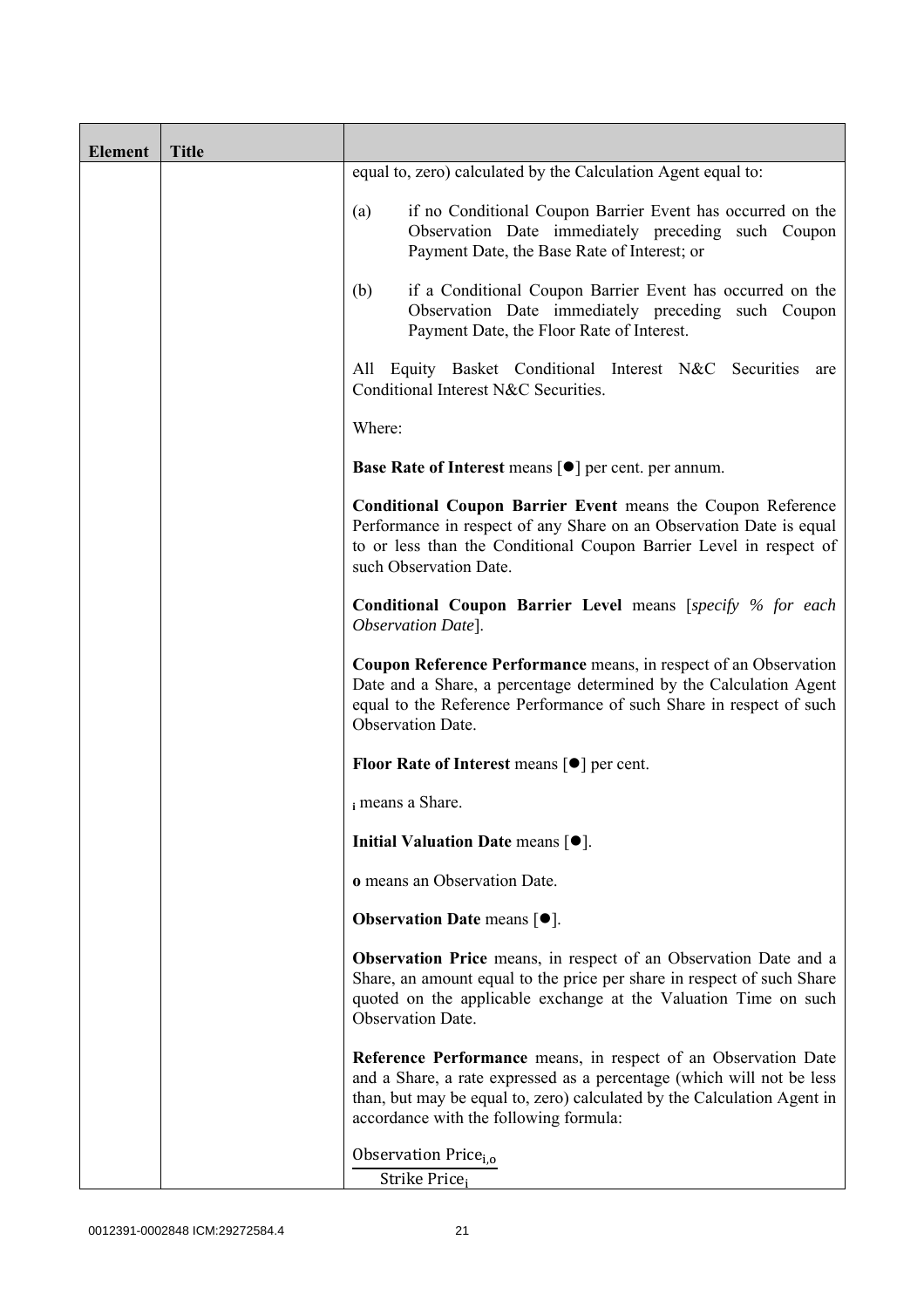| Element | Title | |
|---|---|---|
| | | equal to, zero) calculated by the Calculation Agent equal to:<br><br>(a) if no Conditional Coupon Barrier Event has occurred on the Observation Date immediately preceding such Coupon Payment Date, the Base Rate of Interest; or<br><br>(b) if a Conditional Coupon Barrier Event has occurred on the Observation Date immediately preceding such Coupon Payment Date, the Floor Rate of Interest.<br><br>All Equity Basket Conditional Interest N&C Securities are Conditional Interest N&C Securities.<br><br>Where:<br><br>**Base Rate of Interest** means [●] per cent. per annum.<br><br>**Conditional Coupon Barrier Event** means the Coupon Reference Performance in respect of any Share on an Observation Date is equal to or less than the Conditional Coupon Barrier Level in respect of such Observation Date.<br><br>**Conditional Coupon Barrier Level** means [*specify % for each Observation Date*].<br><br>**Coupon Reference Performance** means, in respect of an Observation Date and a Share, a percentage determined by the Calculation Agent equal to the Reference Performance of such Share in respect of such Observation Date.<br><br>**Floor Rate of Interest** means [●] per cent.<br><br>$_{i}$ means a Share.<br><br>**Initial Valuation Date** means [●].<br><br>**o** means an Observation Date.<br><br>**Observation Date** means [●].<br><br>**Observation Price** means, in respect of an Observation Date and a Share, an amount equal to the price per share in respect of such Share quoted on the applicable exchange at the Valuation Time on such Observation Date.<br><br>**Reference Performance** means, in respect of an Observation Date and a Share, a rate expressed as a percentage (which will not be less than, but may be equal to, zero) calculated by the Calculation Agent in accordance with the following formula:<br><br>$\frac{\text{Observation Price}_{i,o}}{\text{Strike Price}_{i}}$ |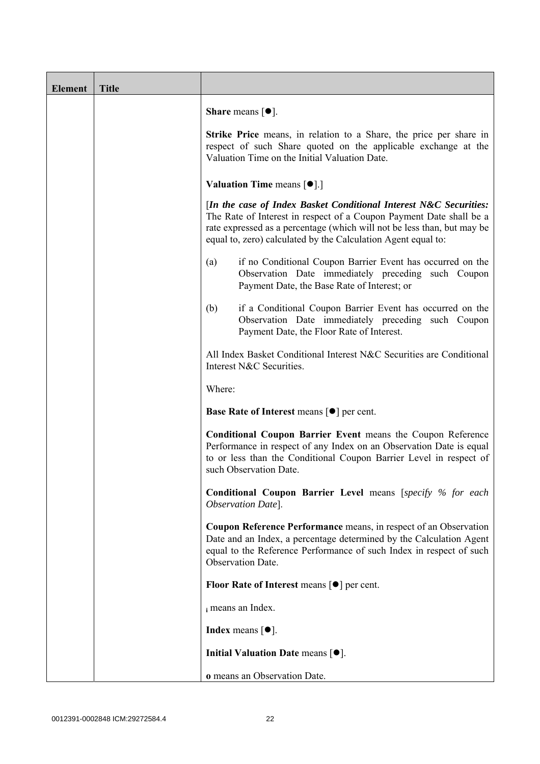| Element | Title | |
|---|---|---|
| | | **Share** means [●].<br><br>**Strike Price** means, in relation to a Share, the price per share in respect of such Share quoted on the applicable exchange at the Valuation Time on the Initial Valuation Date.<br><br>**Valuation Time** means [●].]<br><br>[*In the case of Index Basket Conditional Interest N&C Securities:* The Rate of Interest in respect of a Coupon Payment Date shall be a rate expressed as a percentage (which will not be less than, but may be equal to, zero) calculated by the Calculation Agent equal to:<br><br>(a) if no Conditional Coupon Barrier Event has occurred on the Observation Date immediately preceding such Coupon Payment Date, the Base Rate of Interest; or<br><br>(b) if a Conditional Coupon Barrier Event has occurred on the Observation Date immediately preceding such Coupon Payment Date, the Floor Rate of Interest.<br><br>All Index Basket Conditional Interest N&C Securities are Conditional Interest N&C Securities.<br><br>Where:<br><br>**Base Rate of Interest** means [●] per cent.<br><br>**Conditional Coupon Barrier Event** means the Coupon Reference Performance in respect of any Index on an Observation Date is equal to or less than the Conditional Coupon Barrier Level in respect of such Observation Date.<br><br>**Conditional Coupon Barrier Level** means [*specify % for each Observation Date*].<br><br>**Coupon Reference Performance** means, in respect of an Observation Date and an Index, a percentage determined by the Calculation Agent equal to the Reference Performance of such Index in respect of such Observation Date.<br><br>**Floor Rate of Interest** means [●] per cent.<br><br>$_{\mathbf{i}}$ means an Index.<br><br>**Index** means [●].<br><br>**Initial Valuation Date** means [●].<br><br>**o** means an Observation Date. |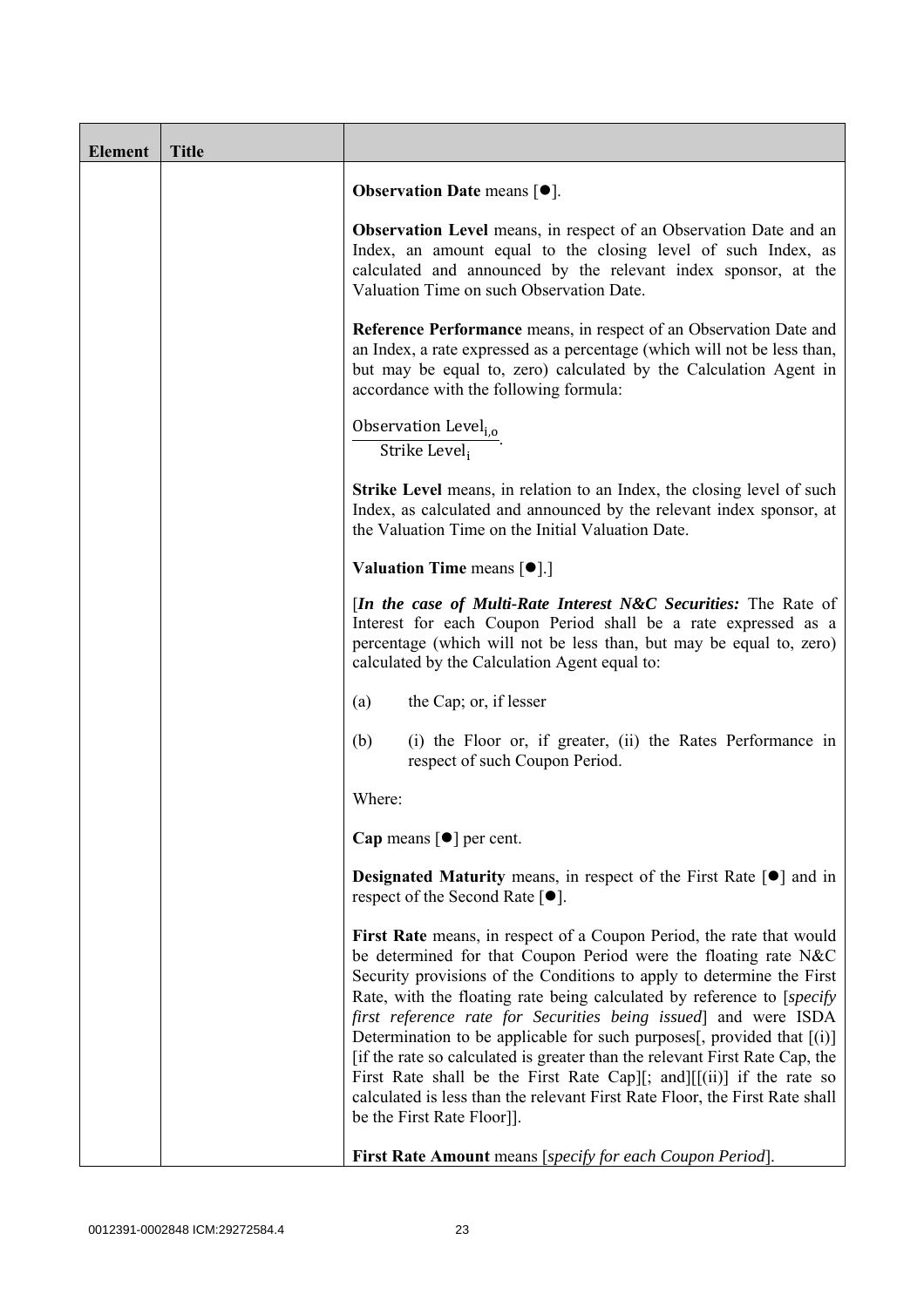| Element | Title | |
|---|---|---|
| | | **Observation Date** means [●].<br><br>**Observation Level** means, in respect of an Observation Date and an Index, an amount equal to the closing level of such Index, as calculated and announced by the relevant index sponsor, at the Valuation Time on such Observation Date.<br><br>**Reference Performance** means, in respect of an Observation Date and an Index, a rate expressed as a percentage (which will not be less than, but may be equal to, zero) calculated by the Calculation Agent in accordance with the following formula:<br><br>$\frac{\text{Observation Level}_{i,o}}{\text{Strike Level}_i}$.<br><br>**Strike Level** means, in relation to an Index, the closing level of such Index, as calculated and announced by the relevant index sponsor, at the Valuation Time on the Initial Valuation Date.<br><br>**Valuation Time** means [●].]<br><br>[***In the case of Multi-Rate Interest N&C Securities:*** The Rate of Interest for each Coupon Period shall be a rate expressed as a percentage (which will not be less than, but may be equal to, zero) calculated by the Calculation Agent equal to:<br><br>(a) the Cap; or, if lesser<br><br>(b) (i) the Floor or, if greater, (ii) the Rates Performance in respect of such Coupon Period.<br><br>Where:<br><br>**Cap** means [●] per cent.<br><br>**Designated Maturity** means, in respect of the First Rate [●] and in respect of the Second Rate [●].<br><br>**First Rate** means, in respect of a Coupon Period, the rate that would be determined for that Coupon Period were the floating rate N&C Security provisions of the Conditions to apply to determine the First Rate, with the floating rate being calculated by reference to [*specify first reference rate for Securities being issued*] and were ISDA Determination to be applicable for such purposes[, provided that [(i)] [if the rate so calculated is greater than the relevant First Rate Cap, the First Rate shall be the First Rate Cap][; and][[(ii)] if the rate so calculated is less than the relevant First Rate Floor, the First Rate shall be the First Rate Floor]].<br><br>**First Rate Amount** means [*specify for each Coupon Period*]. |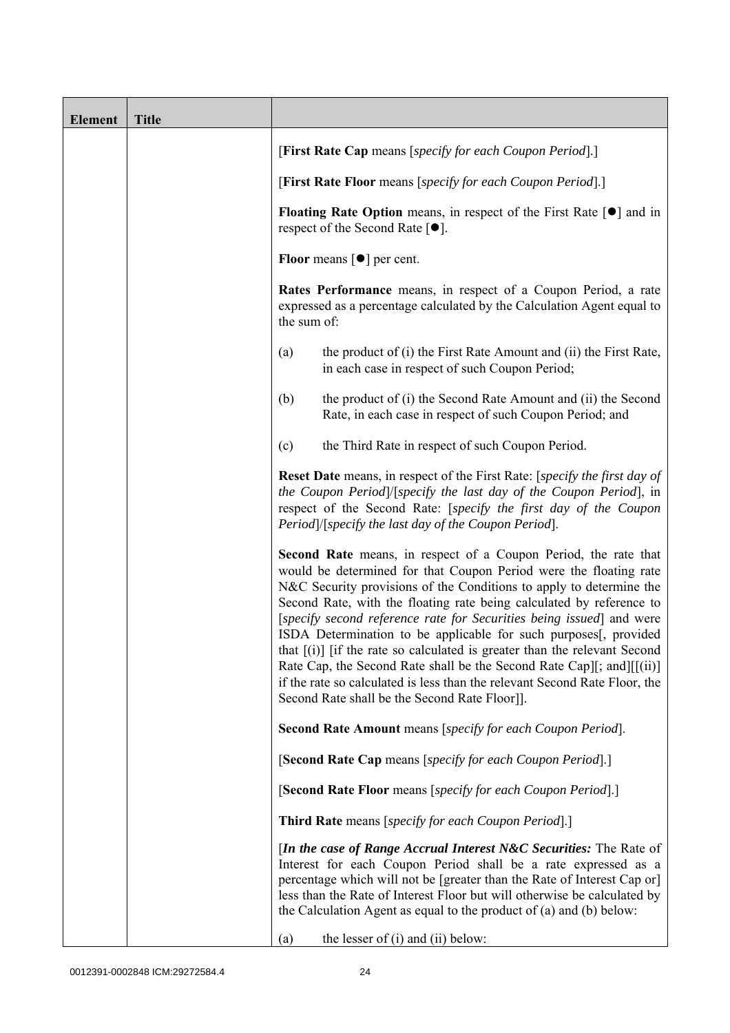| Element | Title | |
|---|---|---|
| | | [**First Rate Cap** means [*specify for each Coupon Period*].]<br><br>[**First Rate Floor** means [*specify for each Coupon Period*].]<br><br>**Floating Rate Option** means, in respect of the First Rate [●] and in respect of the Second Rate [●].<br><br>**Floor** means [●] per cent.<br><br>**Rates Performance** means, in respect of a Coupon Period, a rate expressed as a percentage calculated by the Calculation Agent equal to the sum of:<br><br>(a) the product of (i) the First Rate Amount and (ii) the First Rate, in each case in respect of such Coupon Period;<br><br>(b) the product of (i) the Second Rate Amount and (ii) the Second Rate, in each case in respect of such Coupon Period; and<br><br>(c) the Third Rate in respect of such Coupon Period.<br><br>**Reset Date** means, in respect of the First Rate: [*specify the first day of the Coupon Period*]/[*specify the last day of the Coupon Period*], in respect of the Second Rate: [*specify the first day of the Coupon Period*]/[*specify the last day of the Coupon Period*].<br><br>**Second Rate** means, in respect of a Coupon Period, the rate that would be determined for that Coupon Period were the floating rate N&C Security provisions of the Conditions to apply to determine the Second Rate, with the floating rate being calculated by reference to [*specify second reference rate for Securities being issued*] and were ISDA Determination to be applicable for such purposes[, provided that [(i)] [if the rate so calculated is greater than the relevant Second Rate Cap, the Second Rate shall be the Second Rate Cap][; and][[(ii)] if the rate so calculated is less than the relevant Second Rate Floor, the Second Rate shall be the Second Rate Floor]].<br><br>**Second Rate Amount** means [*specify for each Coupon Period*].<br><br>[**Second Rate Cap** means [*specify for each Coupon Period*].]<br><br>[**Second Rate Floor** means [*specify for each Coupon Period*].]<br><br>**Third Rate** means [*specify for each Coupon Period*].]<br><br>[***In the case of Range Accrual Interest N&C Securities:*** The Rate of Interest for each Coupon Period shall be a rate expressed as a percentage which will not be [greater than the Rate of Interest Cap or] less than the Rate of Interest Floor but will otherwise be calculated by the Calculation Agent as equal to the product of (a) and (b) below:<br><br>(a) the lesser of (i) and (ii) below: |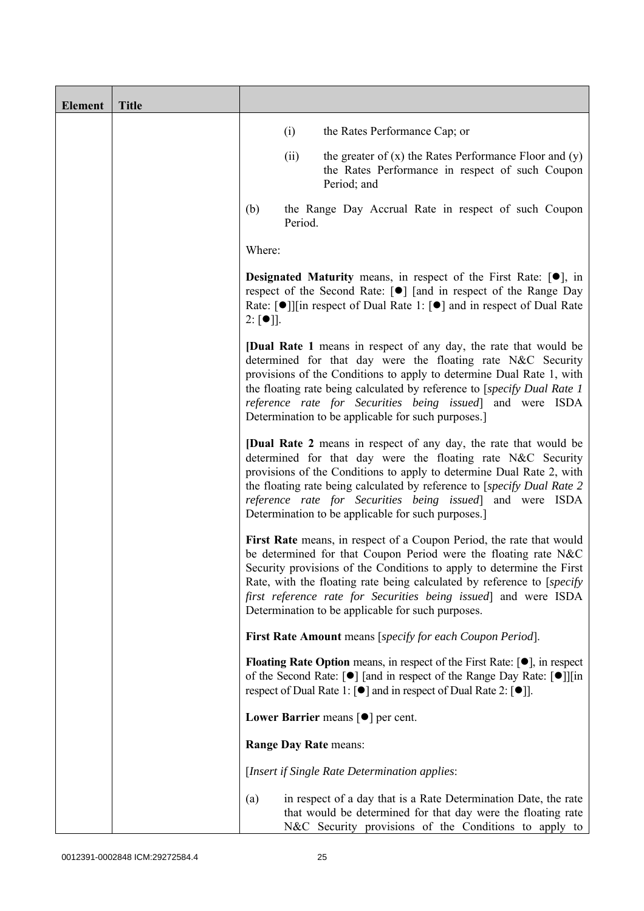| Element | Title |  |
|---|---|---|
| | | (i) the Rates Performance Cap; or<br><br>(ii) the greater of (x) the Rates Performance Floor and (y) the Rates Performance in respect of such Coupon Period; and<br><br>(b) the Range Day Accrual Rate in respect of such Coupon Period.<br><br>Where:<br><br>**Designated Maturity** means, in respect of the First Rate: [●], in respect of the Second Rate: [●] [and in respect of the Range Day Rate: [●]][in respect of Dual Rate 1: [●] and in respect of Dual Rate 2: [●]].<br><br>[**Dual Rate 1** means in respect of any day, the rate that would be determined for that day were the floating rate N&C Security provisions of the Conditions to apply to determine Dual Rate 1, with the floating rate being calculated by reference to [*specify Dual Rate 1 reference rate for Securities being issued*] and were ISDA Determination to be applicable for such purposes.]<br><br>[**Dual Rate 2** means in respect of any day, the rate that would be determined for that day were the floating rate N&C Security provisions of the Conditions to apply to determine Dual Rate 2, with the floating rate being calculated by reference to [*specify Dual Rate 2 reference rate for Securities being issued*] and were ISDA Determination to be applicable for such purposes.]<br><br>**First Rate** means, in respect of a Coupon Period, the rate that would be determined for that Coupon Period were the floating rate N&C Security provisions of the Conditions to apply to determine the First Rate, with the floating rate being calculated by reference to [*specify first reference rate for Securities being issued*] and were ISDA Determination to be applicable for such purposes.<br><br>**First Rate Amount** means [*specify for each Coupon Period*].<br><br>**Floating Rate Option** means, in respect of the First Rate: [●], in respect of the Second Rate: [●] [and in respect of the Range Day Rate: [●]][in respect of Dual Rate 1: [●] and in respect of Dual Rate 2: [●]].<br><br>**Lower Barrier** means [●] per cent.<br><br>**Range Day Rate** means:<br><br>[*Insert if Single Rate Determination applies*:<br><br>(a) in respect of a day that is a Rate Determination Date, the rate that would be determined for that day were the floating rate N&C Security provisions of the Conditions to apply to |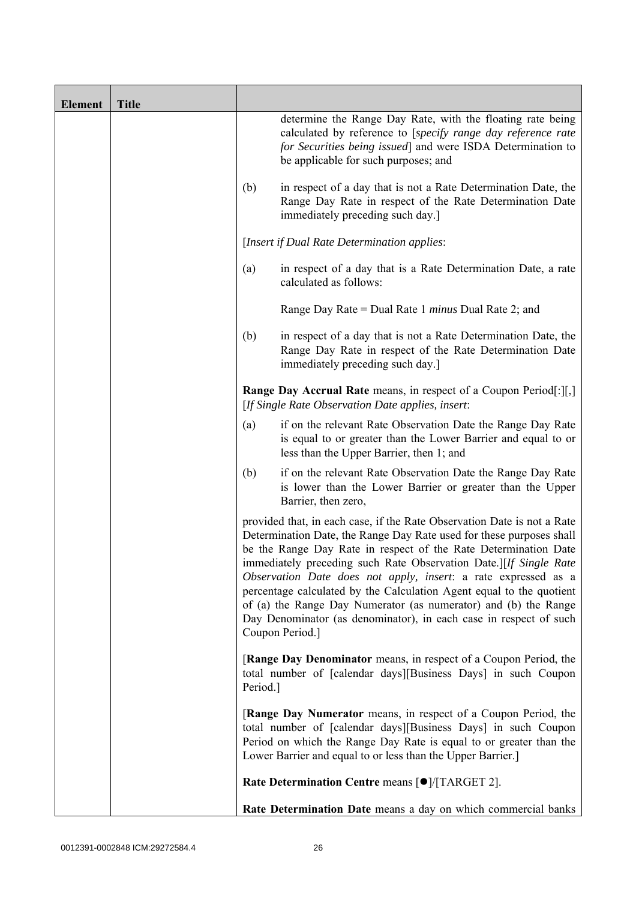| Element | Title | |
|---|---|---|
| | | determine the Range Day Rate, with the floating rate being calculated by reference to [*specify range day reference rate for Securities being issued*] and were ISDA Determination to be applicable for such purposes; and<br><br>(b) in respect of a day that is not a Rate Determination Date, the Range Day Rate in respect of the Rate Determination Date immediately preceding such day.]<br><br>[*Insert if Dual Rate Determination applies*:<br><br>(a) in respect of a day that is a Rate Determination Date, a rate calculated as follows:<br><br>Range Day Rate = Dual Rate 1 *minus* Dual Rate 2; and<br><br>(b) in respect of a day that is not a Rate Determination Date, the Range Day Rate in respect of the Rate Determination Date immediately preceding such day.]<br><br>**Range Day Accrual Rate** means, in respect of a Coupon Period[:][,] [*If Single Rate Observation Date applies, insert*:<br><br>(a) if on the relevant Rate Observation Date the Range Day Rate is equal to or greater than the Lower Barrier and equal to or less than the Upper Barrier, then 1; and<br><br>(b) if on the relevant Rate Observation Date the Range Day Rate is lower than the Lower Barrier or greater than the Upper Barrier, then zero,<br><br>provided that, in each case, if the Rate Observation Date is not a Rate Determination Date, the Range Day Rate used for these purposes shall be the Range Day Rate in respect of the Rate Determination Date immediately preceding such Rate Observation Date.][*If Single Rate Observation Date does not apply, insert*: a rate expressed as a percentage calculated by the Calculation Agent equal to the quotient of (a) the Range Day Numerator (as numerator) and (b) the Range Day Denominator (as denominator), in each case in respect of such Coupon Period.]<br><br>[**Range Day Denominator** means, in respect of a Coupon Period, the total number of [calendar days][Business Days] in such Coupon Period.]<br><br>[**Range Day Numerator** means, in respect of a Coupon Period, the total number of [calendar days][Business Days] in such Coupon Period on which the Range Day Rate is equal to or greater than the Lower Barrier and equal to or less than the Upper Barrier.]<br><br>**Rate Determination Centre** means [●]/[TARGET 2].<br><br>**Rate Determination Date** means a day on which commercial banks |

0012391-0002848 ICM:29272584.4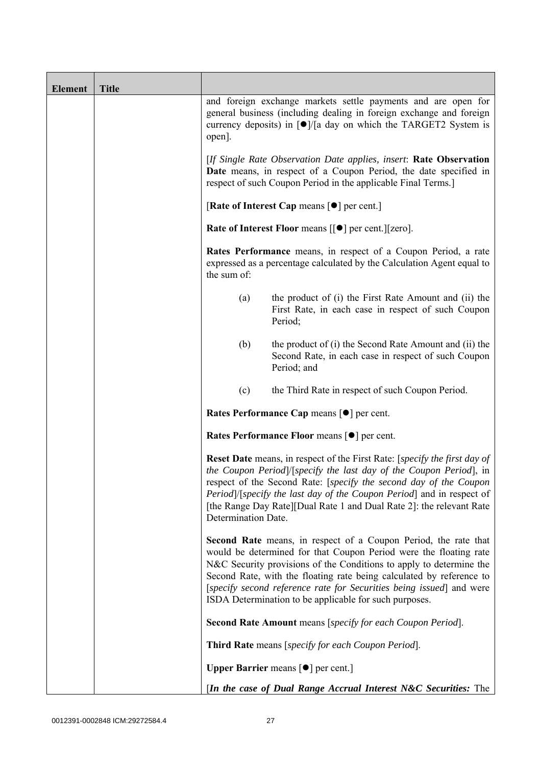| Element | Title | |
|---|---|---|
| | | and foreign exchange markets settle payments and are open for general business (including dealing in foreign exchange and foreign currency deposits) in [●]/[a day on which the TARGET2 System is open].<br><br>[*If Single Rate Observation Date applies, insert*: **Rate Observation Date** means, in respect of a Coupon Period, the date specified in respect of such Coupon Period in the applicable Final Terms.]<br><br>[**Rate of Interest Cap** means [●] per cent.]<br><br>**Rate of Interest Floor** means [[●] per cent.][zero].<br><br>**Rates Performance** means, in respect of a Coupon Period, a rate expressed as a percentage calculated by the Calculation Agent equal to the sum of:<br><br>(a) the product of (i) the First Rate Amount and (ii) the First Rate, in each case in respect of such Coupon Period;<br><br>(b) the product of (i) the Second Rate Amount and (ii) the Second Rate, in each case in respect of such Coupon Period; and<br><br>(c) the Third Rate in respect of such Coupon Period.<br><br>**Rates Performance Cap** means [●] per cent.<br><br>**Rates Performance Floor** means [●] per cent.<br><br>**Reset Date** means, in respect of the First Rate: [*specify the first day of the Coupon Period*]/[*specify the last day of the Coupon Period*], in respect of the Second Rate: [*specify the second day of the Coupon Period*]/[*specify the last day of the Coupon Period*] and in respect of [the Range Day Rate][Dual Rate 1 and Dual Rate 2]: the relevant Rate Determination Date.<br><br>**Second Rate** means, in respect of a Coupon Period, the rate that would be determined for that Coupon Period were the floating rate N&C Security provisions of the Conditions to apply to determine the Second Rate, with the floating rate being calculated by reference to [*specify second reference rate for Securities being issued*] and were ISDA Determination to be applicable for such purposes.<br><br>**Second Rate Amount** means [*specify for each Coupon Period*].<br><br>**Third Rate** means [*specify for each Coupon Period*].<br><br>**Upper Barrier** means [●] per cent.]<br><br>[***In the case of Dual Range Accrual Interest N&C Securities:*** The |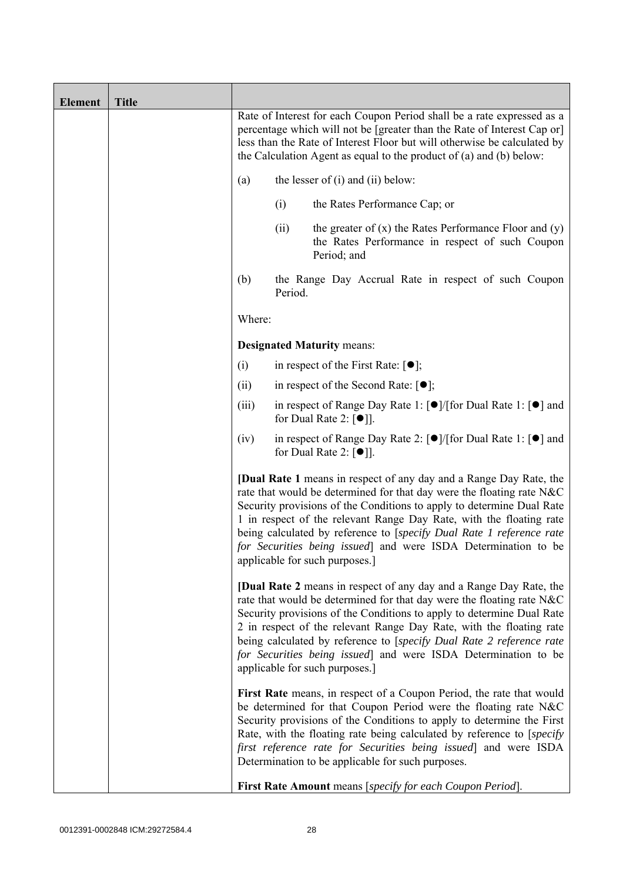| Element | Title | |
|---|---|---|
| | | Rate of Interest for each Coupon Period shall be a rate expressed as a percentage which will not be [greater than the Rate of Interest Cap or] less than the Rate of Interest Floor but will otherwise be calculated by the Calculation Agent as equal to the product of (a) and (b) below:<br><br>(a) the lesser of (i) and (ii) below:<br><br>(i) the Rates Performance Cap; or<br><br>(ii) the greater of (x) the Rates Performance Floor and (y) the Rates Performance in respect of such Coupon Period; and<br><br>(b) the Range Day Accrual Rate in respect of such Coupon Period.<br><br>Where:<br><br>**Designated Maturity** means:<br><br>(i) in respect of the First Rate: [●];<br><br>(ii) in respect of the Second Rate: [●];<br><br>(iii) in respect of Range Day Rate 1: [●]/[for Dual Rate 1: [●] and for Dual Rate 2: [●]].<br><br>(iv) in respect of Range Day Rate 2: [●]/[for Dual Rate 1: [●] and for Dual Rate 2: [●]].<br><br>[**Dual Rate 1** means in respect of any day and a Range Day Rate, the rate that would be determined for that day were the floating rate N&C Security provisions of the Conditions to apply to determine Dual Rate 1 in respect of the relevant Range Day Rate, with the floating rate being calculated by reference to [*specify Dual Rate 1 reference rate for Securities being issued*] and were ISDA Determination to be applicable for such purposes.]<br><br>[**Dual Rate 2** means in respect of any day and a Range Day Rate, the rate that would be determined for that day were the floating rate N&C Security provisions of the Conditions to apply to determine Dual Rate 2 in respect of the relevant Range Day Rate, with the floating rate being calculated by reference to [*specify Dual Rate 2 reference rate for Securities being issued*] and were ISDA Determination to be applicable for such purposes.]<br><br>**First Rate** means, in respect of a Coupon Period, the rate that would be determined for that Coupon Period were the floating rate N&C Security provisions of the Conditions to apply to determine the First Rate, with the floating rate being calculated by reference to [*specify first reference rate for Securities being issued*] and were ISDA Determination to be applicable for such purposes.<br><br>**First Rate Amount** means [*specify for each Coupon Period*]. |

0012391-0002848 ICM:29272584.4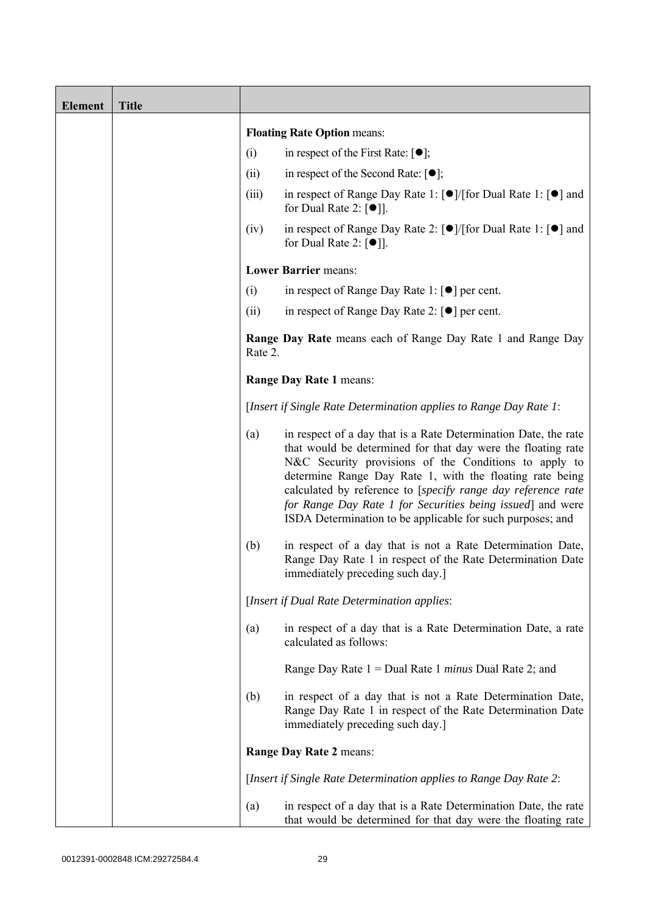| Element | Title | |
|---|---|---|
| | | **Floating Rate Option** means:<br><br>(i) in respect of the First Rate: [●];<br><br>(ii) in respect of the Second Rate: [●];<br><br>(iii) in respect of Range Day Rate 1: [●]/[for Dual Rate 1: [●] and for Dual Rate 2: [●]].<br><br>(iv) in respect of Range Day Rate 2: [●]/[for Dual Rate 1: [●] and for Dual Rate 2: [●]].<br><br>**Lower Barrier** means:<br><br>(i) in respect of Range Day Rate 1: [●] per cent.<br><br>(ii) in respect of Range Day Rate 2: [●] per cent.<br><br>**Range Day Rate** means each of Range Day Rate 1 and Range Day Rate 2.<br><br>**Range Day Rate 1** means:<br><br>[*Insert if Single Rate Determination applies to Range Day Rate 1*:<br><br>(a) in respect of a day that is a Rate Determination Date, the rate that would be determined for that day were the floating rate N&C Security provisions of the Conditions to apply to determine Range Day Rate 1, with the floating rate being calculated by reference to [*specify range day reference rate for Range Day Rate 1 for Securities being issued*] and were ISDA Determination to be applicable for such purposes; and<br><br>(b) in respect of a day that is not a Rate Determination Date, Range Day Rate 1 in respect of the Rate Determination Date immediately preceding such day.]<br><br>[*Insert if Dual Rate Determination applies*:<br><br>(a) in respect of a day that is a Rate Determination Date, a rate calculated as follows:<br><br>Range Day Rate 1 = Dual Rate 1 *minus* Dual Rate 2; and<br><br>(b) in respect of a day that is not a Rate Determination Date, Range Day Rate 1 in respect of the Rate Determination Date immediately preceding such day.]<br><br>**Range Day Rate 2** means:<br><br>[*Insert if Single Rate Determination applies to Range Day Rate 2*:<br><br>(a) in respect of a day that is a Rate Determination Date, the rate that would be determined for that day were the floating rate |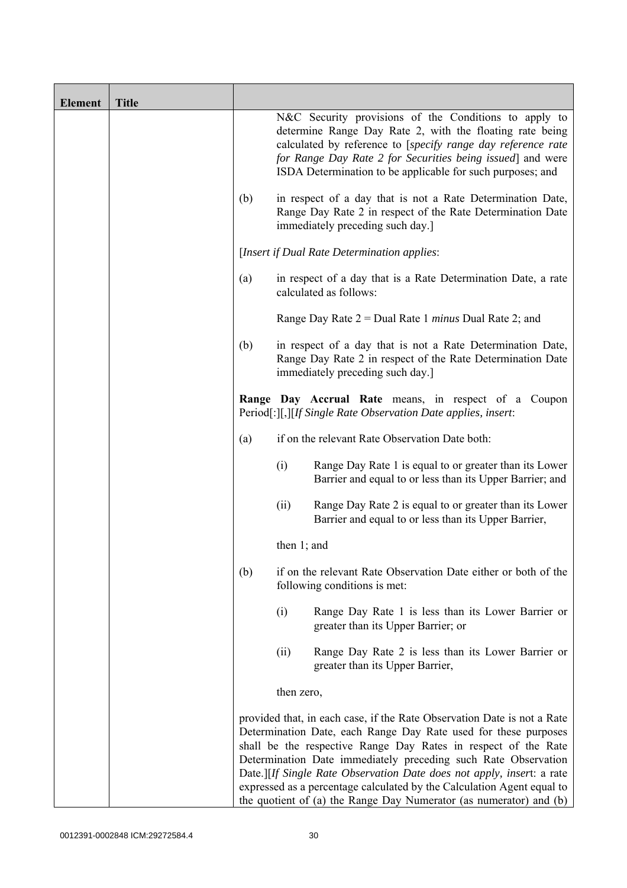| Element | Title | |
|---|---|---|
| | | N&C Security provisions of the Conditions to apply to determine Range Day Rate 2, with the floating rate being calculated by reference to [*specify range day reference rate for Range Day Rate 2 for Securities being issued*] and were ISDA Determination to be applicable for such purposes; and<br><br>(b) in respect of a day that is not a Rate Determination Date, Range Day Rate 2 in respect of the Rate Determination Date immediately preceding such day.]<br><br>[*Insert if Dual Rate Determination applies*:<br><br>(a) in respect of a day that is a Rate Determination Date, a rate calculated as follows:<br><br>Range Day Rate 2 = Dual Rate 1 *minus* Dual Rate 2; and<br><br>(b) in respect of a day that is not a Rate Determination Date, Range Day Rate 2 in respect of the Rate Determination Date immediately preceding such day.]<br><br>**Range Day Accrual Rate** means, in respect of a Coupon Period[:][,][*If Single Rate Observation Date applies, insert*:<br><br>(a) if on the relevant Rate Observation Date both:<br><br>(i) Range Day Rate 1 is equal to or greater than its Lower Barrier and equal to or less than its Upper Barrier; and<br><br>(ii) Range Day Rate 2 is equal to or greater than its Lower Barrier and equal to or less than its Upper Barrier,<br><br>then 1; and<br><br>(b) if on the relevant Rate Observation Date either or both of the following conditions is met:<br><br>(i) Range Day Rate 1 is less than its Lower Barrier or greater than its Upper Barrier; or<br><br>(ii) Range Day Rate 2 is less than its Lower Barrier or greater than its Upper Barrier,<br><br>then zero,<br><br>provided that, in each case, if the Rate Observation Date is not a Rate Determination Date, each Range Day Rate used for these purposes shall be the respective Range Day Rates in respect of the Rate Determination Date immediately preceding such Rate Observation Date.][*If Single Rate Observation Date does not apply, insert*: a rate expressed as a percentage calculated by the Calculation Agent equal to the quotient of (a) the Range Day Numerator (as numerator) and (b) |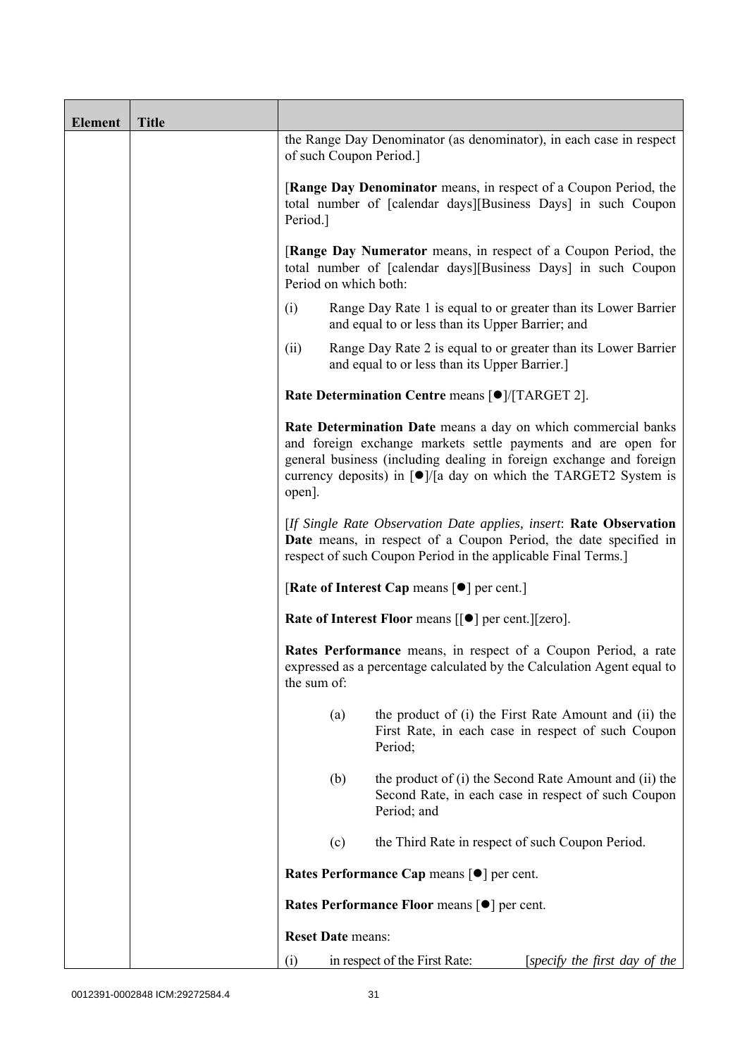| Element | Title | |
|---|---|---|
| | | the Range Day Denominator (as denominator), in each case in respect of such Coupon Period.]<br><br>[**Range Day Denominator** means, in respect of a Coupon Period, the total number of [calendar days][Business Days] in such Coupon Period.]<br><br>[**Range Day Numerator** means, in respect of a Coupon Period, the total number of [calendar days][Business Days] in such Coupon Period on which both:<br><br>(i) Range Day Rate 1 is equal to or greater than its Lower Barrier and equal to or less than its Upper Barrier; and<br><br>(ii) Range Day Rate 2 is equal to or greater than its Lower Barrier and equal to or less than its Upper Barrier.]<br><br>**Rate Determination Centre** means [●]/[TARGET 2].<br><br>**Rate Determination Date** means a day on which commercial banks and foreign exchange markets settle payments and are open for general business (including dealing in foreign exchange and foreign currency deposits) in [●]/[a day on which the TARGET2 System is open].<br><br>[*If Single Rate Observation Date applies, insert*: **Rate Observation Date** means, in respect of a Coupon Period, the date specified in respect of such Coupon Period in the applicable Final Terms.]<br><br>[**Rate of Interest Cap** means [●] per cent.]<br><br>**Rate of Interest Floor** means [[●] per cent.][zero].<br><br>**Rates Performance** means, in respect of a Coupon Period, a rate expressed as a percentage calculated by the Calculation Agent equal to the sum of:<br><br>(a) the product of (i) the First Rate Amount and (ii) the First Rate, in each case in respect of such Coupon Period;<br><br>(b) the product of (i) the Second Rate Amount and (ii) the Second Rate, in each case in respect of such Coupon Period; and<br><br>(c) the Third Rate in respect of such Coupon Period.<br><br>**Rates Performance Cap** means [●] per cent.<br><br>**Rates Performance Floor** means [●] per cent.<br><br>**Reset Date** means:<br><br>(i) in respect of the First Rate: [*specify the first day of the* |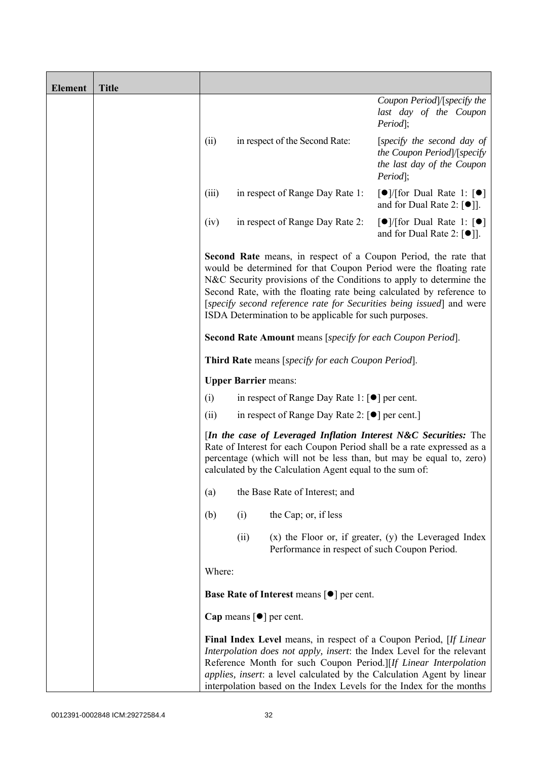| Element | Title | |
|---|---|---|
| | | *Coupon Period*]/[*specify the last day of the Coupon Period*];<br><br>(ii) in respect of the Second Rate: [*specify the second day of the Coupon Period*]/[*specify the last day of the Coupon Period*];<br><br>(iii) in respect of Range Day Rate 1: [●]/[for Dual Rate 1: [●] and for Dual Rate 2: [●]].<br><br>(iv) in respect of Range Day Rate 2: [●]/[for Dual Rate 1: [●] and for Dual Rate 2: [●]].<br><br>**Second Rate** means, in respect of a Coupon Period, the rate that would be determined for that Coupon Period were the floating rate N&C Security provisions of the Conditions to apply to determine the Second Rate, with the floating rate being calculated by reference to [*specify second reference rate for Securities being issued*] and were ISDA Determination to be applicable for such purposes.<br><br>**Second Rate Amount** means [*specify for each Coupon Period*].<br><br>**Third Rate** means [*specify for each Coupon Period*].<br><br>**Upper Barrier** means:<br><br>(i) in respect of Range Day Rate 1: [●] per cent.<br><br>(ii) in respect of Range Day Rate 2: [●] per cent.]<br><br>[***In the case of Leveraged Inflation Interest N&C Securities:*** The Rate of Interest for each Coupon Period shall be a rate expressed as a percentage (which will not be less than, but may be equal to, zero) calculated by the Calculation Agent equal to the sum of:<br><br>(a) the Base Rate of Interest; and<br><br>(b) (i) the Cap; or, if less<br><br>(ii) (x) the Floor or, if greater, (y) the Leveraged Index Performance in respect of such Coupon Period.<br><br>Where:<br><br>**Base Rate of Interest** means [●] per cent.<br><br>**Cap** means [●] per cent.<br><br>**Final Index Level** means, in respect of a Coupon Period, [*If Linear Interpolation does not apply, insert*: the Index Level for the relevant Reference Month for such Coupon Period.][*If Linear Interpolation applies, insert*: a level calculated by the Calculation Agent by linear interpolation based on the Index Levels for the Index for the months |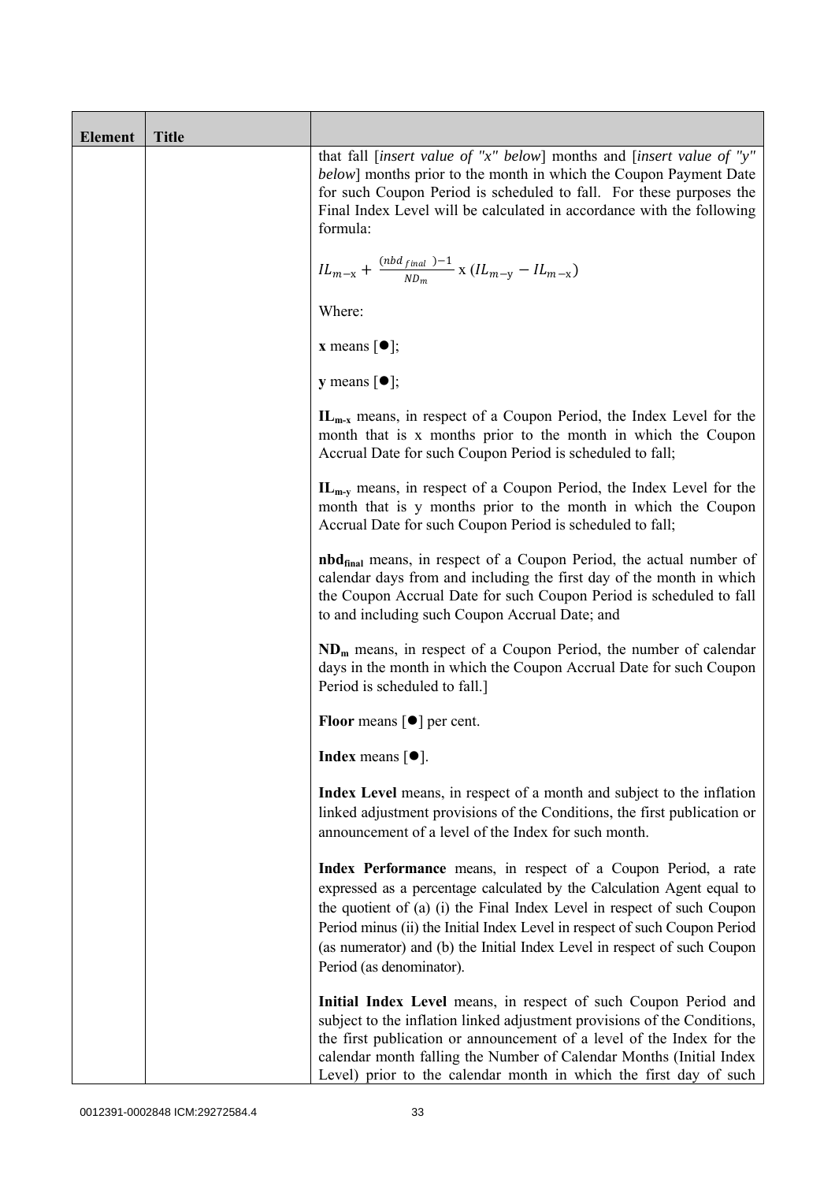| Element | Title | |
|---|---|---|
| | | that fall [*insert value of "x" below*] months and [*insert value of "y" below*] months prior to the month in which the Coupon Payment Date for such Coupon Period is scheduled to fall. For these purposes the Final Index Level will be calculated in accordance with the following formula:<br><br>$IL_{m-x} + \frac{(nbd_{final})-1}{ND_m} \text{ x } (IL_{m-y} - IL_{m-x})$<br><br>Where:<br><br>**x** means [●];<br><br>**y** means [●];<br><br>$\mathbf{IL_{m-x}}$ means, in respect of a Coupon Period, the Index Level for the month that is x months prior to the month in which the Coupon Accrual Date for such Coupon Period is scheduled to fall;<br><br>$\mathbf{IL_{m-y}}$ means, in respect of a Coupon Period, the Index Level for the month that is y months prior to the month in which the Coupon Accrual Date for such Coupon Period is scheduled to fall;<br><br>$\mathbf{nbd_{final}}$ means, in respect of a Coupon Period, the actual number of calendar days from and including the first day of the month in which the Coupon Accrual Date for such Coupon Period is scheduled to fall to and including such Coupon Accrual Date; and<br><br>$\mathbf{ND_m}$ means, in respect of a Coupon Period, the number of calendar days in the month in which the Coupon Accrual Date for such Coupon Period is scheduled to fall.]<br><br>**Floor** means [●] per cent.<br><br>**Index** means [●].<br><br>**Index Level** means, in respect of a month and subject to the inflation linked adjustment provisions of the Conditions, the first publication or announcement of a level of the Index for such month.<br><br>**Index Performance** means, in respect of a Coupon Period, a rate expressed as a percentage calculated by the Calculation Agent equal to the quotient of (a) (i) the Final Index Level in respect of such Coupon Period minus (ii) the Initial Index Level in respect of such Coupon Period (as numerator) and (b) the Initial Index Level in respect of such Coupon Period (as denominator).<br><br>**Initial Index Level** means, in respect of such Coupon Period and subject to the inflation linked adjustment provisions of the Conditions, the first publication or announcement of a level of the Index for the calendar month falling the Number of Calendar Months (Initial Index Level) prior to the calendar month in which the first day of such |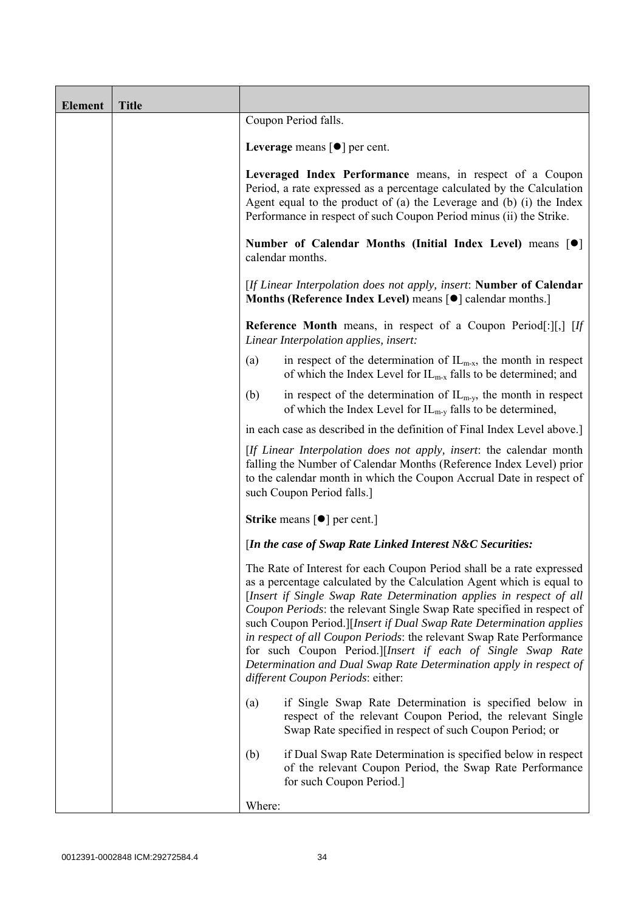| Element | Title | |
|---|---|---|
| | | Coupon Period falls.<br><br>**Leverage** means [●] per cent.<br><br>**Leveraged Index Performance** means, in respect of a Coupon Period, a rate expressed as a percentage calculated by the Calculation Agent equal to the product of (a) the Leverage and (b) (i) the Index Performance in respect of such Coupon Period minus (ii) the Strike.<br><br>**Number of Calendar Months (Initial Index Level)** means [●] calendar months.<br><br>[*If Linear Interpolation does not apply, insert*: **Number of Calendar Months (Reference Index Level)** means [●] calendar months.]<br><br>**Reference Month** means, in respect of a Coupon Period[:][,] [*If Linear Interpolation applies, insert:*<br><br>(a) in respect of the determination of $IL_{m-x}$, the month in respect of which the Index Level for $IL_{m-x}$ falls to be determined; and<br><br>(b) in respect of the determination of $IL_{m-y}$, the month in respect of which the Index Level for $IL_{m-y}$ falls to be determined,<br><br>in each case as described in the definition of Final Index Level above.]<br><br>[*If Linear Interpolation does not apply, insert*: the calendar month falling the Number of Calendar Months (Reference Index Level) prior to the calendar month in which the Coupon Accrual Date in respect of such Coupon Period falls.]<br><br>**Strike** means [●] per cent.]<br><br>[***In the case of Swap Rate Linked Interest N&C Securities:***<br><br>The Rate of Interest for each Coupon Period shall be a rate expressed as a percentage calculated by the Calculation Agent which is equal to [*Insert if Single Swap Rate Determination applies in respect of all Coupon Periods*: the relevant Single Swap Rate specified in respect of such Coupon Period.][*Insert if Dual Swap Rate Determination applies in respect of all Coupon Periods*: the relevant Swap Rate Performance for such Coupon Period.][*Insert if each of Single Swap Rate Determination and Dual Swap Rate Determination apply in respect of different Coupon Periods*: either:<br><br>(a) if Single Swap Rate Determination is specified below in respect of the relevant Coupon Period, the relevant Single Swap Rate specified in respect of such Coupon Period; or<br><br>(b) if Dual Swap Rate Determination is specified below in respect of the relevant Coupon Period, the Swap Rate Performance for such Coupon Period.]<br><br>Where: |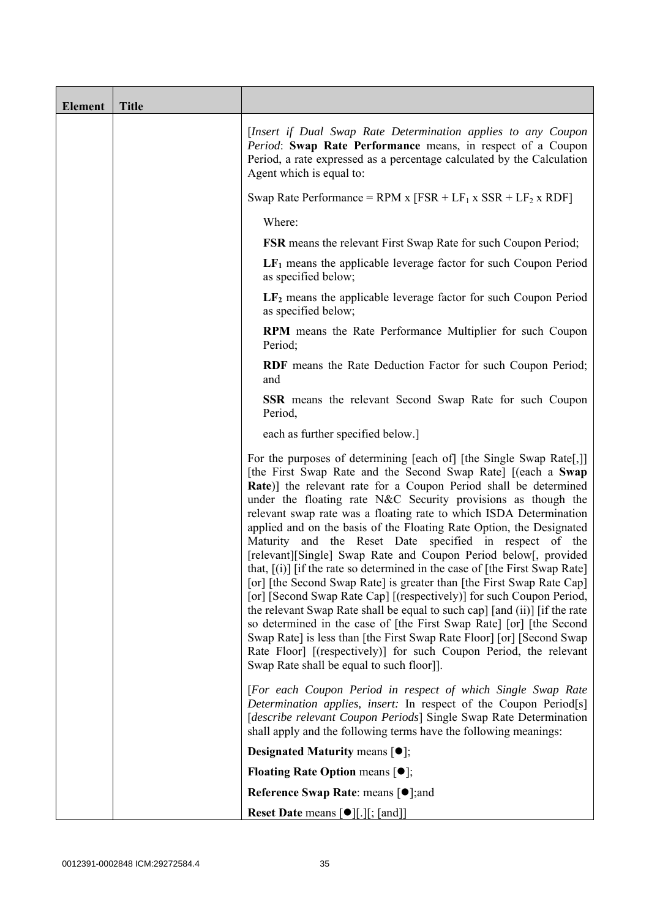| Element | Title | |
|---|---|---|
| | | [*Insert if Dual Swap Rate Determination applies to any Coupon Period*: **Swap Rate Performance** means, in respect of a Coupon Period, a rate expressed as a percentage calculated by the Calculation Agent which is equal to:<br><br>Swap Rate Performance = RPM x [FSR + $LF_1$ x SSR + $LF_2$ x RDF]<br><br>Where:<br><br>**FSR** means the relevant First Swap Rate for such Coupon Period;<br><br>**$LF_1$** means the applicable leverage factor for such Coupon Period as specified below;<br><br>**$LF_2$** means the applicable leverage factor for such Coupon Period as specified below;<br><br>**RPM** means the Rate Performance Multiplier for such Coupon Period;<br><br>**RDF** means the Rate Deduction Factor for such Coupon Period; and<br><br>**SSR** means the relevant Second Swap Rate for such Coupon Period,<br><br>each as further specified below.] |
| | | For the purposes of determining [each of] [the Single Swap Rate[,]] [the First Swap Rate and the Second Swap Rate] [(each a **Swap Rate**)] the relevant rate for a Coupon Period shall be determined under the floating rate N&C Security provisions as though the relevant swap rate was a floating rate to which ISDA Determination applied and on the basis of the Floating Rate Option, the Designated Maturity and the Reset Date specified in respect of the [relevant][Single] Swap Rate and Coupon Period below[, provided that, [(i)] [if the rate so determined in the case of [the First Swap Rate] [or] [the Second Swap Rate] is greater than [the First Swap Rate Cap] [or] [Second Swap Rate Cap] [(respectively)] for such Coupon Period, the relevant Swap Rate shall be equal to such cap] [and (ii)] [if the rate so determined in the case of [the First Swap Rate] [or] [the Second Swap Rate] is less than [the First Swap Rate Floor] [or] [Second Swap Rate Floor] [(respectively)] for such Coupon Period, the relevant Swap Rate shall be equal to such floor]]. |
| | | [*For each Coupon Period in respect of which Single Swap Rate Determination applies, insert:* In respect of the Coupon Period[s] [*describe relevant Coupon Periods*] Single Swap Rate Determination shall apply and the following terms have the following meanings:<br><br>**Designated Maturity** means [●];<br><br>**Floating Rate Option** means [●];<br><br>**Reference Swap Rate**: means [●];and<br><br>**Reset Date** means [●][.][; [and]] |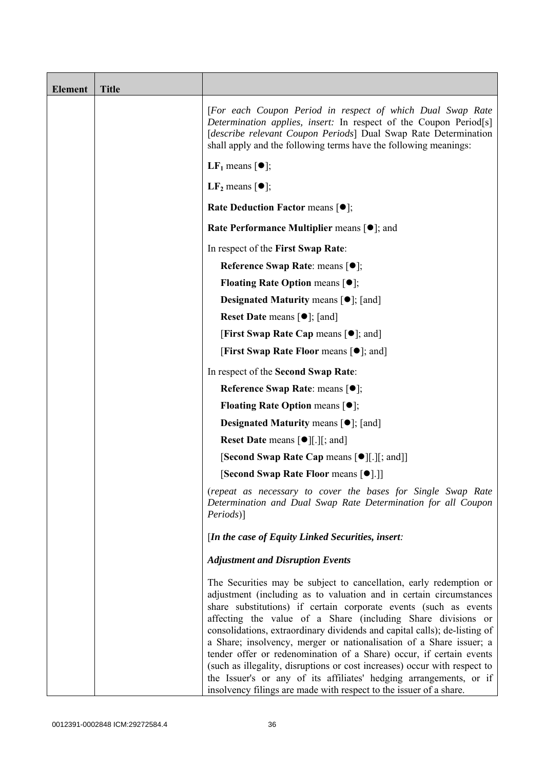| Element | Title | |
|---|---|---|
| | | [*For each Coupon Period in respect of which Dual Swap Rate Determination applies, insert:* In respect of the Coupon Period[s] [*describe relevant Coupon Periods*] Dual Swap Rate Determination shall apply and the following terms have the following meanings:<br><br>**$LF_1$** means [●];<br><br>**$LF_2$** means [●];<br><br>**Rate Deduction Factor** means [●];<br><br>**Rate Performance Multiplier** means [●]; and<br><br>In respect of the **First Swap Rate**:<br><br>**Reference Swap Rate**: means [●];<br><br>**Floating Rate Option** means [●];<br><br>**Designated Maturity** means [●]; [and]<br><br>**Reset Date** means [●]; [and]<br><br>[**First Swap Rate Cap** means [●]; and]<br><br>[**First Swap Rate Floor** means [●]; and]<br><br>In respect of the **Second Swap Rate**:<br><br>**Reference Swap Rate**: means [●];<br><br>**Floating Rate Option** means [●];<br><br>**Designated Maturity** means [●]; [and]<br><br>**Reset Date** means [●][.][; and]<br><br>[**Second Swap Rate Cap** means [●][.][; and]]<br><br>[**Second Swap Rate Floor** means [●].]]<br><br>(*repeat as necessary to cover the bases for Single Swap Rate Determination and Dual Swap Rate Determination for all Coupon Periods*)]<br><br>[***In the case of Equity Linked Securities, insert:***<br><br>***Adjustment and Disruption Events***<br><br>The Securities may be subject to cancellation, early redemption or adjustment (including as to valuation and in certain circumstances share substitutions) if certain corporate events (such as events affecting the value of a Share (including Share divisions or consolidations, extraordinary dividends and capital calls); de-listing of a Share; insolvency, merger or nationalisation of a Share issuer; a tender offer or redenomination of a Share) occur, if certain events (such as illegality, disruptions or cost increases) occur with respect to the Issuer's or any of its affiliates' hedging arrangements, or if insolvency filings are made with respect to the issuer of a share. |

0012391-0002848 ICM:29272584.4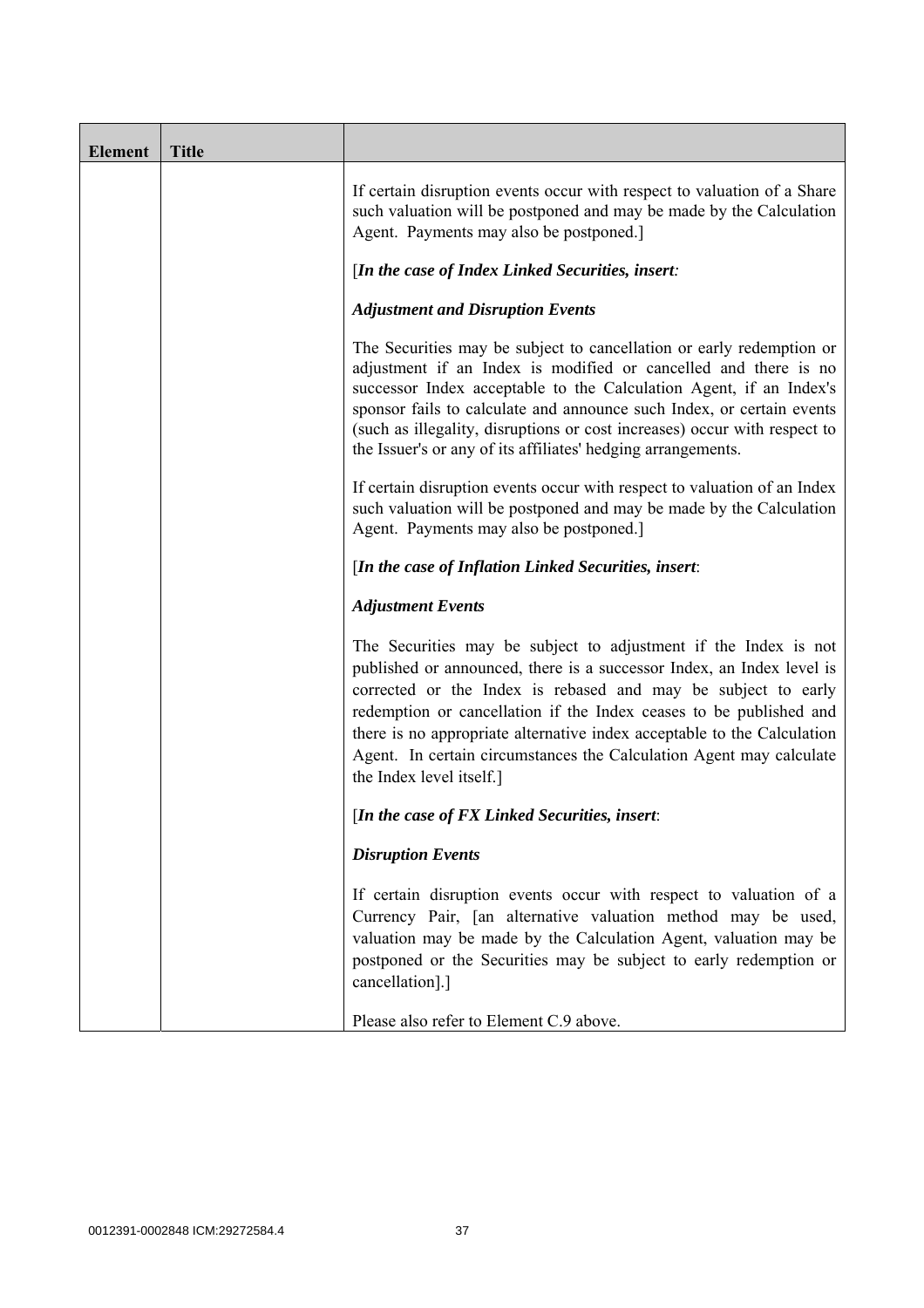| Element | Title | |
|---|---|---|
| | | If certain disruption events occur with respect to valuation of a Share such valuation will be postponed and may be made by the Calculation Agent. Payments may also be postponed.]<br><br>[*In the case of Index Linked Securities, insert:*<br><br>***Adjustment and Disruption Events***<br><br>The Securities may be subject to cancellation or early redemption or adjustment if an Index is modified or cancelled and there is no successor Index acceptable to the Calculation Agent, if an Index's sponsor fails to calculate and announce such Index, or certain events (such as illegality, disruptions or cost increases) occur with respect to the Issuer's or any of its affiliates' hedging arrangements.<br><br>If certain disruption events occur with respect to valuation of an Index such valuation will be postponed and may be made by the Calculation Agent. Payments may also be postponed.]<br><br>[*In the case of Inflation Linked Securities, insert*:<br><br>***Adjustment Events***<br><br>The Securities may be subject to adjustment if the Index is not published or announced, there is a successor Index, an Index level is corrected or the Index is rebased and may be subject to early redemption or cancellation if the Index ceases to be published and there is no appropriate alternative index acceptable to the Calculation Agent. In certain circumstances the Calculation Agent may calculate the Index level itself.]<br><br>[*In the case of FX Linked Securities, insert*:<br><br>***Disruption Events***<br><br>If certain disruption events occur with respect to valuation of a Currency Pair, [an alternative valuation method may be used, valuation may be made by the Calculation Agent, valuation may be postponed or the Securities may be subject to early redemption or cancellation].]<br><br>Please also refer to Element C.9 above. |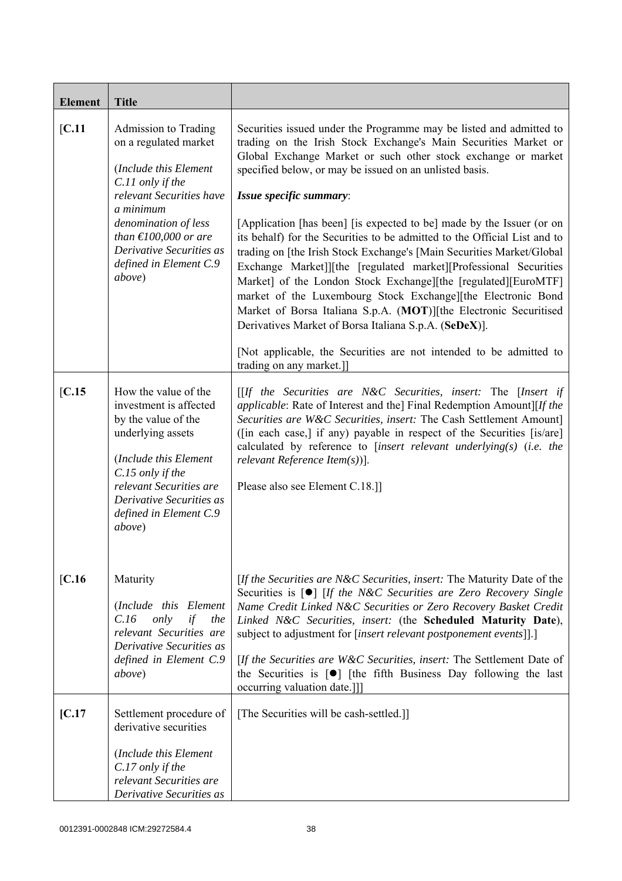| Element | Title | |
|---|---|---|
| [C.11 | Admission to Trading on a regulated market<br><br>(*Include this Element C.11 only if the relevant Securities have a minimum denomination of less than €100,000 or are Derivative Securities as defined in Element C.9 above*) | Securities issued under the Programme may be listed and admitted to trading on the Irish Stock Exchange's Main Securities Market or Global Exchange Market or such other stock exchange or market specified below, or may be issued on an unlisted basis.<br><br>***Issue specific summary***:<br><br>[Application [has been] [is expected to be] made by the Issuer (or on its behalf) for the Securities to be admitted to the Official List and to trading on [the Irish Stock Exchange's [Main Securities Market/Global Exchange Market]][the [regulated market][Professional Securities Market] of the London Stock Exchange][the [regulated][EuroMTF] market of the Luxembourg Stock Exchange][the Electronic Bond Market of Borsa Italiana S.p.A. (**MOT**)][the Electronic Securitised Derivatives Market of Borsa Italiana S.p.A. (**SeDeX**)].<br><br>[Not applicable, the Securities are not intended to be admitted to trading on any market.]] |
| [C.15 | How the value of the investment is affected by the value of the underlying assets<br><br>(*Include this Element C.15 only if the relevant Securities are Derivative Securities as defined in Element C.9 above*) | [[*If the Securities are N&C Securities, insert:* The [*Insert if applicable*: Rate of Interest and the] Final Redemption Amount][*If the Securities are W&C Securities, insert:* The Cash Settlement Amount] ([in each case,] if any) payable in respect of the Securities [is/are] calculated by reference to [*insert relevant underlying(s)* (*i.e. the relevant Reference Item(s)*)].<br><br>Please also see Element C.18.]] |
| [C.16 | Maturity<br><br>(*Include this Element C.16 only if the relevant Securities are Derivative Securities as defined in Element C.9 above*) | [*If the Securities are N&C Securities, insert:* The Maturity Date of the Securities is [●] [*If the N&C Securities are Zero Recovery Single Name Credit Linked N&C Securities or Zero Recovery Basket Credit Linked N&C Securities, insert:* (the **Scheduled Maturity Date**), subject to adjustment for [*insert relevant postponement events*]].]<br><br>[*If the Securities are W&C Securities, insert:* The Settlement Date of the Securities is [●] [the fifth Business Day following the last occurring valuation date.]]] |
| [C.17 | Settlement procedure of derivative securities<br><br>(*Include this Element C.17 only if the relevant Securities are Derivative Securities as* | [The Securities will be cash-settled.]] |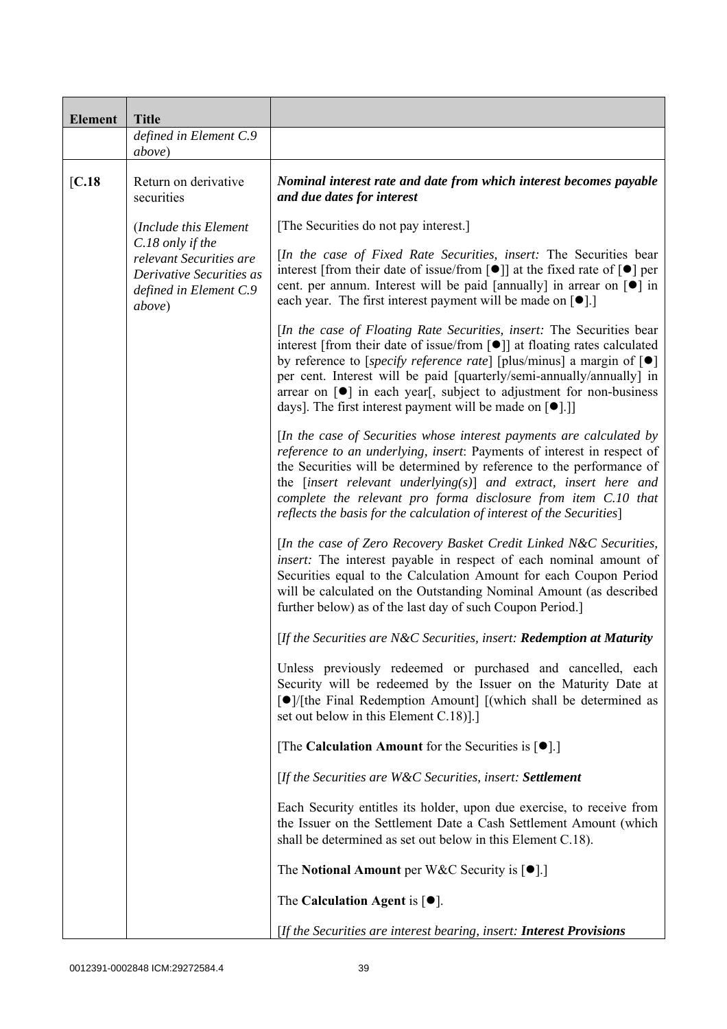| Element | Title | |
|---|---|---|
| | *defined in Element C.9 above*) | |
| [C.18 | Return on derivative securities<br><br>(*Include this Element C.18 only if the relevant Securities are Derivative Securities as defined in Element C.9 above*) | ***Nominal interest rate and date from which interest becomes payable and due dates for interest***<br><br>[The Securities do not pay interest.]<br><br>[*In the case of Fixed Rate Securities, insert:* The Securities bear interest [from their date of issue/from [●]] at the fixed rate of [●] per cent. per annum. Interest will be paid [annually] in arrear on [●] in each year. The first interest payment will be made on [●].]<br><br>[*In the case of Floating Rate Securities, insert:* The Securities bear interest [from their date of issue/from [●]] at floating rates calculated by reference to [*specify reference rate*] [plus/minus] a margin of [●] per cent. Interest will be paid [quarterly/semi-annually/annually] in arrear on [●] in each year[, subject to adjustment for non-business days]. The first interest payment will be made on [●].]]<br><br>[*In the case of Securities whose interest payments are calculated by reference to an underlying, insert*: Payments of interest in respect of the Securities will be determined by reference to the performance of the [*insert relevant underlying(s)*] *and extract, insert here and complete the relevant pro forma disclosure from item C.10 that reflects the basis for the calculation of interest of the Securities*]<br><br>[*In the case of Zero Recovery Basket Credit Linked N&C Securities, insert:* The interest payable in respect of each nominal amount of Securities equal to the Calculation Amount for each Coupon Period will be calculated on the Outstanding Nominal Amount (as described further below) as of the last day of such Coupon Period.]<br><br>[*If the Securities are N&C Securities, insert:* ***Redemption at Maturity***<br><br>Unless previously redeemed or purchased and cancelled, each Security will be redeemed by the Issuer on the Maturity Date at [●]/[the Final Redemption Amount] [(which shall be determined as set out below in this Element C.18)].]<br><br>[The **Calculation Amount** for the Securities is [●].]<br><br>[*If the Securities are W&C Securities, insert:* ***Settlement***<br><br>Each Security entitles its holder, upon due exercise, to receive from the Issuer on the Settlement Date a Cash Settlement Amount (which shall be determined as set out below in this Element C.18).<br><br>The **Notional Amount** per W&C Security is [●].]<br><br>The **Calculation Agent** is [●].<br><br>[*If the Securities are interest bearing, insert:* ***Interest Provisions*** |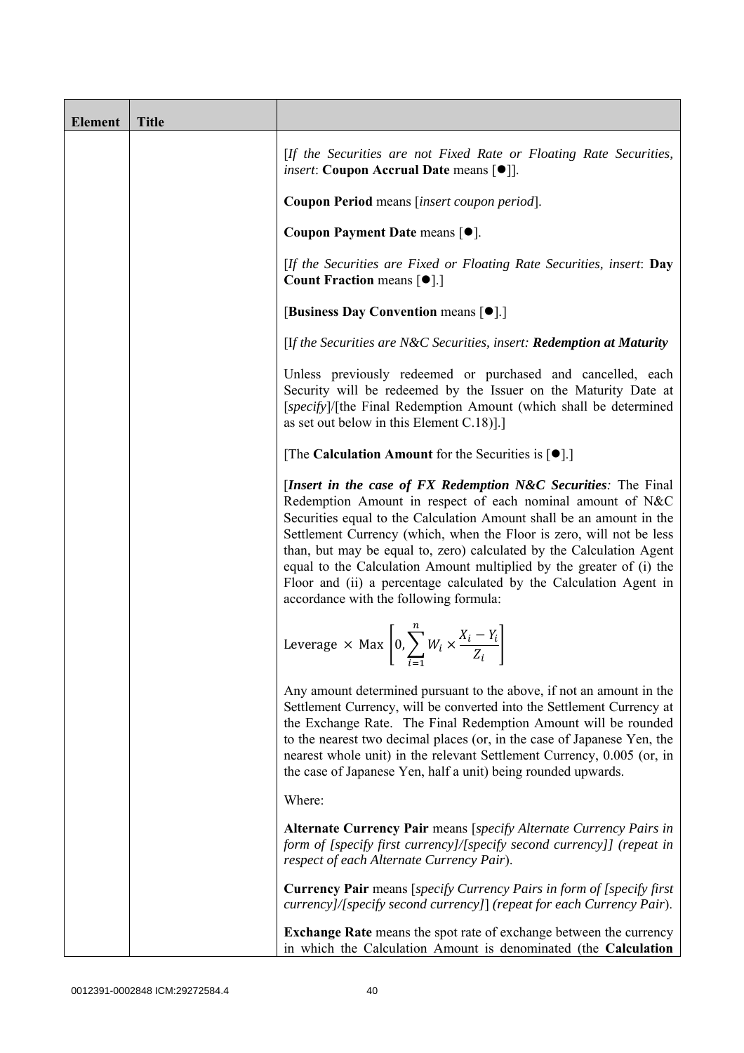| Element | Title | |
|---|---|---|
| | | [*If the Securities are not Fixed Rate or Floating Rate Securities, insert*: **Coupon Accrual Date** means [●]].<br><br>**Coupon Period** means [*insert coupon period*].<br><br>**Coupon Payment Date** means [●].<br><br>[*If the Securities are Fixed or Floating Rate Securities, insert*: **Day Count Fraction** means [●].]<br><br>[**Business Day Convention** means [●].]<br><br>[*If the Securities are N&C Securities, insert:* ***Redemption at Maturity***<br><br>Unless previously redeemed or purchased and cancelled, each Security will be redeemed by the Issuer on the Maturity Date at [*specify*]/[the Final Redemption Amount (which shall be determined as set out below in this Element C.18)].]<br><br>[The **Calculation Amount** for the Securities is [●].]<br><br>[***Insert in the case of FX Redemption N&C Securities:*** The Final Redemption Amount in respect of each nominal amount of N&C Securities equal to the Calculation Amount shall be an amount in the Settlement Currency (which, when the Floor is zero, will not be less than, but may be equal to, zero) calculated by the Calculation Agent equal to the Calculation Amount multiplied by the greater of (i) the Floor and (ii) a percentage calculated by the Calculation Agent in accordance with the following formula:<br><br>$\text{Leverage} \times \text{Max}\left[0, \sum_{i=1}^{n} W_i \times \frac{X_i - Y_i}{Z_i}\right]$<br><br>Any amount determined pursuant to the above, if not an amount in the Settlement Currency, will be converted into the Settlement Currency at the Exchange Rate. The Final Redemption Amount will be rounded to the nearest two decimal places (or, in the case of Japanese Yen, the nearest whole unit) in the relevant Settlement Currency, 0.005 (or, in the case of Japanese Yen, half a unit) being rounded upwards.<br><br>Where:<br><br>**Alternate Currency Pair** means [*specify Alternate Currency Pairs in form of [specify first currency]/[specify second currency]] (repeat in respect of each Alternate Currency Pair*).<br><br>**Currency Pair** means [*specify Currency Pairs in form of [specify first currency]/[specify second currency]*] *(repeat for each Currency Pair*).<br><br>**Exchange Rate** means the spot rate of exchange between the currency in which the Calculation Amount is denominated (the **Calculation** |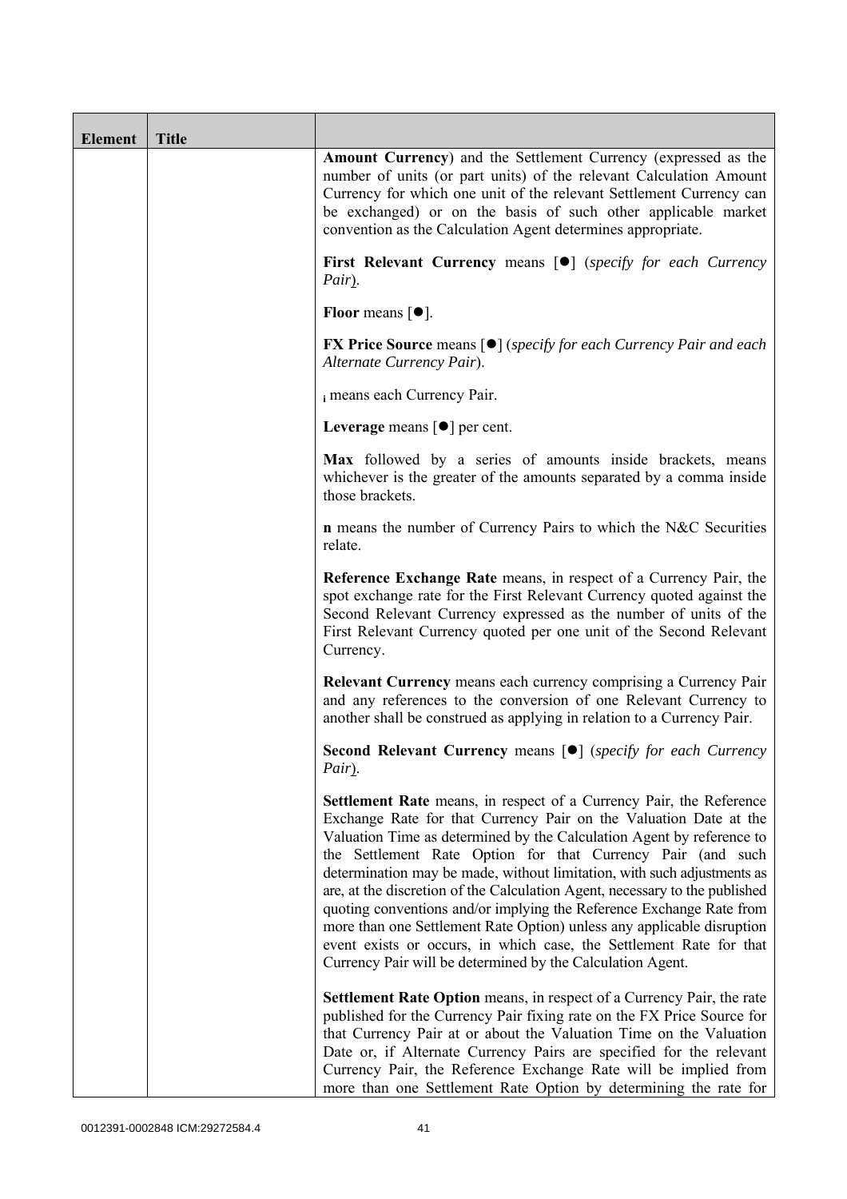| Element | Title | |
|---|---|---|
| | | **Amount Currency**) and the Settlement Currency (expressed as the number of units (or part units) of the relevant Calculation Amount Currency for which one unit of the relevant Settlement Currency can be exchanged) or on the basis of such other applicable market convention as the Calculation Agent determines appropriate.<br><br>**First Relevant Currency** means [●] (*specify for each Currency Pair*).<br><br>**Floor** means [●].<br><br>**FX Price Source** means [●] (*specify for each Currency Pair and each Alternate Currency Pair*).<br><br>$_i$ means each Currency Pair.<br><br>**Leverage** means [●] per cent.<br><br>**Max** followed by a series of amounts inside brackets, means whichever is the greater of the amounts separated by a comma inside those brackets.<br><br>**n** means the number of Currency Pairs to which the N&C Securities relate.<br><br>**Reference Exchange Rate** means, in respect of a Currency Pair, the spot exchange rate for the First Relevant Currency quoted against the Second Relevant Currency expressed as the number of units of the First Relevant Currency quoted per one unit of the Second Relevant Currency.<br><br>**Relevant Currency** means each currency comprising a Currency Pair and any references to the conversion of one Relevant Currency to another shall be construed as applying in relation to a Currency Pair.<br><br>**Second Relevant Currency** means [●] (*specify for each Currency Pair*).<br><br>**Settlement Rate** means, in respect of a Currency Pair, the Reference Exchange Rate for that Currency Pair on the Valuation Date at the Valuation Time as determined by the Calculation Agent by reference to the Settlement Rate Option for that Currency Pair (and such determination may be made, without limitation, with such adjustments as are, at the discretion of the Calculation Agent, necessary to the published quoting conventions and/or implying the Reference Exchange Rate from more than one Settlement Rate Option) unless any applicable disruption event exists or occurs, in which case, the Settlement Rate for that Currency Pair will be determined by the Calculation Agent.<br><br>**Settlement Rate Option** means, in respect of a Currency Pair, the rate published for the Currency Pair fixing rate on the FX Price Source for that Currency Pair at or about the Valuation Time on the Valuation Date or, if Alternate Currency Pairs are specified for the relevant Currency Pair, the Reference Exchange Rate will be implied from more than one Settlement Rate Option by determining the rate for |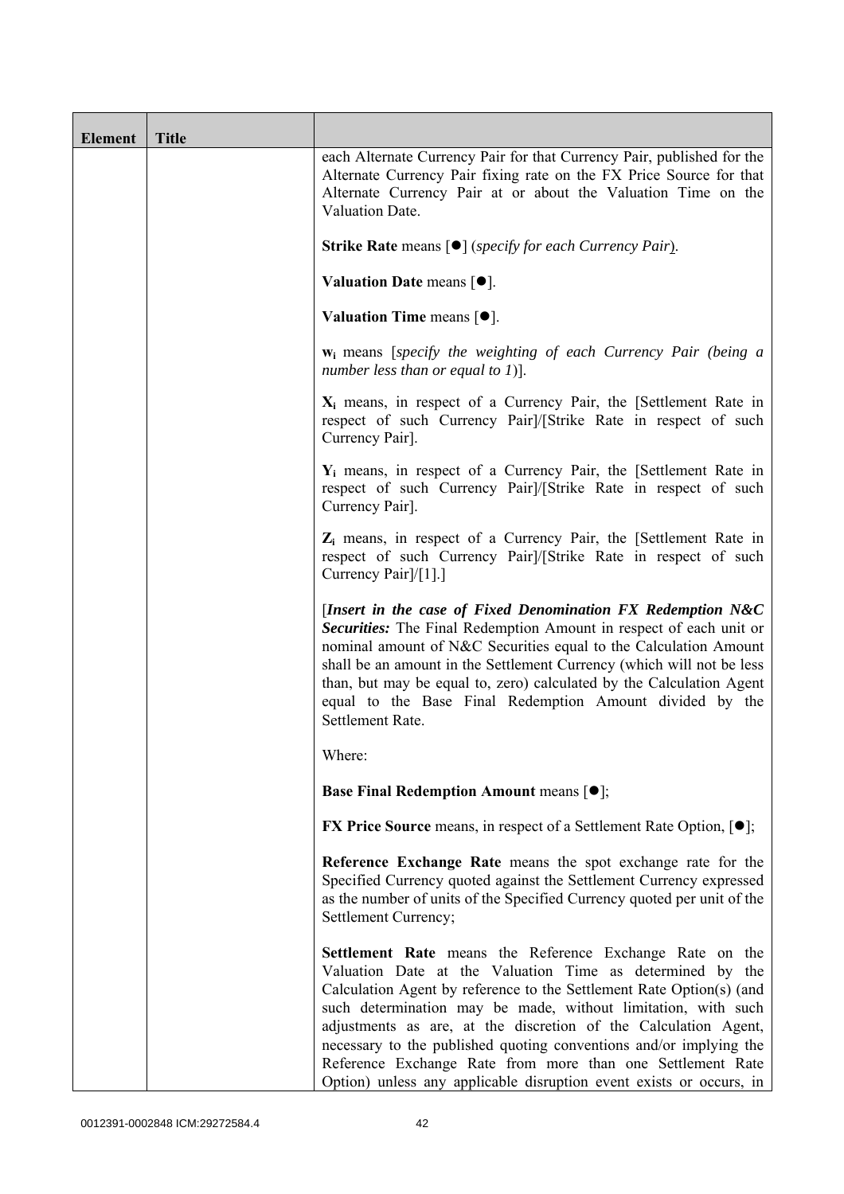| Element | Title |  |
|---|---|---|
|  |  | each Alternate Currency Pair for that Currency Pair, published for the Alternate Currency Pair fixing rate on the FX Price Source for that Alternate Currency Pair at or about the Valuation Time on the Valuation Date.<br><br>**Strike Rate** means [●] (*specify for each Currency Pair*).<br><br>**Valuation Date** means [●].<br><br>**Valuation Time** means [●].<br><br>$\mathbf{w_i}$ means [*specify the weighting of each Currency Pair (being a number less than or equal to 1)*].<br><br>$\mathbf{X_i}$ means, in respect of a Currency Pair, the [Settlement Rate in respect of such Currency Pair]/[Strike Rate in respect of such Currency Pair].<br><br>$\mathbf{Y_i}$ means, in respect of a Currency Pair, the [Settlement Rate in respect of such Currency Pair]/[Strike Rate in respect of such Currency Pair].<br><br>$\mathbf{Z_i}$ means, in respect of a Currency Pair, the [Settlement Rate in respect of such Currency Pair]/[Strike Rate in respect of such Currency Pair]/[1].]<br><br>[***Insert in the case of Fixed Denomination FX Redemption N&C Securities:*** The Final Redemption Amount in respect of each unit or nominal amount of N&C Securities equal to the Calculation Amount shall be an amount in the Settlement Currency (which will not be less than, but may be equal to, zero) calculated by the Calculation Agent equal to the Base Final Redemption Amount divided by the Settlement Rate.<br><br>Where:<br><br>**Base Final Redemption Amount** means [●];<br><br>**FX Price Source** means, in respect of a Settlement Rate Option, [●];<br><br>**Reference Exchange Rate** means the spot exchange rate for the Specified Currency quoted against the Settlement Currency expressed as the number of units of the Specified Currency quoted per unit of the Settlement Currency;<br><br>**Settlement Rate** means the Reference Exchange Rate on the Valuation Date at the Valuation Time as determined by the Calculation Agent by reference to the Settlement Rate Option(s) (and such determination may be made, without limitation, with such adjustments as are, at the discretion of the Calculation Agent, necessary to the published quoting conventions and/or implying the Reference Exchange Rate from more than one Settlement Rate Option) unless any applicable disruption event exists or occurs, in |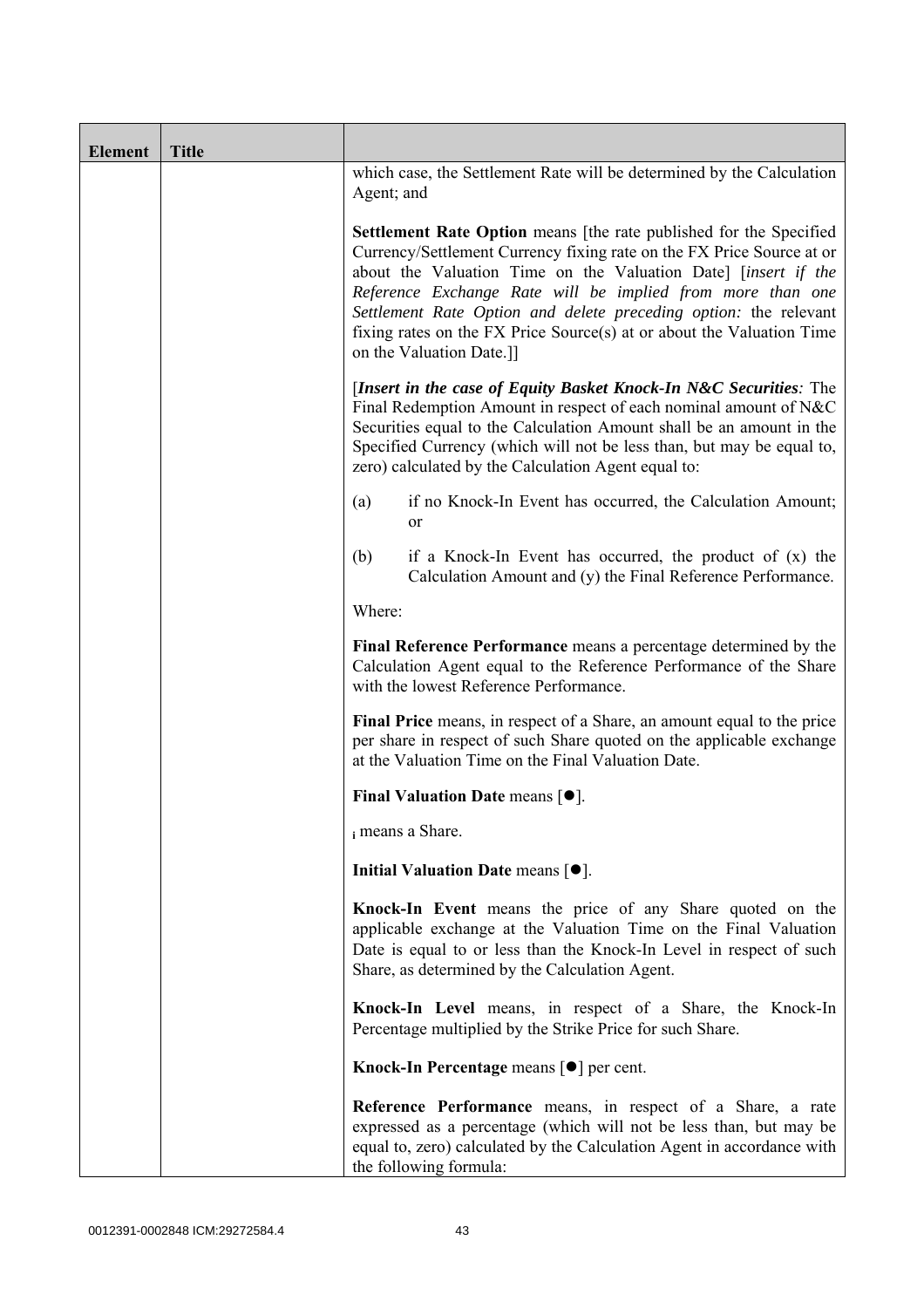| Element | Title | |
|---|---|---|
| | | which case, the Settlement Rate will be determined by the Calculation Agent; and<br><br>**Settlement Rate Option** means [the rate published for the Specified Currency/Settlement Currency fixing rate on the FX Price Source at or about the Valuation Time on the Valuation Date] [*insert if the Reference Exchange Rate will be implied from more than one Settlement Rate Option and delete preceding option:* the relevant fixing rates on the FX Price Source(s) at or about the Valuation Time on the Valuation Date.]]<br><br>[***Insert in the case of Equity Basket Knock-In N&C Securities:*** The Final Redemption Amount in respect of each nominal amount of N&C Securities equal to the Calculation Amount shall be an amount in the Specified Currency (which will not be less than, but may be equal to, zero) calculated by the Calculation Agent equal to:<br><br>(a) if no Knock-In Event has occurred, the Calculation Amount; or<br><br>(b) if a Knock-In Event has occurred, the product of (x) the Calculation Amount and (y) the Final Reference Performance.<br><br>Where:<br><br>**Final Reference Performance** means a percentage determined by the Calculation Agent equal to the Reference Performance of the Share with the lowest Reference Performance.<br><br>**Final Price** means, in respect of a Share, an amount equal to the price per share in respect of such Share quoted on the applicable exchange at the Valuation Time on the Final Valuation Date.<br><br>**Final Valuation Date** means [●].<br><br>$_i$ means a Share.<br><br>**Initial Valuation Date** means [●].<br><br>**Knock-In Event** means the price of any Share quoted on the applicable exchange at the Valuation Time on the Final Valuation Date is equal to or less than the Knock-In Level in respect of such Share, as determined by the Calculation Agent.<br><br>**Knock-In Level** means, in respect of a Share, the Knock-In Percentage multiplied by the Strike Price for such Share.<br><br>**Knock-In Percentage** means [●] per cent.<br><br>**Reference Performance** means, in respect of a Share, a rate expressed as a percentage (which will not be less than, but may be equal to, zero) calculated by the Calculation Agent in accordance with the following formula: |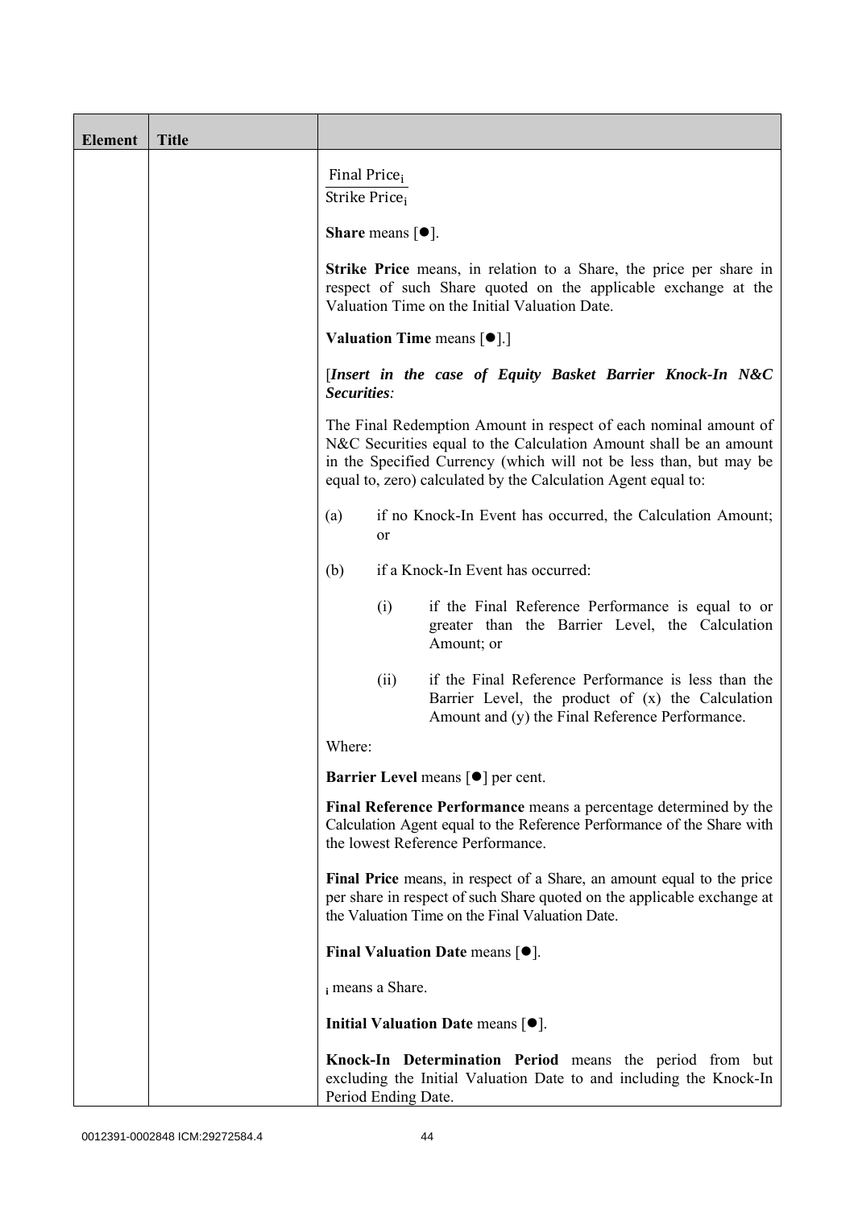| Element | Title | |
|---|---|---|
| | | $\frac{\text{Final Price}_i}{\text{Strike Price}_i}$<br><br>**Share** means [●].<br><br>**Strike Price** means, in relation to a Share, the price per share in respect of such Share quoted on the applicable exchange at the Valuation Time on the Initial Valuation Date.<br><br>**Valuation Time** means [●].]<br><br>[***Insert in the case of Equity Basket Barrier Knock-In N&C Securities:***<br><br>The Final Redemption Amount in respect of each nominal amount of N&C Securities equal to the Calculation Amount shall be an amount in the Specified Currency (which will not be less than, but may be equal to, zero) calculated by the Calculation Agent equal to:<br><br>(a) if no Knock-In Event has occurred, the Calculation Amount; or<br><br>(b) if a Knock-In Event has occurred:<br><br>(i) if the Final Reference Performance is equal to or greater than the Barrier Level, the Calculation Amount; or<br><br>(ii) if the Final Reference Performance is less than the Barrier Level, the product of (x) the Calculation Amount and (y) the Final Reference Performance.<br><br>Where:<br><br>**Barrier Level** means [●] per cent.<br><br>**Final Reference Performance** means a percentage determined by the Calculation Agent equal to the Reference Performance of the Share with the lowest Reference Performance.<br><br>**Final Price** means, in respect of a Share, an amount equal to the price per share in respect of such Share quoted on the applicable exchange at the Valuation Time on the Final Valuation Date.<br><br>**Final Valuation Date** means [●].<br><br>$_i$ means a Share.<br><br>**Initial Valuation Date** means [●].<br><br>**Knock-In Determination Period** means the period from but excluding the Initial Valuation Date to and including the Knock-In Period Ending Date. |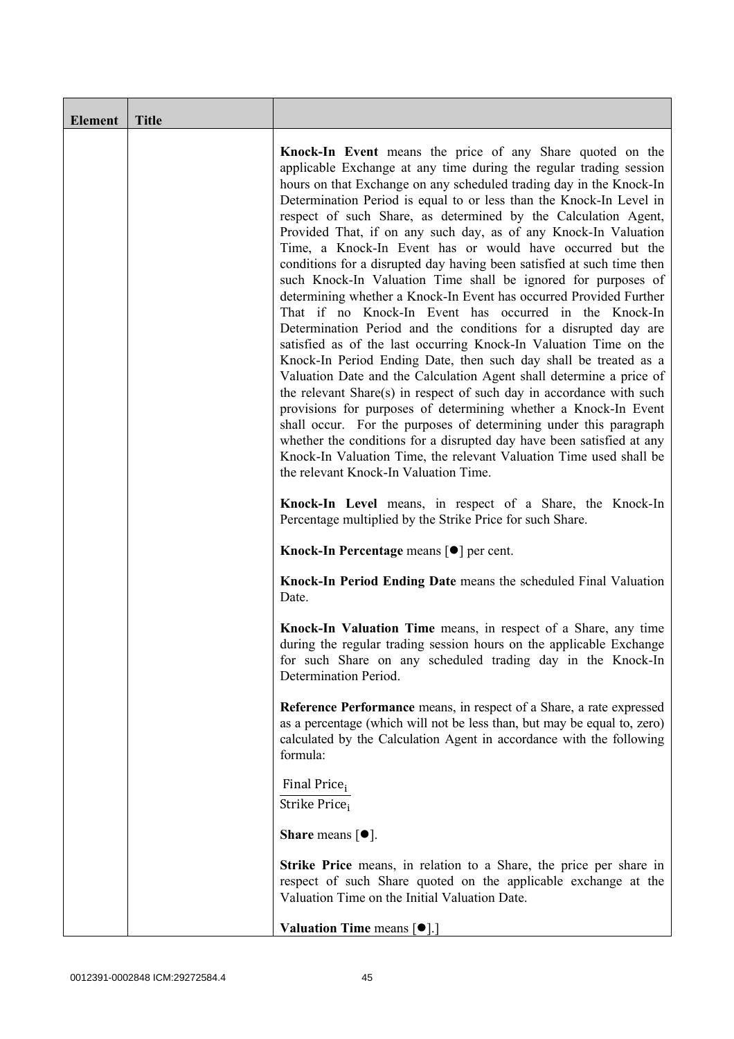| Element | Title | |
|---|---|---|
| | | **Knock-In Event** means the price of any Share quoted on the applicable Exchange at any time during the regular trading session hours on that Exchange on any scheduled trading day in the Knock-In Determination Period is equal to or less than the Knock-In Level in respect of such Share, as determined by the Calculation Agent, Provided That, if on any such day, as of any Knock-In Valuation Time, a Knock-In Event has or would have occurred but the conditions for a disrupted day having been satisfied at such time then such Knock-In Valuation Time shall be ignored for purposes of determining whether a Knock-In Event has occurred Provided Further That if no Knock-In Event has occurred in the Knock-In Determination Period and the conditions for a disrupted day are satisfied as of the last occurring Knock-In Valuation Time on the Knock-In Period Ending Date, then such day shall be treated as a Valuation Date and the Calculation Agent shall determine a price of the relevant Share(s) in respect of such day in accordance with such provisions for purposes of determining whether a Knock-In Event shall occur. For the purposes of determining under this paragraph whether the conditions for a disrupted day have been satisfied at any Knock-In Valuation Time, the relevant Valuation Time used shall be the relevant Knock-In Valuation Time.<br><br>**Knock-In Level** means, in respect of a Share, the Knock-In Percentage multiplied by the Strike Price for such Share.<br><br>**Knock-In Percentage** means [●] per cent.<br><br>**Knock-In Period Ending Date** means the scheduled Final Valuation Date.<br><br>**Knock-In Valuation Time** means, in respect of a Share, any time during the regular trading session hours on the applicable Exchange for such Share on any scheduled trading day in the Knock-In Determination Period.<br><br>**Reference Performance** means, in respect of a Share, a rate expressed as a percentage (which will not be less than, but may be equal to, zero) calculated by the Calculation Agent in accordance with the following formula:<br><br>$\frac{\text{Final Price}_i}{\text{Strike Price}_i}$<br><br>**Share** means [●].<br><br>**Strike Price** means, in relation to a Share, the price per share in respect of such Share quoted on the applicable exchange at the Valuation Time on the Initial Valuation Date.<br><br>**Valuation Time** means [●].] |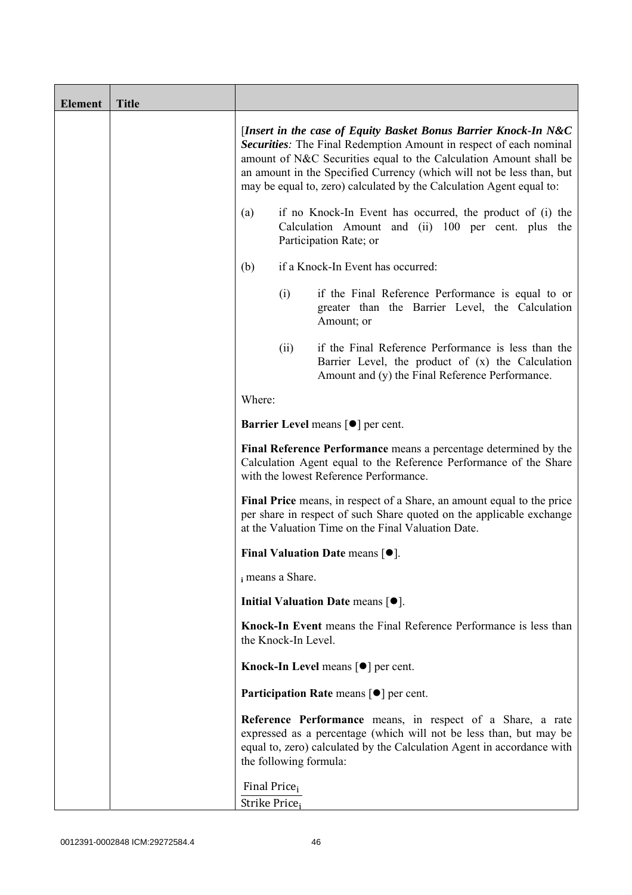| Element | Title | |
|---|---|---|
| | | [*Insert in the case of Equity Basket Bonus Barrier Knock-In N&C Securities:* The Final Redemption Amount in respect of each nominal amount of N&C Securities equal to the Calculation Amount shall be an amount in the Specified Currency (which will not be less than, but may be equal to, zero) calculated by the Calculation Agent equal to:<br><br>(a) if no Knock-In Event has occurred, the product of (i) the Calculation Amount and (ii) 100 per cent. plus the Participation Rate; or<br><br>(b) if a Knock-In Event has occurred:<br><br>(i) if the Final Reference Performance is equal to or greater than the Barrier Level, the Calculation Amount; or<br><br>(ii) if the Final Reference Performance is less than the Barrier Level, the product of (x) the Calculation Amount and (y) the Final Reference Performance.<br><br>Where:<br><br>**Barrier Level** means [●] per cent.<br><br>**Final Reference Performance** means a percentage determined by the Calculation Agent equal to the Reference Performance of the Share with the lowest Reference Performance.<br><br>**Final Price** means, in respect of a Share, an amount equal to the price per share in respect of such Share quoted on the applicable exchange at the Valuation Time on the Final Valuation Date.<br><br>**Final Valuation Date** means [●].<br><br>$_i$ means a Share.<br><br>**Initial Valuation Date** means [●].<br><br>**Knock-In Event** means the Final Reference Performance is less than the Knock-In Level.<br><br>**Knock-In Level** means [●] per cent.<br><br>**Participation Rate** means [●] per cent.<br><br>**Reference Performance** means, in respect of a Share, a rate expressed as a percentage (which will not be less than, but may be equal to, zero) calculated by the Calculation Agent in accordance with the following formula:<br><br>$\frac{\text{Final Price}_i}{\text{Strike Price}_i}$ |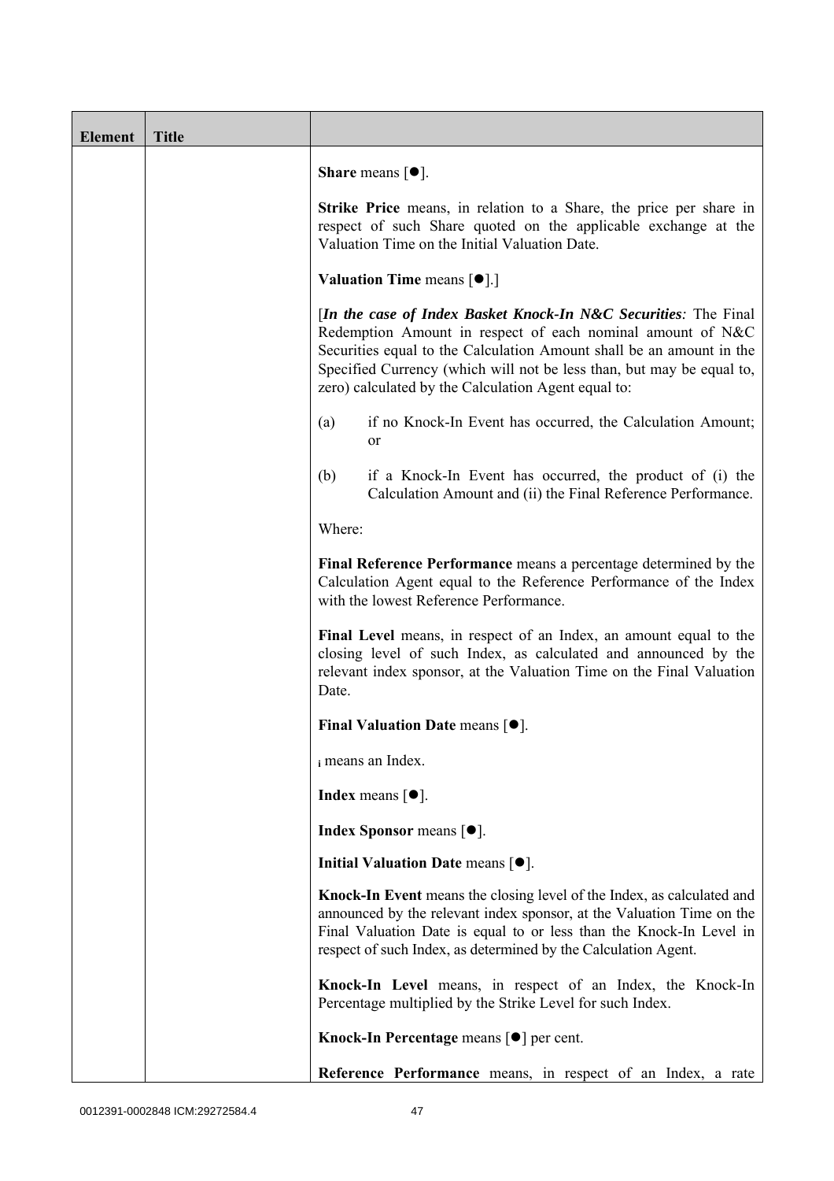| Element | Title | |
|---|---|---|
| | | **Share** means [●].<br><br>**Strike Price** means, in relation to a Share, the price per share in respect of such Share quoted on the applicable exchange at the Valuation Time on the Initial Valuation Date.<br><br>**Valuation Time** means [●].]<br><br>[***In the case of Index Basket Knock-In N&C Securities:*** The Final Redemption Amount in respect of each nominal amount of N&C Securities equal to the Calculation Amount shall be an amount in the Specified Currency (which will not be less than, but may be equal to, zero) calculated by the Calculation Agent equal to:<br><br>(a) if no Knock-In Event has occurred, the Calculation Amount; or<br><br>(b) if a Knock-In Event has occurred, the product of (i) the Calculation Amount and (ii) the Final Reference Performance.<br><br>Where:<br><br>**Final Reference Performance** means a percentage determined by the Calculation Agent equal to the Reference Performance of the Index with the lowest Reference Performance.<br><br>**Final Level** means, in respect of an Index, an amount equal to the closing level of such Index, as calculated and announced by the relevant index sponsor, at the Valuation Time on the Final Valuation Date.<br><br>**Final Valuation Date** means [●].<br><br>$_i$ means an Index.<br><br>**Index** means [●].<br><br>**Index Sponsor** means [●].<br><br>**Initial Valuation Date** means [●].<br><br>**Knock-In Event** means the closing level of the Index, as calculated and announced by the relevant index sponsor, at the Valuation Time on the Final Valuation Date is equal to or less than the Knock-In Level in respect of such Index, as determined by the Calculation Agent.<br><br>**Knock-In Level** means, in respect of an Index, the Knock-In Percentage multiplied by the Strike Level for such Index.<br><br>**Knock-In Percentage** means [●] per cent.<br><br>**Reference Performance** means, in respect of an Index, a rate |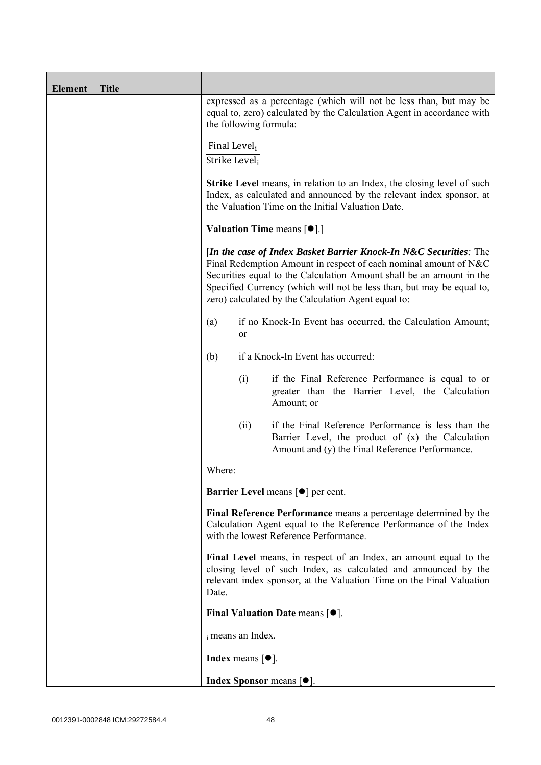| Element | Title | |
|---|---|---|
| | | expressed as a percentage (which will not be less than, but may be equal to, zero) calculated by the Calculation Agent in accordance with the following formula:<br><br>$$\frac{\text{Final Level}_i}{\text{Strike Level}_i}$$<br><br>**Strike Level** means, in relation to an Index, the closing level of such Index, as calculated and announced by the relevant index sponsor, at the Valuation Time on the Initial Valuation Date.<br><br>**Valuation Time** means [●].]<br><br>[***In the case of Index Basket Barrier Knock-In N&C Securities****:* The Final Redemption Amount in respect of each nominal amount of N&C Securities equal to the Calculation Amount shall be an amount in the Specified Currency (which will not be less than, but may be equal to, zero) calculated by the Calculation Agent equal to:<br><br>(a) if no Knock-In Event has occurred, the Calculation Amount; or<br><br>(b) if a Knock-In Event has occurred:<br><br>(i) if the Final Reference Performance is equal to or greater than the Barrier Level, the Calculation Amount; or<br><br>(ii) if the Final Reference Performance is less than the Barrier Level, the product of (x) the Calculation Amount and (y) the Final Reference Performance.<br><br>Where:<br><br>**Barrier Level** means [●] per cent.<br><br>**Final Reference Performance** means a percentage determined by the Calculation Agent equal to the Reference Performance of the Index with the lowest Reference Performance.<br><br>**Final Level** means, in respect of an Index, an amount equal to the closing level of such Index, as calculated and announced by the relevant index sponsor, at the Valuation Time on the Final Valuation Date.<br><br>**Final Valuation Date** means [●].<br><br>$_i$ means an Index.<br><br>**Index** means [●].<br><br>**Index Sponsor** means [●]. |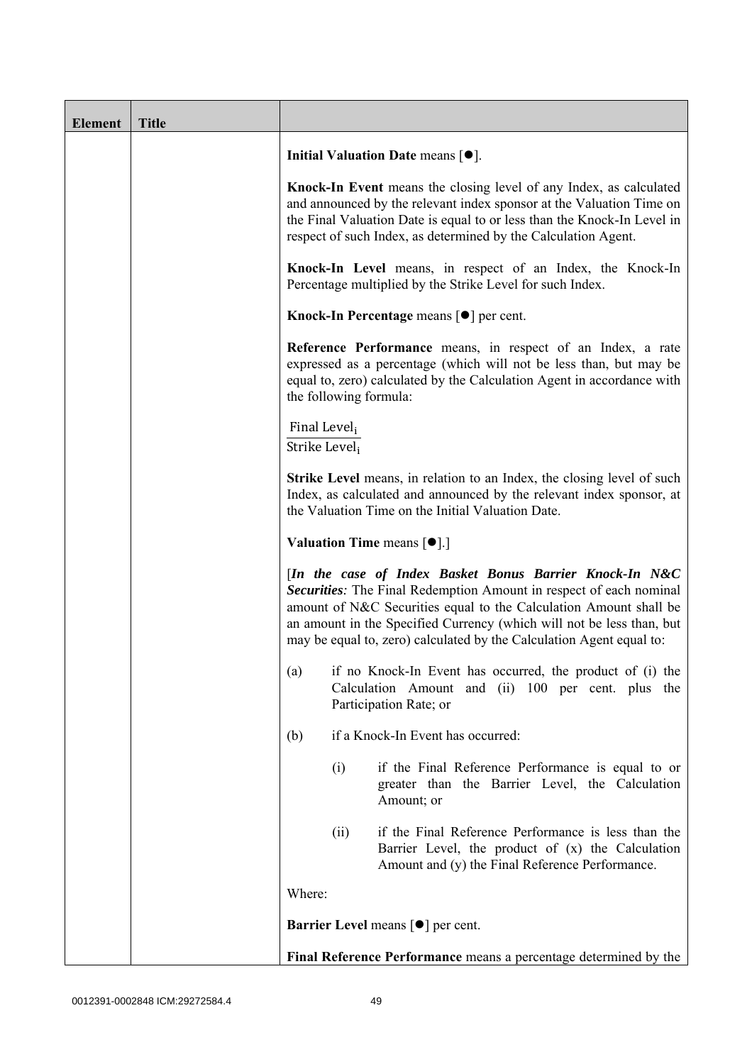| Element | Title | |
|---|---|---|
| | | **Initial Valuation Date** means [●].<br><br>**Knock-In Event** means the closing level of any Index, as calculated and announced by the relevant index sponsor at the Valuation Time on the Final Valuation Date is equal to or less than the Knock-In Level in respect of such Index, as determined by the Calculation Agent.<br><br>**Knock-In Level** means, in respect of an Index, the Knock-In Percentage multiplied by the Strike Level for such Index.<br><br>**Knock-In Percentage** means [●] per cent.<br><br>**Reference Performance** means, in respect of an Index, a rate expressed as a percentage (which will not be less than, but may be equal to, zero) calculated by the Calculation Agent in accordance with the following formula:<br><br>$\frac{\text{Final Level}_i}{\text{Strike Level}_i}$<br><br>**Strike Level** means, in relation to an Index, the closing level of such Index, as calculated and announced by the relevant index sponsor, at the Valuation Time on the Initial Valuation Date.<br><br>**Valuation Time** means [●].]<br><br>[***In the case of Index Basket Bonus Barrier Knock-In N&C Securities**:* The Final Redemption Amount in respect of each nominal amount of N&C Securities equal to the Calculation Amount shall be an amount in the Specified Currency (which will not be less than, but may be equal to, zero) calculated by the Calculation Agent equal to:<br><br>(a) if no Knock-In Event has occurred, the product of (i) the Calculation Amount and (ii) 100 per cent. plus the Participation Rate; or<br><br>(b) if a Knock-In Event has occurred:<br><br>(i) if the Final Reference Performance is equal to or greater than the Barrier Level, the Calculation Amount; or<br><br>(ii) if the Final Reference Performance is less than the Barrier Level, the product of (x) the Calculation Amount and (y) the Final Reference Performance.<br><br>Where:<br><br>**Barrier Level** means [●] per cent.<br><br>**Final Reference Performance** means a percentage determined by the |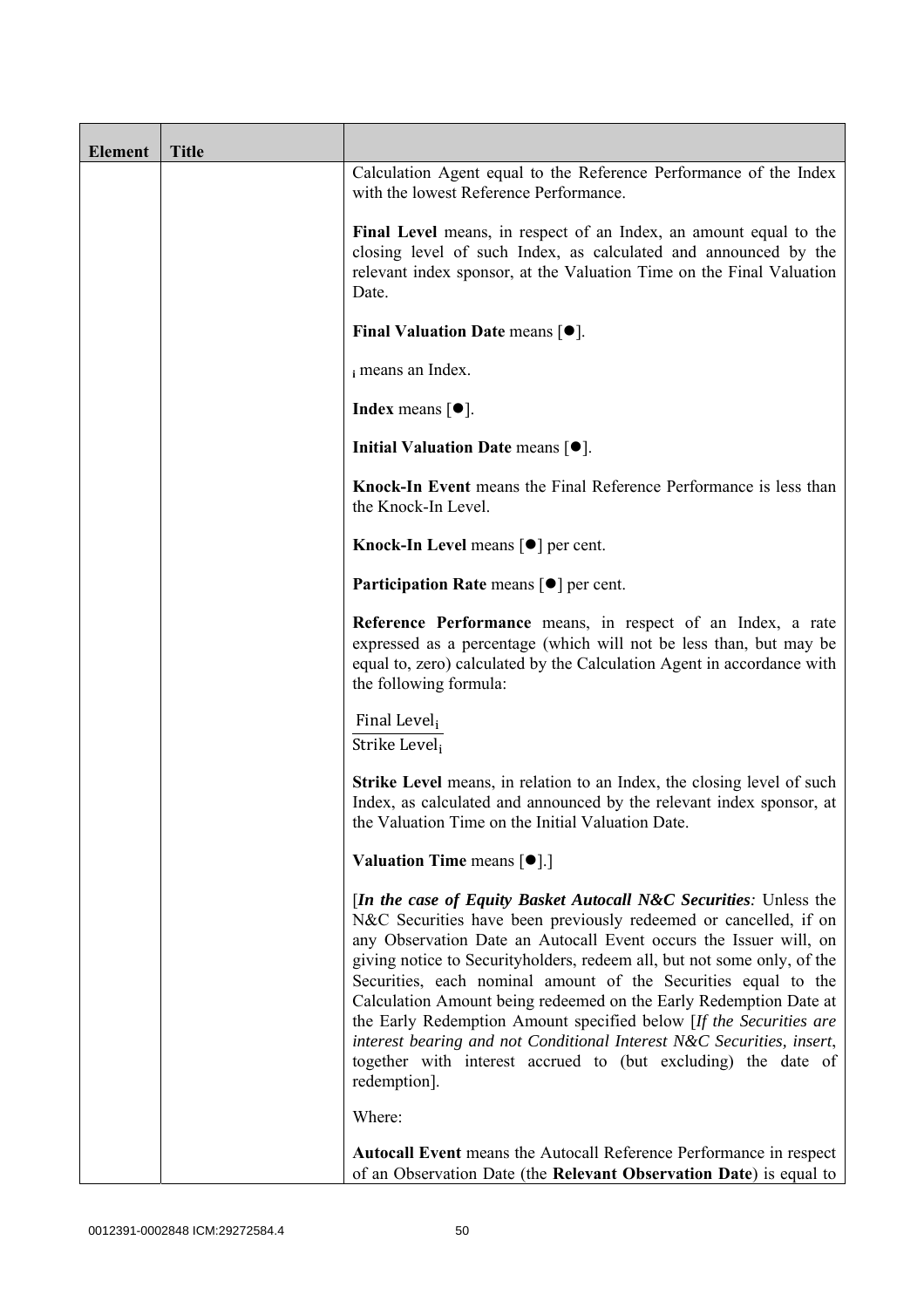| Element | Title | |
|---|---|---|
| | | Calculation Agent equal to the Reference Performance of the Index with the lowest Reference Performance.<br><br>**Final Level** means, in respect of an Index, an amount equal to the closing level of such Index, as calculated and announced by the relevant index sponsor, at the Valuation Time on the Final Valuation Date.<br><br>**Final Valuation Date** means [●].<br><br>$_i$ means an Index.<br><br>**Index** means [●].<br><br>**Initial Valuation Date** means [●].<br><br>**Knock-In Event** means the Final Reference Performance is less than the Knock-In Level.<br><br>**Knock-In Level** means [●] per cent.<br><br>**Participation Rate** means [●] per cent.<br><br>**Reference Performance** means, in respect of an Index, a rate expressed as a percentage (which will not be less than, but may be equal to, zero) calculated by the Calculation Agent in accordance with the following formula:<br><br>$$\frac{\text{Final Level}_i}{\text{Strike Level}_i}$$<br><br>**Strike Level** means, in relation to an Index, the closing level of such Index, as calculated and announced by the relevant index sponsor, at the Valuation Time on the Initial Valuation Date.<br><br>**Valuation Time** means [●].]<br><br>[***In the case of Equity Basket Autocall N&C Securities****:* Unless the N&C Securities have been previously redeemed or cancelled, if on any Observation Date an Autocall Event occurs the Issuer will, on giving notice to Securityholders, redeem all, but not some only, of the Securities, each nominal amount of the Securities equal to the Calculation Amount being redeemed on the Early Redemption Date at the Early Redemption Amount specified below [*If the Securities are interest bearing and not Conditional Interest N&C Securities, insert*, together with interest accrued to (but excluding) the date of redemption].<br><br>Where:<br><br>**Autocall Event** means the Autocall Reference Performance in respect of an Observation Date (the **Relevant Observation Date**) is equal to |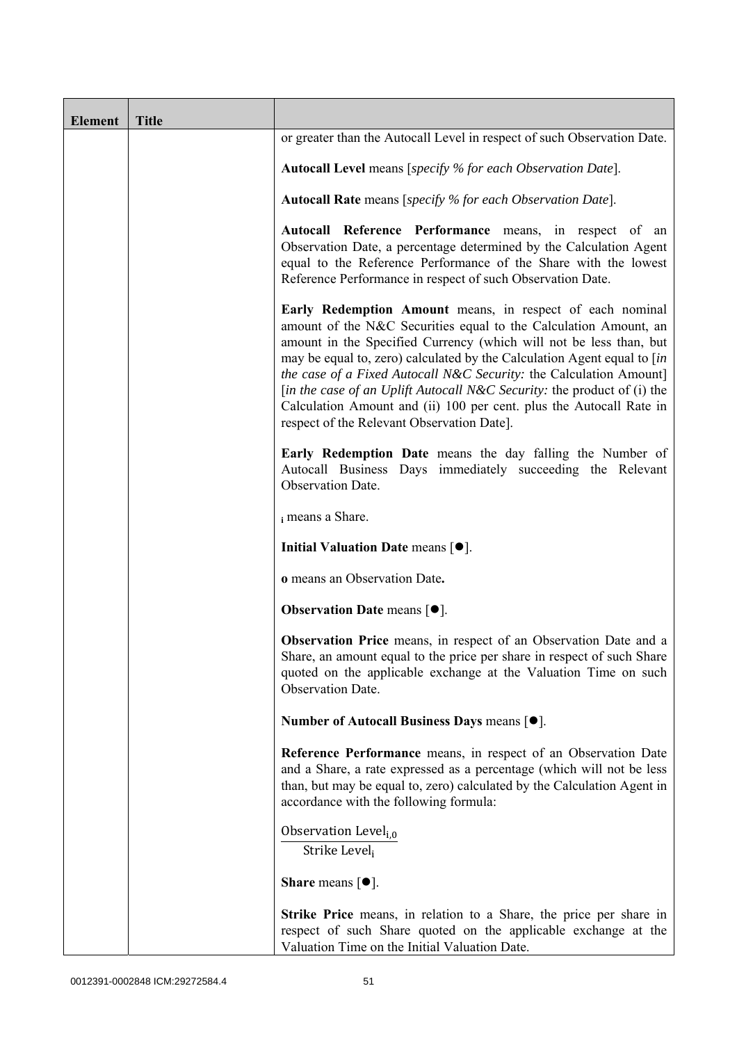| Element | Title | |
|---|---|---|
| | | or greater than the Autocall Level in respect of such Observation Date.<br><br>**Autocall Level** means [*specify % for each Observation Date*].<br><br>**Autocall Rate** means [*specify % for each Observation Date*].<br><br>**Autocall Reference Performance** means, in respect of an Observation Date, a percentage determined by the Calculation Agent equal to the Reference Performance of the Share with the lowest Reference Performance in respect of such Observation Date.<br><br>**Early Redemption Amount** means, in respect of each nominal amount of the N&C Securities equal to the Calculation Amount, an amount in the Specified Currency (which will not be less than, but may be equal to, zero) calculated by the Calculation Agent equal to [*in the case of a Fixed Autocall N&C Security:* the Calculation Amount] [*in the case of an Uplift Autocall N&C Security:* the product of (i) the Calculation Amount and (ii) 100 per cent. plus the Autocall Rate in respect of the Relevant Observation Date].<br><br>**Early Redemption Date** means the day falling the Number of Autocall Business Days immediately succeeding the Relevant Observation Date.<br><br>$_{i}$ means a Share.<br><br>**Initial Valuation Date** means [●].<br><br>**o** means an Observation Date**.**<br><br>**Observation Date** means [●].<br><br>**Observation Price** means, in respect of an Observation Date and a Share, an amount equal to the price per share in respect of such Share quoted on the applicable exchange at the Valuation Time on such Observation Date.<br><br>**Number of Autocall Business Days** means [●].<br><br>**Reference Performance** means, in respect of an Observation Date and a Share, a rate expressed as a percentage (which will not be less than, but may be equal to, zero) calculated by the Calculation Agent in accordance with the following formula:<br><br>$\frac{\text{Observation Level}_{i,0}}{\text{Strike Level}_{i}}$<br><br>**Share** means [●].<br><br>**Strike Price** means, in relation to a Share, the price per share in respect of such Share quoted on the applicable exchange at the Valuation Time on the Initial Valuation Date. |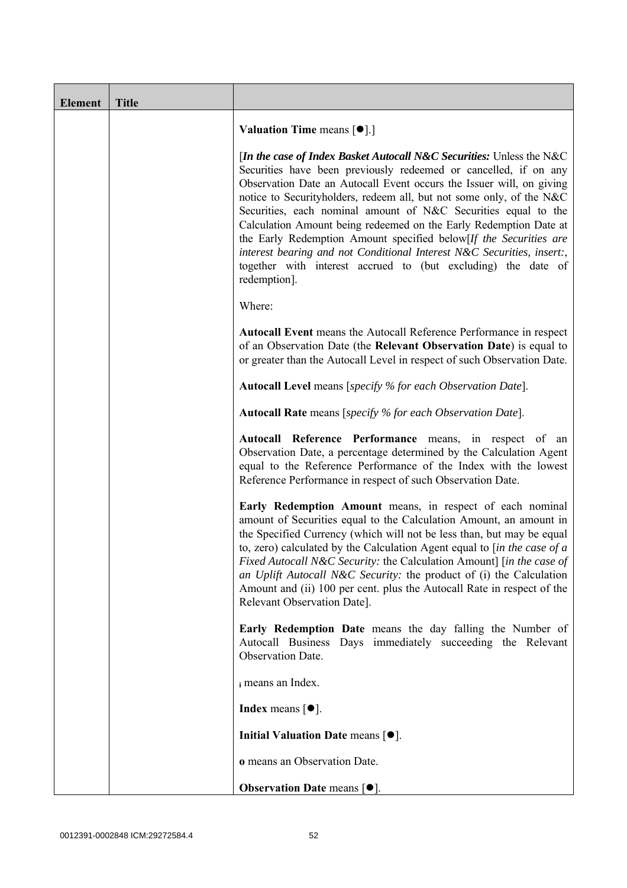| Element | Title | |
|---|---|---|
| | | **Valuation Time** means [●].]<br><br>[***In the case of Index Basket Autocall N&C Securities:*** Unless the N&C Securities have been previously redeemed or cancelled, if on any Observation Date an Autocall Event occurs the Issuer will, on giving notice to Securityholders, redeem all, but not some only, of the N&C Securities, each nominal amount of N&C Securities equal to the Calculation Amount being redeemed on the Early Redemption Date at the Early Redemption Amount specified below[*If the Securities are interest bearing and not Conditional Interest N&C Securities, insert:*, together with interest accrued to (but excluding) the date of redemption].<br><br>Where:<br><br>**Autocall Event** means the Autocall Reference Performance in respect of an Observation Date (the **Relevant Observation Date**) is equal to or greater than the Autocall Level in respect of such Observation Date.<br><br>**Autocall Level** means [*specify % for each Observation Date*].<br><br>**Autocall Rate** means [*specify % for each Observation Date*].<br><br>**Autocall Reference Performance** means, in respect of an Observation Date, a percentage determined by the Calculation Agent equal to the Reference Performance of the Index with the lowest Reference Performance in respect of such Observation Date.<br><br>**Early Redemption Amount** means, in respect of each nominal amount of Securities equal to the Calculation Amount, an amount in the Specified Currency (which will not be less than, but may be equal to, zero) calculated by the Calculation Agent equal to [*in the case of a Fixed Autocall N&C Security:* the Calculation Amount] [*in the case of an Uplift Autocall N&C Security:* the product of (i) the Calculation Amount and (ii) 100 per cent. plus the Autocall Rate in respect of the Relevant Observation Date].<br><br>**Early Redemption Date** means the day falling the Number of Autocall Business Days immediately succeeding the Relevant Observation Date.<br><br>**i** means an Index.<br><br>**Index** means [●].<br><br>**Initial Valuation Date** means [●].<br><br>**o** means an Observation Date.<br><br>**Observation Date** means [●]. |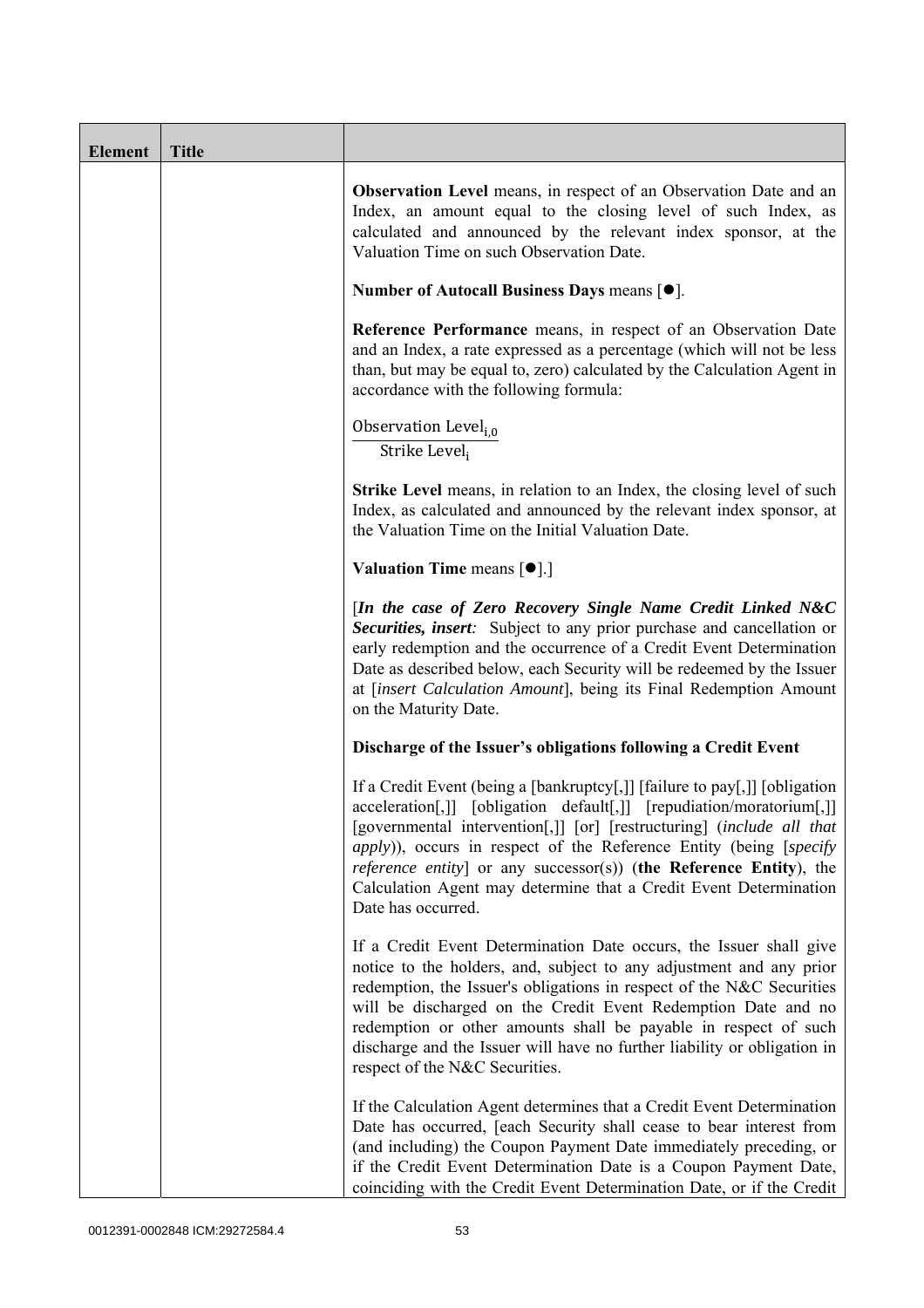| Element | Title | |
|---|---|---|
| | | **Observation Level** means, in respect of an Observation Date and an Index, an amount equal to the closing level of such Index, as calculated and announced by the relevant index sponsor, at the Valuation Time on such Observation Date.<br><br>**Number of Autocall Business Days** means [●].<br><br>**Reference Performance** means, in respect of an Observation Date and an Index, a rate expressed as a percentage (which will not be less than, but may be equal to, zero) calculated by the Calculation Agent in accordance with the following formula:<br><br>$\frac{\text{Observation Level}_{i,0}}{\text{Strike Level}_{i}}$<br><br>**Strike Level** means, in relation to an Index, the closing level of such Index, as calculated and announced by the relevant index sponsor, at the Valuation Time on the Initial Valuation Date.<br><br>**Valuation Time** means [●].]<br><br>[***In the case of Zero Recovery Single Name Credit Linked N&C Securities, insert:*** Subject to any prior purchase and cancellation or early redemption and the occurrence of a Credit Event Determination Date as described below, each Security will be redeemed by the Issuer at [*insert Calculation Amount*], being its Final Redemption Amount on the Maturity Date.<br><br>**Discharge of the Issuer's obligations following a Credit Event**<br><br>If a Credit Event (being a [bankruptcy[,]] [failure to pay[,]] [obligation acceleration[,]] [obligation default[,]] [repudiation/moratorium[,]] [governmental intervention[,]] [or] [restructuring] (*include all that apply*)), occurs in respect of the Reference Entity (being [*specify reference entity*] or any successor(s)) (**the Reference Entity**), the Calculation Agent may determine that a Credit Event Determination Date has occurred.<br><br>If a Credit Event Determination Date occurs, the Issuer shall give notice to the holders, and, subject to any adjustment and any prior redemption, the Issuer's obligations in respect of the N&C Securities will be discharged on the Credit Event Redemption Date and no redemption or other amounts shall be payable in respect of such discharge and the Issuer will have no further liability or obligation in respect of the N&C Securities.<br><br>If the Calculation Agent determines that a Credit Event Determination Date has occurred, [each Security shall cease to bear interest from (and including) the Coupon Payment Date immediately preceding, or if the Credit Event Determination Date is a Coupon Payment Date, coinciding with the Credit Event Determination Date, or if the Credit |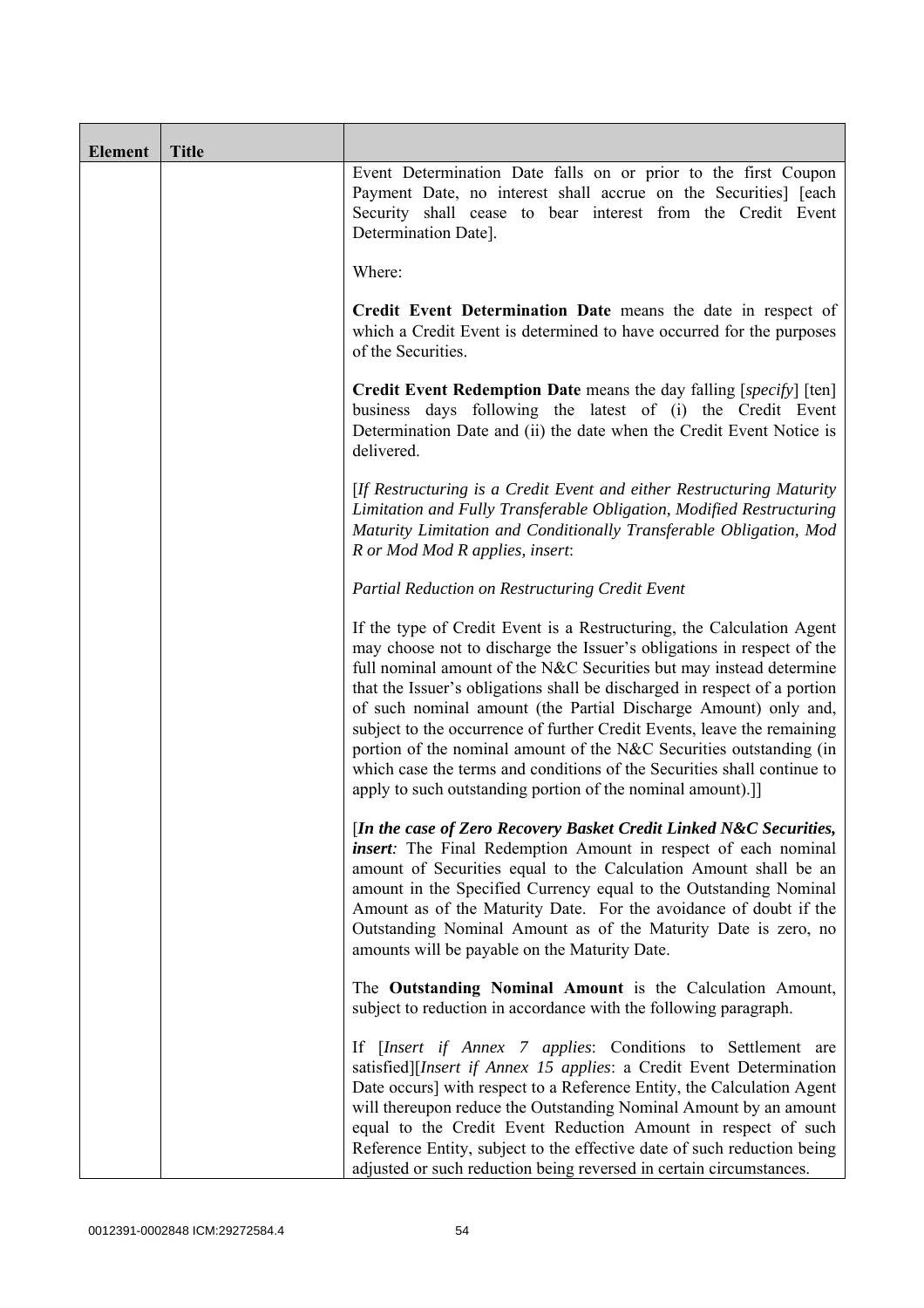| Element | Title | |
|---|---|---|
| | | Event Determination Date falls on or prior to the first Coupon Payment Date, no interest shall accrue on the Securities] [each Security shall cease to bear interest from the Credit Event Determination Date].<br><br>Where:<br><br>**Credit Event Determination Date** means the date in respect of which a Credit Event is determined to have occurred for the purposes of the Securities.<br><br>**Credit Event Redemption Date** means the day falling [*specify*] [ten] business days following the latest of (i) the Credit Event Determination Date and (ii) the date when the Credit Event Notice is delivered.<br><br>[*If Restructuring is a Credit Event and either Restructuring Maturity Limitation and Fully Transferable Obligation, Modified Restructuring Maturity Limitation and Conditionally Transferable Obligation, Mod R or Mod Mod R applies, insert*:<br><br>*Partial Reduction on Restructuring Credit Event*<br><br>If the type of Credit Event is a Restructuring, the Calculation Agent may choose not to discharge the Issuer's obligations in respect of the full nominal amount of the N&C Securities but may instead determine that the Issuer's obligations shall be discharged in respect of a portion of such nominal amount (the Partial Discharge Amount) only and, subject to the occurrence of further Credit Events, leave the remaining portion of the nominal amount of the N&C Securities outstanding (in which case the terms and conditions of the Securities shall continue to apply to such outstanding portion of the nominal amount).]]<br><br>[***In the case of Zero Recovery Basket Credit Linked N&C Securities, insert****:* The Final Redemption Amount in respect of each nominal amount of Securities equal to the Calculation Amount shall be an amount in the Specified Currency equal to the Outstanding Nominal Amount as of the Maturity Date. For the avoidance of doubt if the Outstanding Nominal Amount as of the Maturity Date is zero, no amounts will be payable on the Maturity Date.<br><br>The **Outstanding Nominal Amount** is the Calculation Amount, subject to reduction in accordance with the following paragraph.<br><br>If [*Insert if Annex 7 applies*: Conditions to Settlement are satisfied][*Insert if Annex 15 applies*: a Credit Event Determination Date occurs] with respect to a Reference Entity, the Calculation Agent will thereupon reduce the Outstanding Nominal Amount by an amount equal to the Credit Event Reduction Amount in respect of such Reference Entity, subject to the effective date of such reduction being adjusted or such reduction being reversed in certain circumstances. |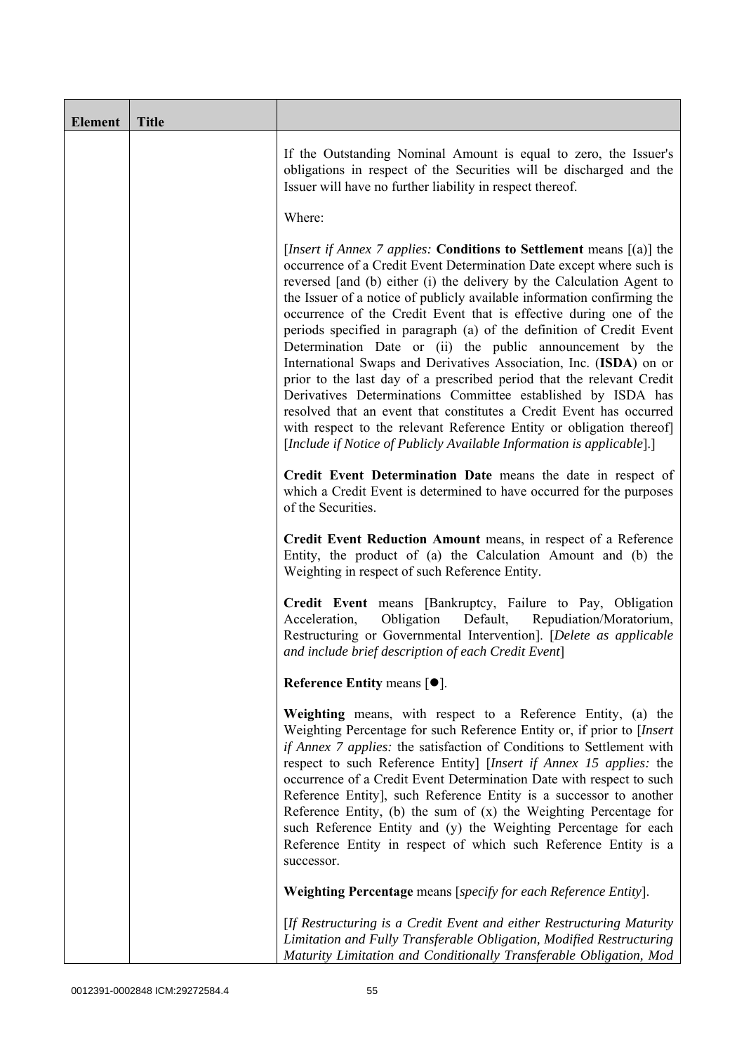| Element | Title | |
|---|---|---|
| | | If the Outstanding Nominal Amount is equal to zero, the Issuer's obligations in respect of the Securities will be discharged and the Issuer will have no further liability in respect thereof.<br><br>Where:<br><br>[*Insert if Annex 7 applies:* **Conditions to Settlement** means [(a)] the occurrence of a Credit Event Determination Date except where such is reversed [and (b) either (i) the delivery by the Calculation Agent to the Issuer of a notice of publicly available information confirming the occurrence of the Credit Event that is effective during one of the periods specified in paragraph (a) of the definition of Credit Event Determination Date or (ii) the public announcement by the International Swaps and Derivatives Association, Inc. (**ISDA**) on or prior to the last day of a prescribed period that the relevant Credit Derivatives Determinations Committee established by ISDA has resolved that an event that constitutes a Credit Event has occurred with respect to the relevant Reference Entity or obligation thereof] [*Include if Notice of Publicly Available Information is applicable*].]<br><br>**Credit Event Determination Date** means the date in respect of which a Credit Event is determined to have occurred for the purposes of the Securities.<br><br>**Credit Event Reduction Amount** means, in respect of a Reference Entity, the product of (a) the Calculation Amount and (b) the Weighting in respect of such Reference Entity.<br><br>**Credit Event** means [Bankruptcy, Failure to Pay, Obligation Acceleration, Obligation Default, Repudiation/Moratorium, Restructuring or Governmental Intervention]. [*Delete as applicable and include brief description of each Credit Event*]<br><br>**Reference Entity** means [●].<br><br>**Weighting** means, with respect to a Reference Entity, (a) the Weighting Percentage for such Reference Entity or, if prior to [*Insert if Annex 7 applies:* the satisfaction of Conditions to Settlement with respect to such Reference Entity] [*Insert if Annex 15 applies:* the occurrence of a Credit Event Determination Date with respect to such Reference Entity], such Reference Entity is a successor to another Reference Entity, (b) the sum of (x) the Weighting Percentage for such Reference Entity and (y) the Weighting Percentage for each Reference Entity in respect of which such Reference Entity is a successor.<br><br>**Weighting Percentage** means [*specify for each Reference Entity*].<br><br>[*If Restructuring is a Credit Event and either Restructuring Maturity Limitation and Fully Transferable Obligation, Modified Restructuring Maturity Limitation and Conditionally Transferable Obligation, Mod* |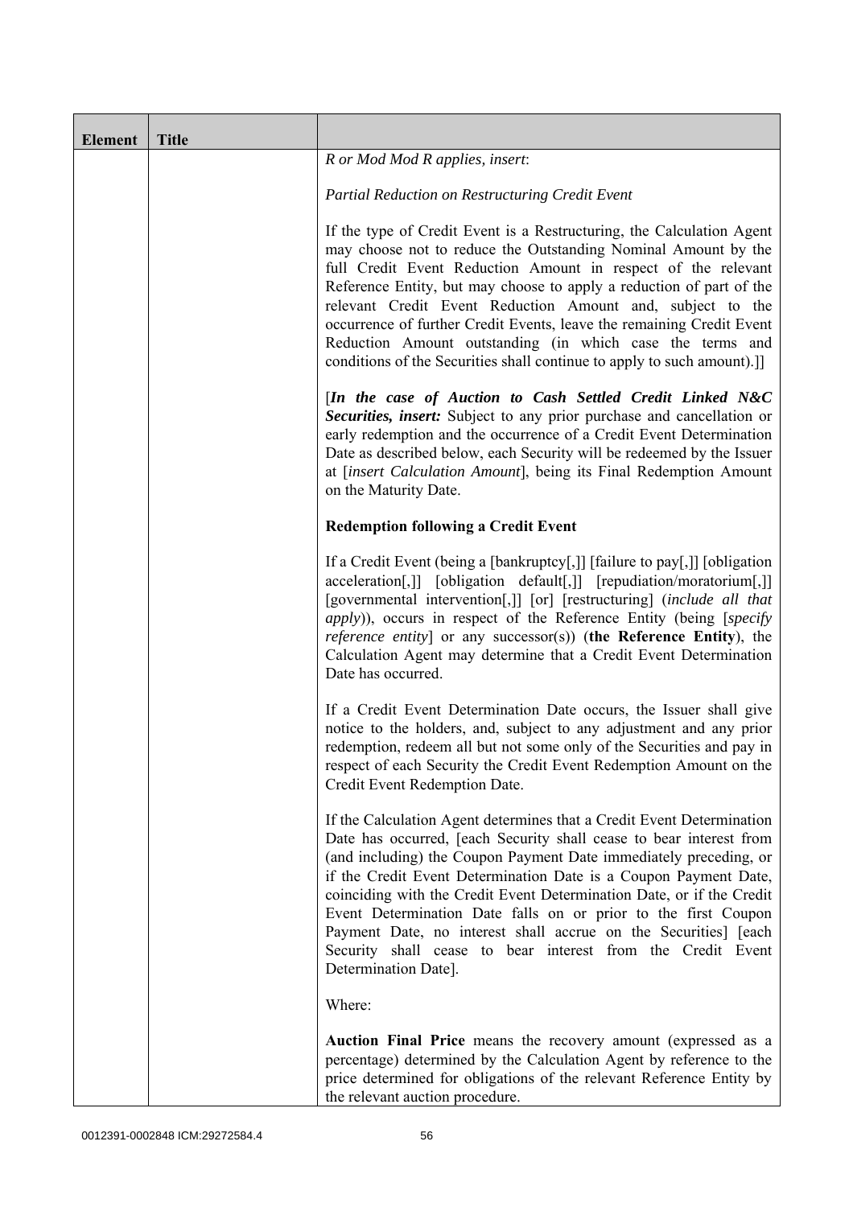| Element | Title | |
|---|---|---|
| | | *R or Mod Mod R applies, insert*:<br><br>*Partial Reduction on Restructuring Credit Event*<br><br>If the type of Credit Event is a Restructuring, the Calculation Agent may choose not to reduce the Outstanding Nominal Amount by the full Credit Event Reduction Amount in respect of the relevant Reference Entity, but may choose to apply a reduction of part of the relevant Credit Event Reduction Amount and, subject to the occurrence of further Credit Events, leave the remaining Credit Event Reduction Amount outstanding (in which case the terms and conditions of the Securities shall continue to apply to such amount).]]<br><br>[***In the case of Auction to Cash Settled Credit Linked N&C Securities, insert:*** Subject to any prior purchase and cancellation or early redemption and the occurrence of a Credit Event Determination Date as described below, each Security will be redeemed by the Issuer at [*insert Calculation Amount*], being its Final Redemption Amount on the Maturity Date.<br><br>**Redemption following a Credit Event**<br><br>If a Credit Event (being a [bankruptcy[,]] [failure to pay[,]] [obligation acceleration[,]] [obligation default[,]] [repudiation/moratorium[,]] [governmental intervention[,]] [or] [restructuring] (*include all that apply*)), occurs in respect of the Reference Entity (being [*specify reference entity*] or any successor(s)) (**the Reference Entity**), the Calculation Agent may determine that a Credit Event Determination Date has occurred.<br><br>If a Credit Event Determination Date occurs, the Issuer shall give notice to the holders, and, subject to any adjustment and any prior redemption, redeem all but not some only of the Securities and pay in respect of each Security the Credit Event Redemption Amount on the Credit Event Redemption Date.<br><br>If the Calculation Agent determines that a Credit Event Determination Date has occurred, [each Security shall cease to bear interest from (and including) the Coupon Payment Date immediately preceding, or if the Credit Event Determination Date is a Coupon Payment Date, coinciding with the Credit Event Determination Date, or if the Credit Event Determination Date falls on or prior to the first Coupon Payment Date, no interest shall accrue on the Securities] [each Security shall cease to bear interest from the Credit Event Determination Date].<br><br>Where:<br><br>**Auction Final Price** means the recovery amount (expressed as a percentage) determined by the Calculation Agent by reference to the price determined for obligations of the relevant Reference Entity by the relevant auction procedure. |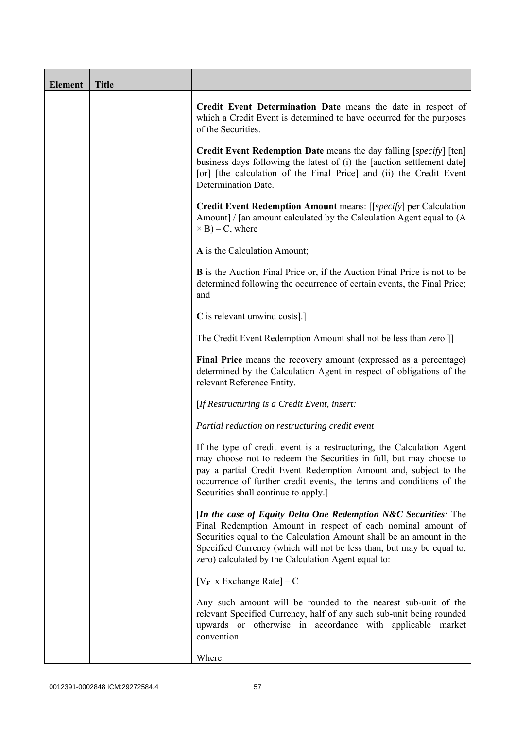| Element | Title | |
|---|---|---|
| | | **Credit Event Determination Date** means the date in respect of which a Credit Event is determined to have occurred for the purposes of the Securities.<br><br>**Credit Event Redemption Date** means the day falling [*specify*] [ten] business days following the latest of (i) the [auction settlement date] [or] [the calculation of the Final Price] and (ii) the Credit Event Determination Date.<br><br>**Credit Event Redemption Amount** means: [[*specify*] per Calculation Amount] / [an amount calculated by the Calculation Agent equal to $(A \times B) - C$, where<br><br>**A** is the Calculation Amount;<br><br>**B** is the Auction Final Price or, if the Auction Final Price is not to be determined following the occurrence of certain events, the Final Price; and<br><br>**C** is relevant unwind costs].]<br><br>The Credit Event Redemption Amount shall not be less than zero.]]<br><br>**Final Price** means the recovery amount (expressed as a percentage) determined by the Calculation Agent in respect of obligations of the relevant Reference Entity.<br><br>[*If Restructuring is a Credit Event, insert:*<br><br>*Partial reduction on restructuring credit event*<br><br>If the type of credit event is a restructuring, the Calculation Agent may choose not to redeem the Securities in full, but may choose to pay a partial Credit Event Redemption Amount and, subject to the occurrence of further credit events, the terms and conditions of the Securities shall continue to apply.]<br><br>[***In the case of Equity Delta One Redemption N&C Securities****:* The Final Redemption Amount in respect of each nominal amount of Securities equal to the Calculation Amount shall be an amount in the Specified Currency (which will not be less than, but may be equal to, zero) calculated by the Calculation Agent equal to:<br><br>$[V_F \text{ x Exchange Rate}] - C$<br><br>Any such amount will be rounded to the nearest sub-unit of the relevant Specified Currency, half of any such sub-unit being rounded upwards or otherwise in accordance with applicable market convention.<br><br>Where: |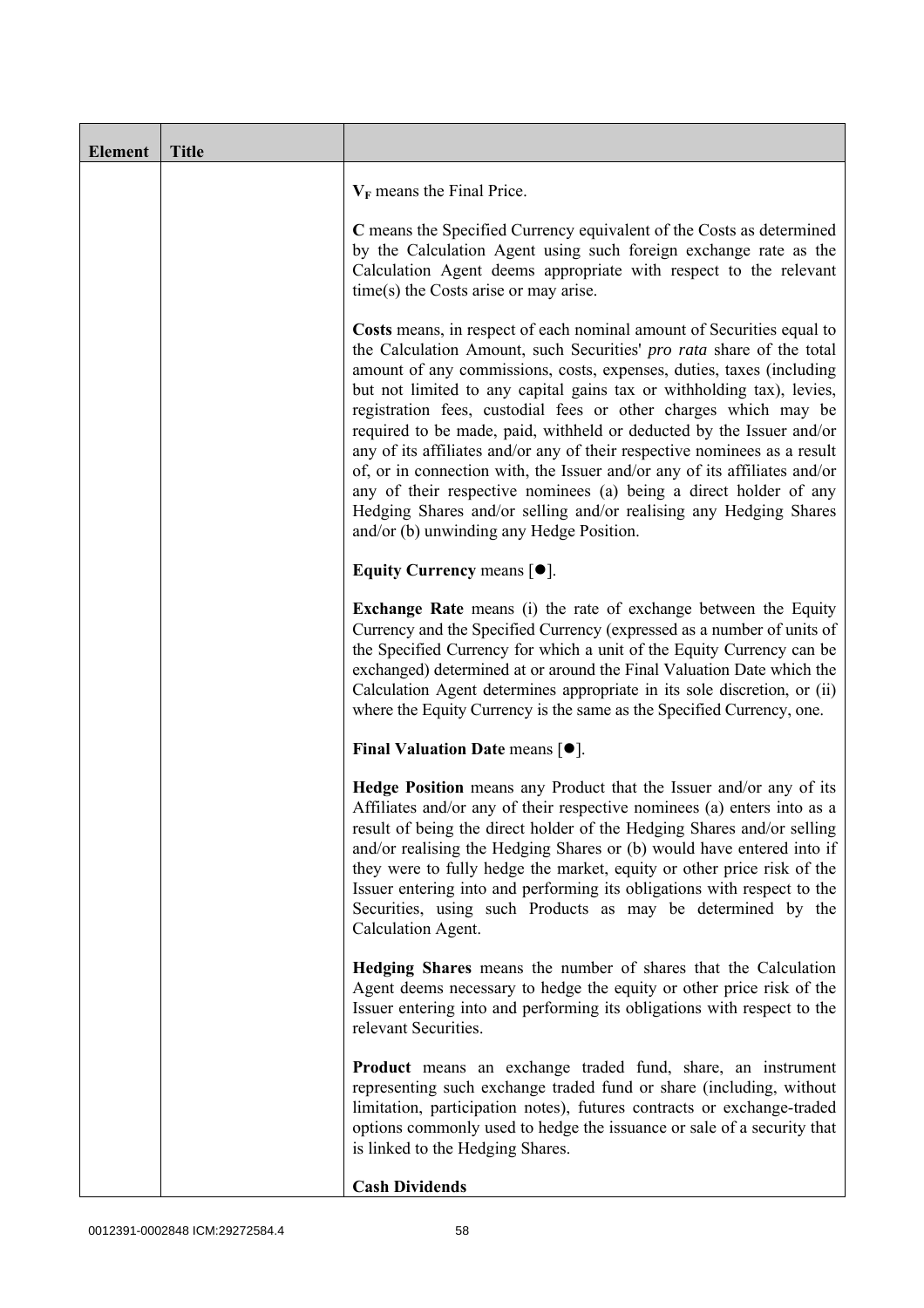| Element | Title | |
|---|---|---|
| | | $V_F$ means the Final Price.<br><br>**C** means the Specified Currency equivalent of the Costs as determined by the Calculation Agent using such foreign exchange rate as the Calculation Agent deems appropriate with respect to the relevant time(s) the Costs arise or may arise.<br><br>**Costs** means, in respect of each nominal amount of Securities equal to the Calculation Amount, such Securities' *pro rata* share of the total amount of any commissions, costs, expenses, duties, taxes (including but not limited to any capital gains tax or withholding tax), levies, registration fees, custodial fees or other charges which may be required to be made, paid, withheld or deducted by the Issuer and/or any of its affiliates and/or any of their respective nominees as a result of, or in connection with, the Issuer and/or any of its affiliates and/or any of their respective nominees (a) being a direct holder of any Hedging Shares and/or selling and/or realising any Hedging Shares and/or (b) unwinding any Hedge Position.<br><br>**Equity Currency** means [●].<br><br>**Exchange Rate** means (i) the rate of exchange between the Equity Currency and the Specified Currency (expressed as a number of units of the Specified Currency for which a unit of the Equity Currency can be exchanged) determined at or around the Final Valuation Date which the Calculation Agent determines appropriate in its sole discretion, or (ii) where the Equity Currency is the same as the Specified Currency, one.<br><br>**Final Valuation Date** means [●].<br><br>**Hedge Position** means any Product that the Issuer and/or any of its Affiliates and/or any of their respective nominees (a) enters into as a result of being the direct holder of the Hedging Shares and/or selling and/or realising the Hedging Shares or (b) would have entered into if they were to fully hedge the market, equity or other price risk of the Issuer entering into and performing its obligations with respect to the Securities, using such Products as may be determined by the Calculation Agent.<br><br>**Hedging Shares** means the number of shares that the Calculation Agent deems necessary to hedge the equity or other price risk of the Issuer entering into and performing its obligations with respect to the relevant Securities.<br><br>**Product** means an exchange traded fund, share, an instrument representing such exchange traded fund or share (including, without limitation, participation notes), futures contracts or exchange-traded options commonly used to hedge the issuance or sale of a security that is linked to the Hedging Shares.<br><br>**Cash Dividends** |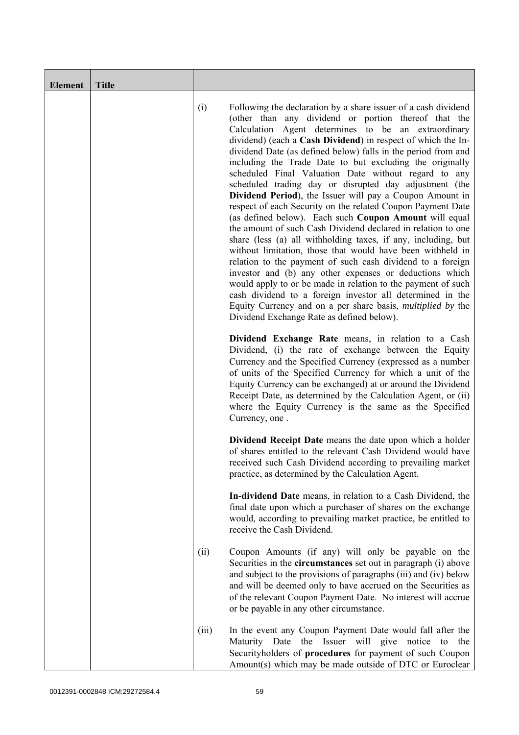| Element | Title | |
|---|---|---|
| | | (i) Following the declaration by a share issuer of a cash dividend (other than any dividend or portion thereof that the Calculation Agent determines to be an extraordinary dividend) (each a **Cash Dividend**) in respect of which the In-dividend Date (as defined below) falls in the period from and including the Trade Date to but excluding the originally scheduled Final Valuation Date without regard to any scheduled trading day or disrupted day adjustment (the **Dividend Period**), the Issuer will pay a Coupon Amount in respect of each Security on the related Coupon Payment Date (as defined below). Each such **Coupon Amount** will equal the amount of such Cash Dividend declared in relation to one share (less (a) all withholding taxes, if any, including, but without limitation, those that would have been withheld in relation to the payment of such cash dividend to a foreign investor and (b) any other expenses or deductions which would apply to or be made in relation to the payment of such cash dividend to a foreign investor all determined in the Equity Currency and on a per share basis, *multiplied by* the Dividend Exchange Rate as defined below).<br><br>**Dividend Exchange Rate** means, in relation to a Cash Dividend, (i) the rate of exchange between the Equity Currency and the Specified Currency (expressed as a number of units of the Specified Currency for which a unit of the Equity Currency can be exchanged) at or around the Dividend Receipt Date, as determined by the Calculation Agent, or (ii) where the Equity Currency is the same as the Specified Currency, one .<br><br>**Dividend Receipt Date** means the date upon which a holder of shares entitled to the relevant Cash Dividend would have received such Cash Dividend according to prevailing market practice, as determined by the Calculation Agent.<br><br>**In-dividend Date** means, in relation to a Cash Dividend, the final date upon which a purchaser of shares on the exchange would, according to prevailing market practice, be entitled to receive the Cash Dividend.<br><br>(ii) Coupon Amounts (if any) will only be payable on the Securities in the **circumstances** set out in paragraph (i) above and subject to the provisions of paragraphs (iii) and (iv) below and will be deemed only to have accrued on the Securities as of the relevant Coupon Payment Date. No interest will accrue or be payable in any other circumstance.<br><br>(iii) In the event any Coupon Payment Date would fall after the Maturity Date the Issuer will give notice to the Securityholders of **procedures** for payment of such Coupon Amount(s) which may be made outside of DTC or Euroclear |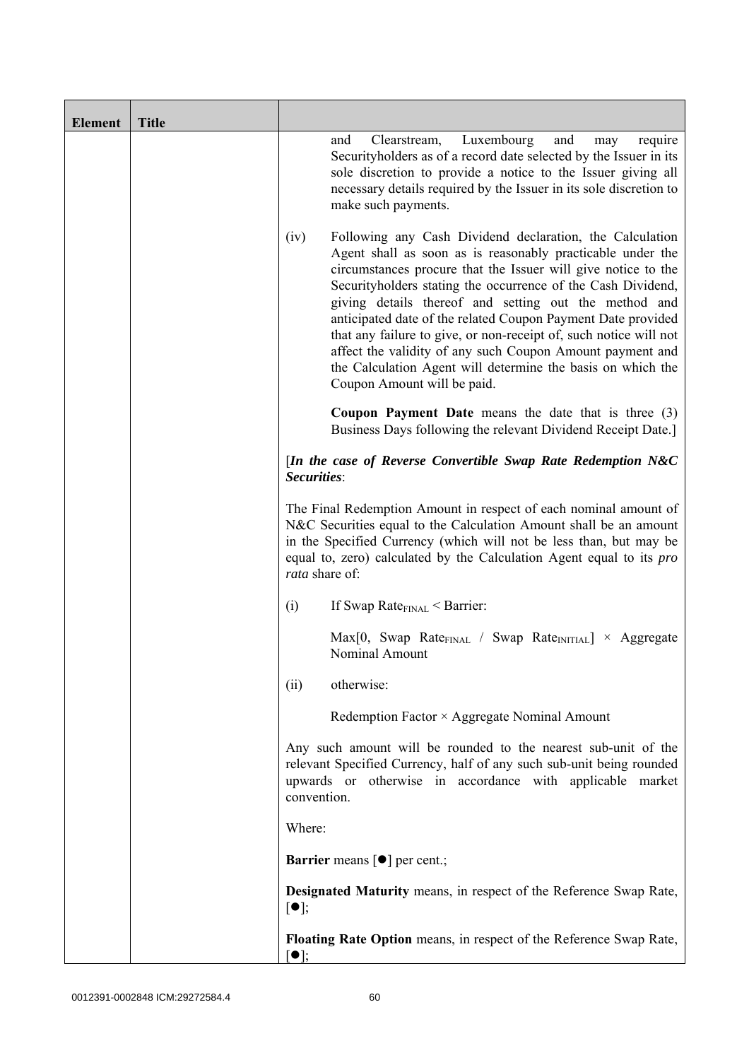| Element | Title | |
|---|---|---|
| | | and Clearstream, Luxembourg and may require Securityholders as of a record date selected by the Issuer in its sole discretion to provide a notice to the Issuer giving all necessary details required by the Issuer in its sole discretion to make such payments.<br><br>(iv) Following any Cash Dividend declaration, the Calculation Agent shall as soon as is reasonably practicable under the circumstances procure that the Issuer will give notice to the Securityholders stating the occurrence of the Cash Dividend, giving details thereof and setting out the method and anticipated date of the related Coupon Payment Date provided that any failure to give, or non-receipt of, such notice will not affect the validity of any such Coupon Amount payment and the Calculation Agent will determine the basis on which the Coupon Amount will be paid.<br><br>**Coupon Payment Date** means the date that is three (3) Business Days following the relevant Dividend Receipt Date.]<br><br>[***In the case of Reverse Convertible Swap Rate Redemption N&C Securities***:<br><br>The Final Redemption Amount in respect of each nominal amount of N&C Securities equal to the Calculation Amount shall be an amount in the Specified Currency (which will not be less than, but may be equal to, zero) calculated by the Calculation Agent equal to its *pro rata* share of:<br><br>(i) If Swap $Rate_{FINAL}$ < Barrier:<br><br>Max[0, Swap $Rate_{FINAL}$ / Swap $Rate_{INITIAL}$] × Aggregate Nominal Amount<br><br>(ii) otherwise:<br><br>Redemption Factor × Aggregate Nominal Amount<br><br>Any such amount will be rounded to the nearest sub-unit of the relevant Specified Currency, half of any such sub-unit being rounded upwards or otherwise in accordance with applicable market convention.<br><br>Where:<br><br>**Barrier** means [●] per cent.;<br><br>**Designated Maturity** means, in respect of the Reference Swap Rate, [●];<br><br>**Floating Rate Option** means, in respect of the Reference Swap Rate, [●]; |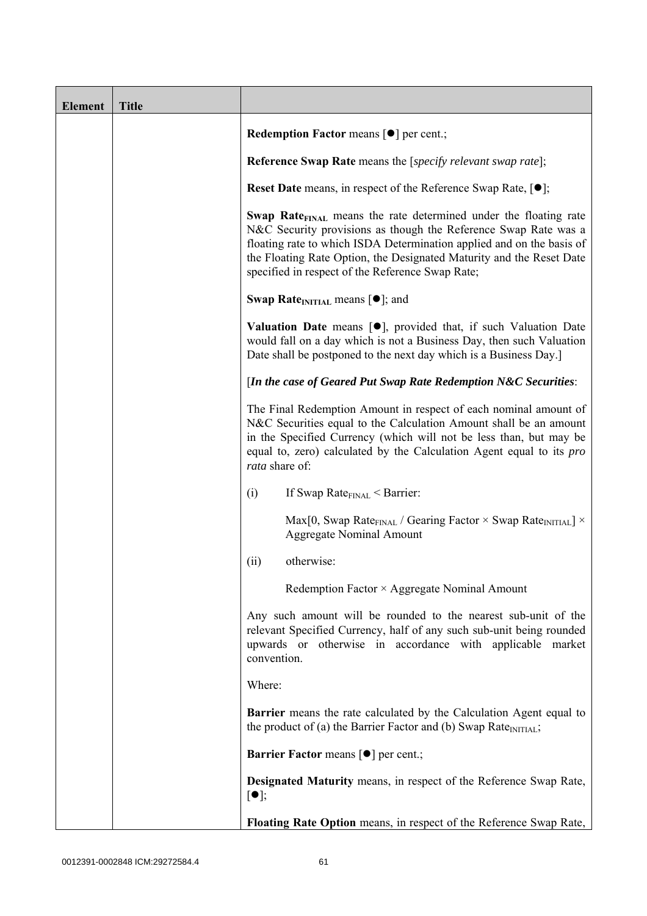| Element | Title | |
|---|---|---|
| | | **Redemption Factor** means [●] per cent.;<br><br>**Reference Swap Rate** means the [*specify relevant swap rate*];<br><br>**Reset Date** means, in respect of the Reference Swap Rate, [●];<br><br>**Swap Rate$_{FINAL}$** means the rate determined under the floating rate N&C Security provisions as though the Reference Swap Rate was a floating rate to which ISDA Determination applied and on the basis of the Floating Rate Option, the Designated Maturity and the Reset Date specified in respect of the Reference Swap Rate;<br><br>**Swap Rate$_{INITIAL}$** means [●]; and<br><br>**Valuation Date** means [●], provided that, if such Valuation Date would fall on a day which is not a Business Day, then such Valuation Date shall be postponed to the next day which is a Business Day.]<br><br>[***In the case of Geared Put Swap Rate Redemption N&C Securities***:<br><br>The Final Redemption Amount in respect of each nominal amount of N&C Securities equal to the Calculation Amount shall be an amount in the Specified Currency (which will not be less than, but may be equal to, zero) calculated by the Calculation Agent equal to its *pro rata* share of:<br><br>(i) If Swap Rate$_{FINAL}$ < Barrier:<br><br>Max[0, Swap Rate$_{FINAL}$ / Gearing Factor × Swap Rate$_{INITIAL}$] × Aggregate Nominal Amount<br><br>(ii) otherwise:<br><br>Redemption Factor × Aggregate Nominal Amount<br><br>Any such amount will be rounded to the nearest sub-unit of the relevant Specified Currency, half of any such sub-unit being rounded upwards or otherwise in accordance with applicable market convention.<br><br>Where:<br><br>**Barrier** means the rate calculated by the Calculation Agent equal to the product of (a) the Barrier Factor and (b) Swap Rate$_{INITIAL}$;<br><br>**Barrier Factor** means [●] per cent.;<br><br>**Designated Maturity** means, in respect of the Reference Swap Rate, [●];<br><br>**Floating Rate Option** means, in respect of the Reference Swap Rate, |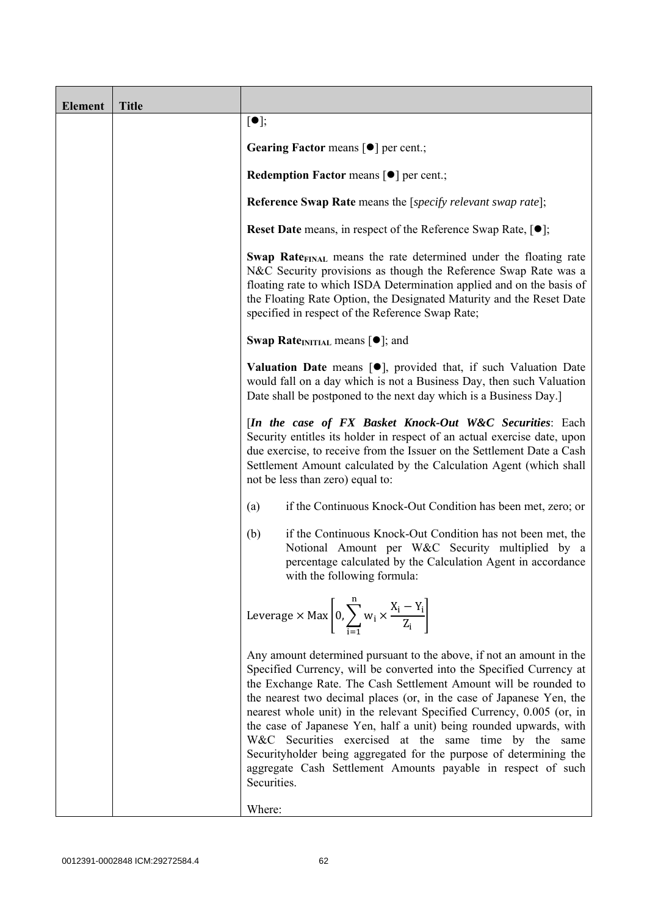| Element | Title | |
|---|---|---|
| | | [●];<br><br>**Gearing Factor** means [●] per cent.;<br><br>**Redemption Factor** means [●] per cent.;<br><br>**Reference Swap Rate** means the [*specify relevant swap rate*];<br><br>**Reset Date** means, in respect of the Reference Swap Rate, [●];<br><br>**Swap Rate$_{FINAL}$** means the rate determined under the floating rate N&C Security provisions as though the Reference Swap Rate was a floating rate to which ISDA Determination applied and on the basis of the Floating Rate Option, the Designated Maturity and the Reset Date specified in respect of the Reference Swap Rate;<br><br>**Swap Rate$_{INITIAL}$** means [●]; and<br><br>**Valuation Date** means [●], provided that, if such Valuation Date would fall on a day which is not a Business Day, then such Valuation Date shall be postponed to the next day which is a Business Day.]<br><br>[***In the case of FX Basket Knock-Out W&C Securities***: Each Security entitles its holder in respect of an actual exercise date, upon due exercise, to receive from the Issuer on the Settlement Date a Cash Settlement Amount calculated by the Calculation Agent (which shall not be less than zero) equal to:<br><br>(a) if the Continuous Knock-Out Condition has been met, zero; or<br><br>(b) if the Continuous Knock-Out Condition has not been met, the Notional Amount per W&C Security multiplied by a percentage calculated by the Calculation Agent in accordance with the following formula:<br><br>$$\text{Leverage} \times \text{Max}\left[0, \sum_{i=1}^{n} w_i \times \frac{X_i - Y_i}{Z_i}\right]$$<br><br>Any amount determined pursuant to the above, if not an amount in the Specified Currency, will be converted into the Specified Currency at the Exchange Rate. The Cash Settlement Amount will be rounded to the nearest two decimal places (or, in the case of Japanese Yen, the nearest whole unit) in the relevant Specified Currency, 0.005 (or, in the case of Japanese Yen, half a unit) being rounded upwards, with W&C Securities exercised at the same time by the same Securityholder being aggregated for the purpose of determining the aggregate Cash Settlement Amounts payable in respect of such Securities.<br><br>Where: |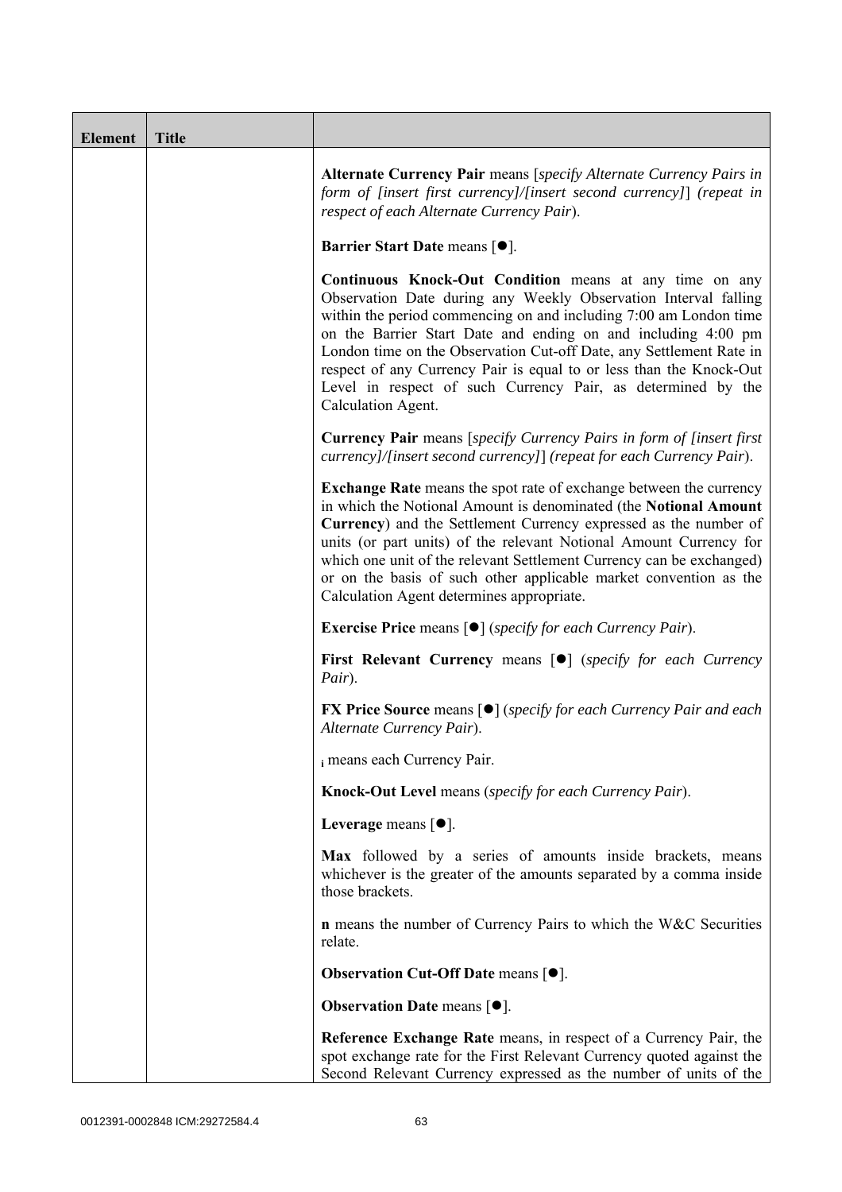| Element | Title | |
|---|---|---|
| | | **Alternate Currency Pair** means [*specify Alternate Currency Pairs in form of [insert first currency]/[insert second currency]*] (*repeat in respect of each Alternate Currency Pair*).<br><br>**Barrier Start Date** means [●].<br><br>**Continuous Knock-Out Condition** means at any time on any Observation Date during any Weekly Observation Interval falling within the period commencing on and including 7:00 am London time on the Barrier Start Date and ending on and including 4:00 pm London time on the Observation Cut-off Date, any Settlement Rate in respect of any Currency Pair is equal to or less than the Knock-Out Level in respect of such Currency Pair, as determined by the Calculation Agent.<br><br>**Currency Pair** means [*specify Currency Pairs in form of [insert first currency]/[insert second currency]*] (*repeat for each Currency Pair*).<br><br>**Exchange Rate** means the spot rate of exchange between the currency in which the Notional Amount is denominated (the **Notional Amount Currency**) and the Settlement Currency expressed as the number of units (or part units) of the relevant Notional Amount Currency for which one unit of the relevant Settlement Currency can be exchanged) or on the basis of such other applicable market convention as the Calculation Agent determines appropriate.<br><br>**Exercise Price** means [●] (*specify for each Currency Pair*).<br><br>**First Relevant Currency** means [●] (*specify for each Currency Pair*).<br><br>**FX Price Source** means [●] (*specify for each Currency Pair and each Alternate Currency Pair*).<br><br>$_i$ means each Currency Pair.<br><br>**Knock-Out Level** means (*specify for each Currency Pair*).<br><br>**Leverage** means [●].<br><br>**Max** followed by a series of amounts inside brackets, means whichever is the greater of the amounts separated by a comma inside those brackets.<br><br>**n** means the number of Currency Pairs to which the W&C Securities relate.<br><br>**Observation Cut-Off Date** means [●].<br><br>**Observation Date** means [●].<br><br>**Reference Exchange Rate** means, in respect of a Currency Pair, the spot exchange rate for the First Relevant Currency quoted against the Second Relevant Currency expressed as the number of units of the |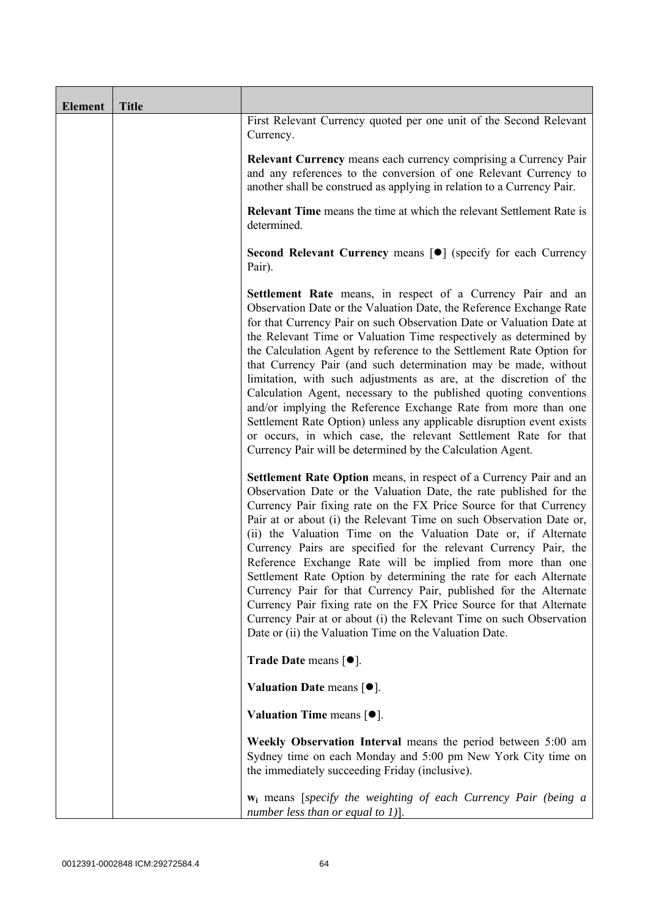| Element | Title | |
|---|---|---|
| | | First Relevant Currency quoted per one unit of the Second Relevant Currency.<br><br>**Relevant Currency** means each currency comprising a Currency Pair and any references to the conversion of one Relevant Currency to another shall be construed as applying in relation to a Currency Pair.<br><br>**Relevant Time** means the time at which the relevant Settlement Rate is determined.<br><br>**Second Relevant Currency** means [●] (specify for each Currency Pair).<br><br>**Settlement Rate** means, in respect of a Currency Pair and an Observation Date or the Valuation Date, the Reference Exchange Rate for that Currency Pair on such Observation Date or Valuation Date at the Relevant Time or Valuation Time respectively as determined by the Calculation Agent by reference to the Settlement Rate Option for that Currency Pair (and such determination may be made, without limitation, with such adjustments as are, at the discretion of the Calculation Agent, necessary to the published quoting conventions and/or implying the Reference Exchange Rate from more than one Settlement Rate Option) unless any applicable disruption event exists or occurs, in which case, the relevant Settlement Rate for that Currency Pair will be determined by the Calculation Agent.<br><br>**Settlement Rate Option** means, in respect of a Currency Pair and an Observation Date or the Valuation Date, the rate published for the Currency Pair fixing rate on the FX Price Source for that Currency Pair at or about (i) the Relevant Time on such Observation Date or, (ii) the Valuation Time on the Valuation Date or, if Alternate Currency Pairs are specified for the relevant Currency Pair, the Reference Exchange Rate will be implied from more than one Settlement Rate Option by determining the rate for each Alternate Currency Pair for that Currency Pair, published for the Alternate Currency Pair fixing rate on the FX Price Source for that Alternate Currency Pair at or about (i) the Relevant Time on such Observation Date or (ii) the Valuation Time on the Valuation Date.<br><br>**Trade Date** means [●].<br><br>**Valuation Date** means [●].<br><br>**Valuation Time** means [●].<br><br>**Weekly Observation Interval** means the period between 5:00 am Sydney time on each Monday and 5:00 pm New York City time on the immediately succeeding Friday (inclusive).<br><br>$\mathbf{w_i}$ means [*specify the weighting of each Currency Pair (being a number less than or equal to 1)*]. |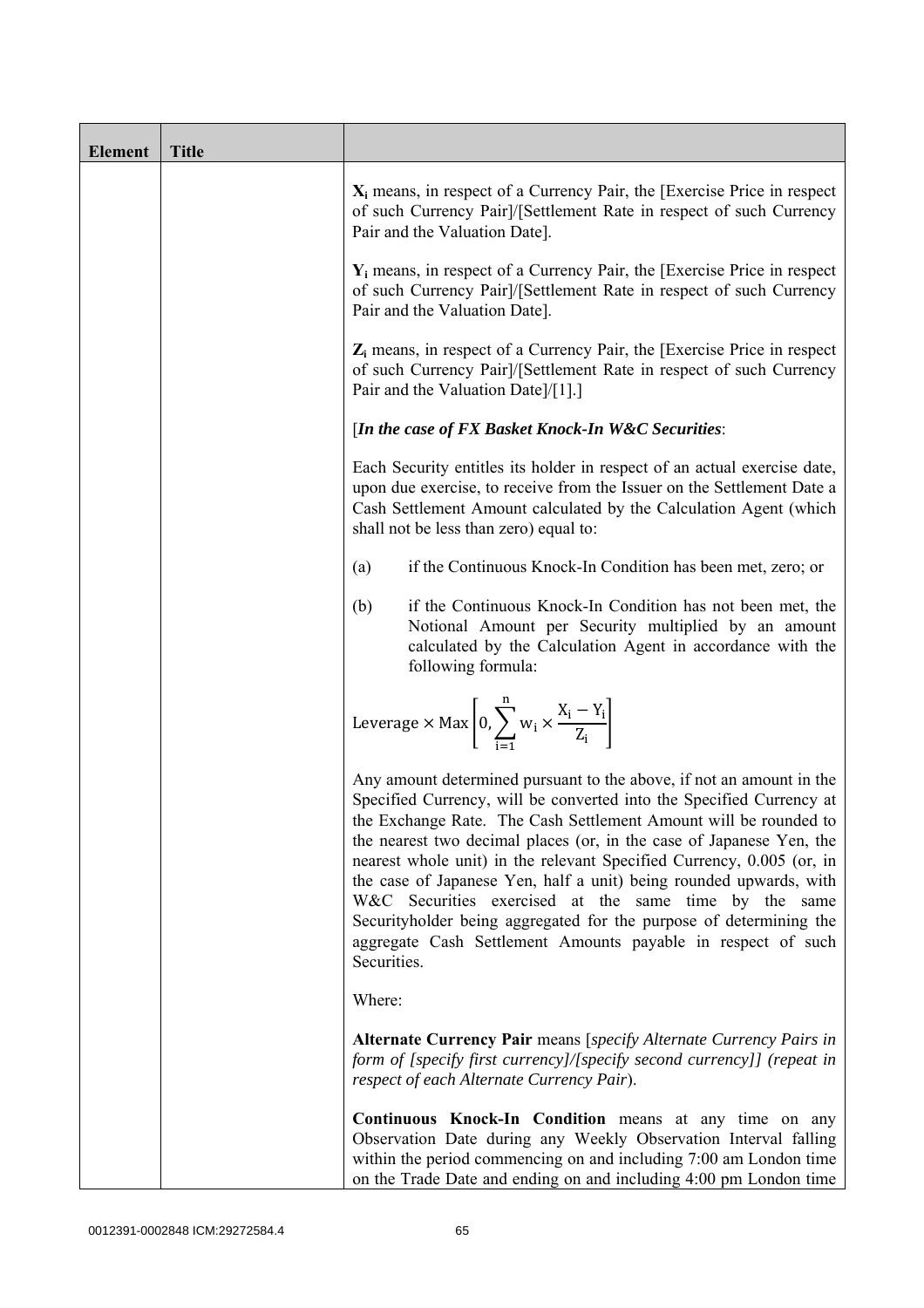| Element | Title | |
|---|---|---|
| | | $X_i$ means, in respect of a Currency Pair, the [Exercise Price in respect of such Currency Pair]/[Settlement Rate in respect of such Currency Pair and the Valuation Date].<br><br>$Y_i$ means, in respect of a Currency Pair, the [Exercise Price in respect of such Currency Pair]/[Settlement Rate in respect of such Currency Pair and the Valuation Date].<br><br>$Z_i$ means, in respect of a Currency Pair, the [Exercise Price in respect of such Currency Pair]/[Settlement Rate in respect of such Currency Pair and the Valuation Date]/[1].]<br><br>[*In the case of FX Basket Knock-In W&C Securities*:<br><br>Each Security entitles its holder in respect of an actual exercise date, upon due exercise, to receive from the Issuer on the Settlement Date a Cash Settlement Amount calculated by the Calculation Agent (which shall not be less than zero) equal to:<br><br>(a) if the Continuous Knock-In Condition has been met, zero; or<br><br>(b) if the Continuous Knock-In Condition has not been met, the Notional Amount per Security multiplied by an amount calculated by the Calculation Agent in accordance with the following formula:<br><br>$$\text{Leverage} \times \text{Max}\left[0, \sum_{i=1}^{n} w_i \times \frac{X_i - Y_i}{Z_i}\right]$$<br><br>Any amount determined pursuant to the above, if not an amount in the Specified Currency, will be converted into the Specified Currency at the Exchange Rate. The Cash Settlement Amount will be rounded to the nearest two decimal places (or, in the case of Japanese Yen, the nearest whole unit) in the relevant Specified Currency, 0.005 (or, in the case of Japanese Yen, half a unit) being rounded upwards, with W&C Securities exercised at the same time by the same Securityholder being aggregated for the purpose of determining the aggregate Cash Settlement Amounts payable in respect of such Securities.<br><br>Where:<br><br>**Alternate Currency Pair** means [*specify Alternate Currency Pairs in form of [specify first currency]/[specify second currency]] (repeat in respect of each Alternate Currency Pair*).<br><br>**Continuous Knock-In Condition** means at any time on any Observation Date during any Weekly Observation Interval falling within the period commencing on and including 7:00 am London time on the Trade Date and ending on and including 4:00 pm London time |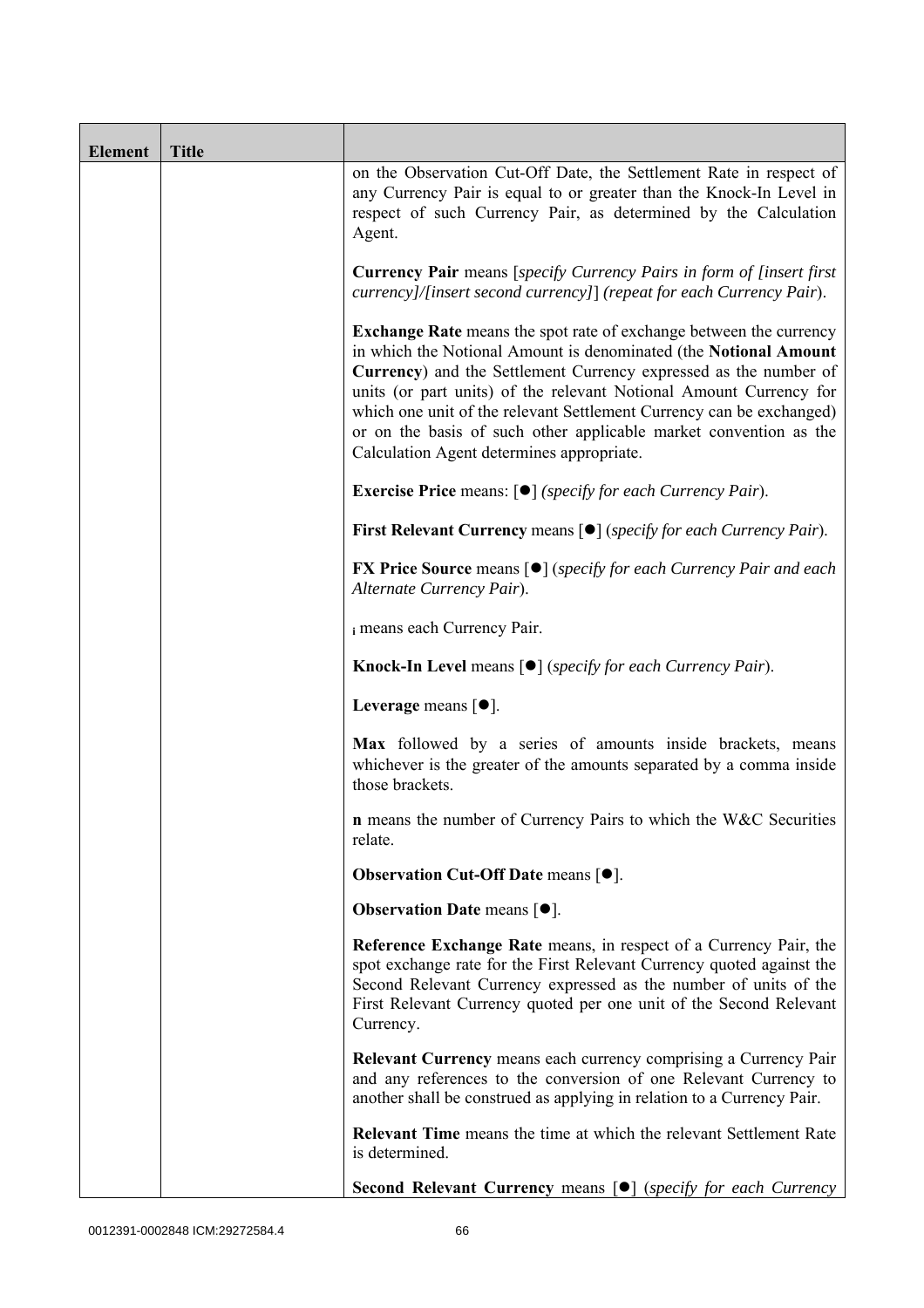| Element | Title | |
|---|---|---|
| | | on the Observation Cut-Off Date, the Settlement Rate in respect of any Currency Pair is equal to or greater than the Knock-In Level in respect of such Currency Pair, as determined by the Calculation Agent.<br><br>**Currency Pair** means [*specify Currency Pairs in form of [insert first currency]/[insert second currency]*] *(repeat for each Currency Pair*).<br><br>**Exchange Rate** means the spot rate of exchange between the currency in which the Notional Amount is denominated (the **Notional Amount Currency**) and the Settlement Currency expressed as the number of units (or part units) of the relevant Notional Amount Currency for which one unit of the relevant Settlement Currency can be exchanged) or on the basis of such other applicable market convention as the Calculation Agent determines appropriate.<br><br>**Exercise Price** means: [●] *(specify for each Currency Pair*).<br><br>**First Relevant Currency** means [●] (*specify for each Currency Pair*).<br><br>**FX Price Source** means [●] (*specify for each Currency Pair and each Alternate Currency Pair*).<br><br>$_i$ means each Currency Pair.<br><br>**Knock-In Level** means [●] (*specify for each Currency Pair*).<br><br>**Leverage** means [●].<br><br>**Max** followed by a series of amounts inside brackets, means whichever is the greater of the amounts separated by a comma inside those brackets.<br><br>**n** means the number of Currency Pairs to which the W&C Securities relate.<br><br>**Observation Cut-Off Date** means [●].<br><br>**Observation Date** means [●].<br><br>**Reference Exchange Rate** means, in respect of a Currency Pair, the spot exchange rate for the First Relevant Currency quoted against the Second Relevant Currency expressed as the number of units of the First Relevant Currency quoted per one unit of the Second Relevant Currency.<br><br>**Relevant Currency** means each currency comprising a Currency Pair and any references to the conversion of one Relevant Currency to another shall be construed as applying in relation to a Currency Pair.<br><br>**Relevant Time** means the time at which the relevant Settlement Rate is determined.<br><br>**Second Relevant Currency** means [●] (*specify for each Currency* |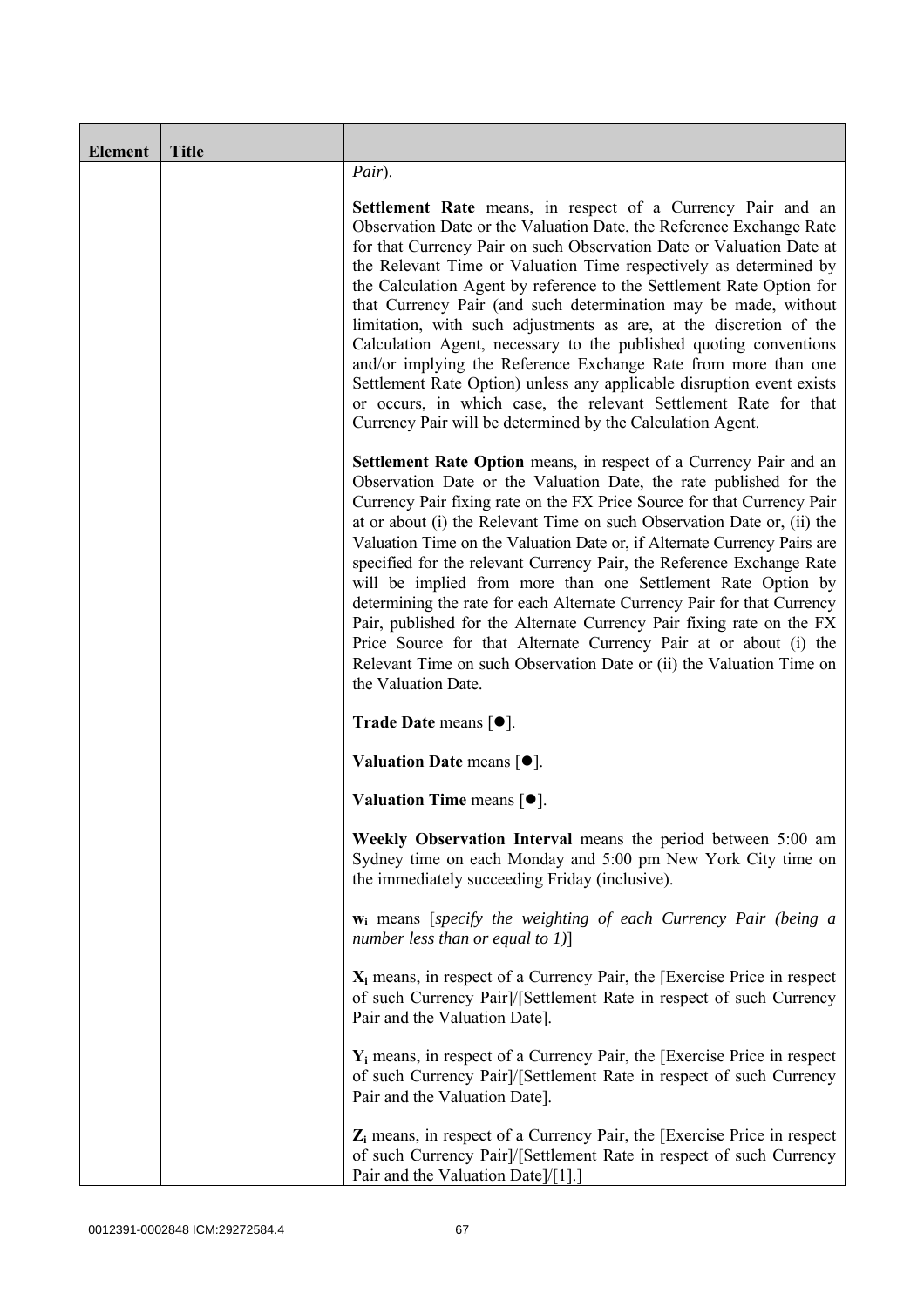| Element | Title | |
|---|---|---|
| | | *Pair*).<br><br>**Settlement Rate** means, in respect of a Currency Pair and an Observation Date or the Valuation Date, the Reference Exchange Rate for that Currency Pair on such Observation Date or Valuation Date at the Relevant Time or Valuation Time respectively as determined by the Calculation Agent by reference to the Settlement Rate Option for that Currency Pair (and such determination may be made, without limitation, with such adjustments as are, at the discretion of the Calculation Agent, necessary to the published quoting conventions and/or implying the Reference Exchange Rate from more than one Settlement Rate Option) unless any applicable disruption event exists or occurs, in which case, the relevant Settlement Rate for that Currency Pair will be determined by the Calculation Agent.<br><br>**Settlement Rate Option** means, in respect of a Currency Pair and an Observation Date or the Valuation Date, the rate published for the Currency Pair fixing rate on the FX Price Source for that Currency Pair at or about (i) the Relevant Time on such Observation Date or, (ii) the Valuation Time on the Valuation Date or, if Alternate Currency Pairs are specified for the relevant Currency Pair, the Reference Exchange Rate will be implied from more than one Settlement Rate Option by determining the rate for each Alternate Currency Pair for that Currency Pair, published for the Alternate Currency Pair fixing rate on the FX Price Source for that Alternate Currency Pair at or about (i) the Relevant Time on such Observation Date or (ii) the Valuation Time on the Valuation Date.<br><br>**Trade Date** means [●].<br><br>**Valuation Date** means [●].<br><br>**Valuation Time** means [●].<br><br>**Weekly Observation Interval** means the period between 5:00 am Sydney time on each Monday and 5:00 pm New York City time on the immediately succeeding Friday (inclusive).<br><br>$\mathbf{w_i}$ means [*specify the weighting of each Currency Pair (being a number less than or equal to 1)*]<br><br>$\mathbf{X_i}$ means, in respect of a Currency Pair, the [Exercise Price in respect of such Currency Pair]/[Settlement Rate in respect of such Currency Pair and the Valuation Date].<br><br>$\mathbf{Y_i}$ means, in respect of a Currency Pair, the [Exercise Price in respect of such Currency Pair]/[Settlement Rate in respect of such Currency Pair and the Valuation Date].<br><br>$\mathbf{Z_i}$ means, in respect of a Currency Pair, the [Exercise Price in respect of such Currency Pair]/[Settlement Rate in respect of such Currency Pair and the Valuation Date]/[1].] |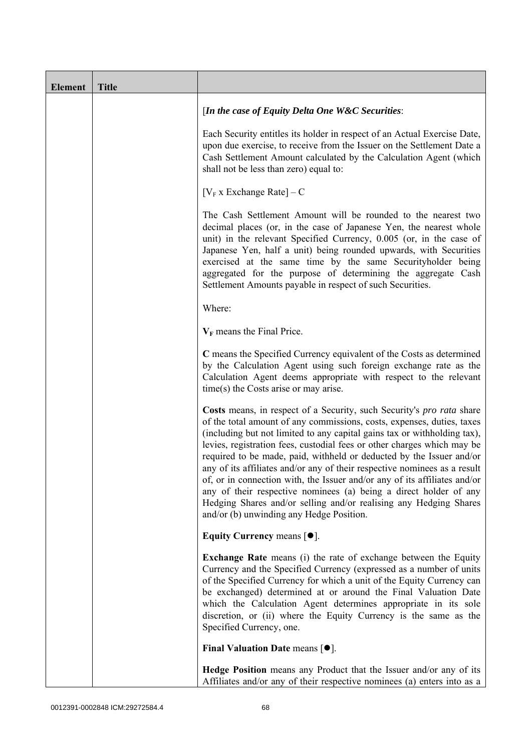| Element | Title | |
|---|---|---|
| | | [*In the case of Equity Delta One W&C Securities*:<br><br>Each Security entitles its holder in respect of an Actual Exercise Date, upon due exercise, to receive from the Issuer on the Settlement Date a Cash Settlement Amount calculated by the Calculation Agent (which shall not be less than zero) equal to:<br><br>$[V_F \text{ x Exchange Rate}] - C$<br><br>The Cash Settlement Amount will be rounded to the nearest two decimal places (or, in the case of Japanese Yen, the nearest whole unit) in the relevant Specified Currency, 0.005 (or, in the case of Japanese Yen, half a unit) being rounded upwards, with Securities exercised at the same time by the same Securityholder being aggregated for the purpose of determining the aggregate Cash Settlement Amounts payable in respect of such Securities.<br><br>Where:<br><br>$\mathbf{V_F}$ means the Final Price.<br><br>**C** means the Specified Currency equivalent of the Costs as determined by the Calculation Agent using such foreign exchange rate as the Calculation Agent deems appropriate with respect to the relevant time(s) the Costs arise or may arise.<br><br>**Costs** means, in respect of a Security, such Security's *pro rata* share of the total amount of any commissions, costs, expenses, duties, taxes (including but not limited to any capital gains tax or withholding tax), levies, registration fees, custodial fees or other charges which may be required to be made, paid, withheld or deducted by the Issuer and/or any of its affiliates and/or any of their respective nominees as a result of, or in connection with, the Issuer and/or any of its affiliates and/or any of their respective nominees (a) being a direct holder of any Hedging Shares and/or selling and/or realising any Hedging Shares and/or (b) unwinding any Hedge Position.<br><br>**Equity Currency** means [●].<br><br>**Exchange Rate** means (i) the rate of exchange between the Equity Currency and the Specified Currency (expressed as a number of units of the Specified Currency for which a unit of the Equity Currency can be exchanged) determined at or around the Final Valuation Date which the Calculation Agent determines appropriate in its sole discretion, or (ii) where the Equity Currency is the same as the Specified Currency, one.<br><br>**Final Valuation Date** means [●].<br><br>**Hedge Position** means any Product that the Issuer and/or any of its Affiliates and/or any of their respective nominees (a) enters into as a |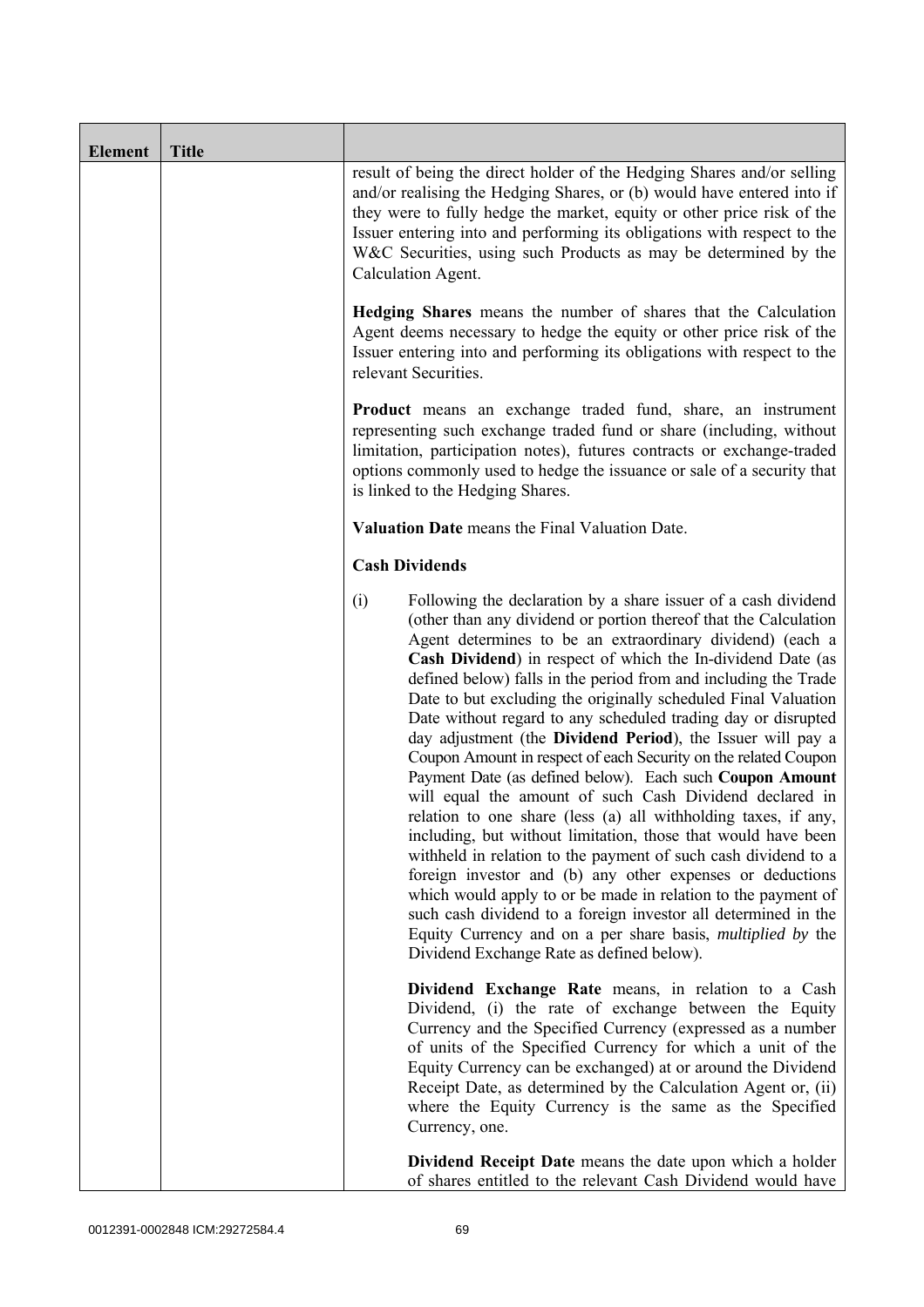| Element | Title | |
|---|---|---|
| | | result of being the direct holder of the Hedging Shares and/or selling and/or realising the Hedging Shares, or (b) would have entered into if they were to fully hedge the market, equity or other price risk of the Issuer entering into and performing its obligations with respect to the W&C Securities, using such Products as may be determined by the Calculation Agent.<br><br>**Hedging Shares** means the number of shares that the Calculation Agent deems necessary to hedge the equity or other price risk of the Issuer entering into and performing its obligations with respect to the relevant Securities.<br><br>**Product** means an exchange traded fund, share, an instrument representing such exchange traded fund or share (including, without limitation, participation notes), futures contracts or exchange-traded options commonly used to hedge the issuance or sale of a security that is linked to the Hedging Shares.<br><br>**Valuation Date** means the Final Valuation Date.<br><br>**Cash Dividends**<br><br>(i) Following the declaration by a share issuer of a cash dividend (other than any dividend or portion thereof that the Calculation Agent determines to be an extraordinary dividend) (each a **Cash Dividend**) in respect of which the In-dividend Date (as defined below) falls in the period from and including the Trade Date to but excluding the originally scheduled Final Valuation Date without regard to any scheduled trading day or disrupted day adjustment (the **Dividend Period**), the Issuer will pay a Coupon Amount in respect of each Security on the related Coupon Payment Date (as defined below). Each such **Coupon Amount** will equal the amount of such Cash Dividend declared in relation to one share (less (a) all withholding taxes, if any, including, but without limitation, those that would have been withheld in relation to the payment of such cash dividend to a foreign investor and (b) any other expenses or deductions which would apply to or be made in relation to the payment of such cash dividend to a foreign investor all determined in the Equity Currency and on a per share basis, *multiplied by* the Dividend Exchange Rate as defined below).<br><br>**Dividend Exchange Rate** means, in relation to a Cash Dividend, (i) the rate of exchange between the Equity Currency and the Specified Currency (expressed as a number of units of the Specified Currency for which a unit of the Equity Currency can be exchanged) at or around the Dividend Receipt Date, as determined by the Calculation Agent or, (ii) where the Equity Currency is the same as the Specified Currency, one.<br><br>**Dividend Receipt Date** means the date upon which a holder of shares entitled to the relevant Cash Dividend would have |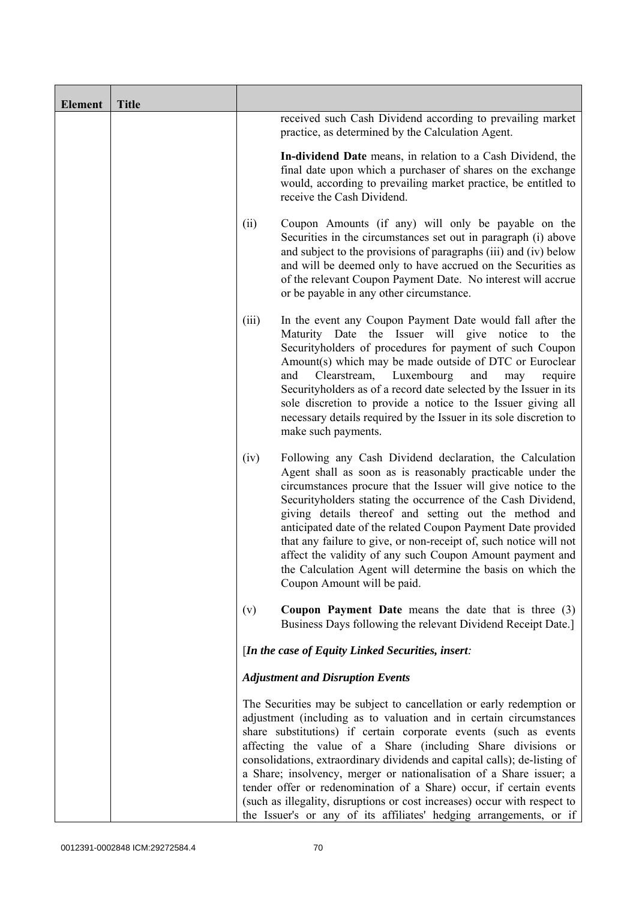| Element | Title | |
|---|---|---|
| | | received such Cash Dividend according to prevailing market practice, as determined by the Calculation Agent.<br><br>**In-dividend Date** means, in relation to a Cash Dividend, the final date upon which a purchaser of shares on the exchange would, according to prevailing market practice, be entitled to receive the Cash Dividend.<br><br>(ii) Coupon Amounts (if any) will only be payable on the Securities in the circumstances set out in paragraph (i) above and subject to the provisions of paragraphs (iii) and (iv) below and will be deemed only to have accrued on the Securities as of the relevant Coupon Payment Date. No interest will accrue or be payable in any other circumstance.<br><br>(iii) In the event any Coupon Payment Date would fall after the Maturity Date the Issuer will give notice to the Securityholders of procedures for payment of such Coupon Amount(s) which may be made outside of DTC or Euroclear and Clearstream, Luxembourg and may require Securityholders as of a record date selected by the Issuer in its sole discretion to provide a notice to the Issuer giving all necessary details required by the Issuer in its sole discretion to make such payments.<br><br>(iv) Following any Cash Dividend declaration, the Calculation Agent shall as soon as is reasonably practicable under the circumstances procure that the Issuer will give notice to the Securityholders stating the occurrence of the Cash Dividend, giving details thereof and setting out the method and anticipated date of the related Coupon Payment Date provided that any failure to give, or non-receipt of, such notice will not affect the validity of any such Coupon Amount payment and the Calculation Agent will determine the basis on which the Coupon Amount will be paid.<br><br>(v) **Coupon Payment Date** means the date that is three (3) Business Days following the relevant Dividend Receipt Date.]<br><br>[*In the case of Equity Linked Securities, insert:*<br><br>***Adjustment and Disruption Events***<br><br>The Securities may be subject to cancellation or early redemption or adjustment (including as to valuation and in certain circumstances share substitutions) if certain corporate events (such as events affecting the value of a Share (including Share divisions or consolidations, extraordinary dividends and capital calls); de-listing of a Share; insolvency, merger or nationalisation of a Share issuer; a tender offer or redenomination of a Share) occur, if certain events (such as illegality, disruptions or cost increases) occur with respect to the Issuer's or any of its affiliates' hedging arrangements, or if |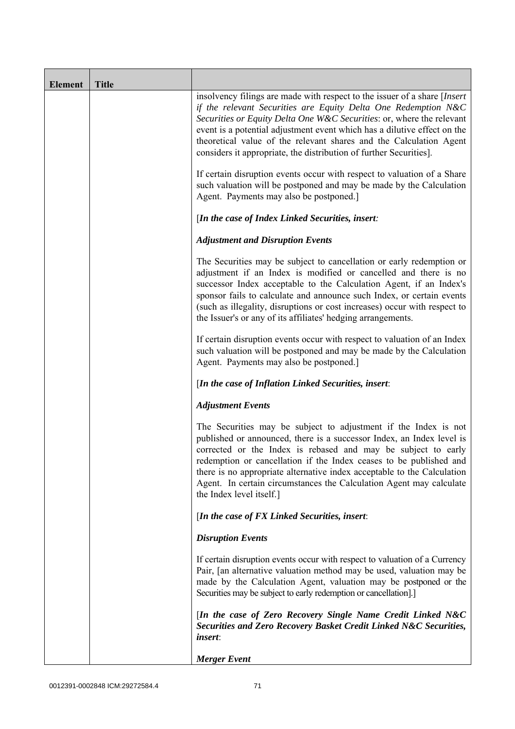| Element | Title | |
|---|---|---|
| | | insolvency filings are made with respect to the issuer of a share [*Insert if the relevant Securities are Equity Delta One Redemption N&C Securities or Equity Delta One W&C Securities*: or, where the relevant event is a potential adjustment event which has a dilutive effect on the theoretical value of the relevant shares and the Calculation Agent considers it appropriate, the distribution of further Securities].<br><br>If certain disruption events occur with respect to valuation of a Share such valuation will be postponed and may be made by the Calculation Agent. Payments may also be postponed.]<br><br>[***In the case of Index Linked Securities, insert:***<br><br>***Adjustment and Disruption Events***<br><br>The Securities may be subject to cancellation or early redemption or adjustment if an Index is modified or cancelled and there is no successor Index acceptable to the Calculation Agent, if an Index's sponsor fails to calculate and announce such Index, or certain events (such as illegality, disruptions or cost increases) occur with respect to the Issuer's or any of its affiliates' hedging arrangements.<br><br>If certain disruption events occur with respect to valuation of an Index such valuation will be postponed and may be made by the Calculation Agent. Payments may also be postponed.]<br><br>[***In the case of Inflation Linked Securities, insert***:<br><br>***Adjustment Events***<br><br>The Securities may be subject to adjustment if the Index is not published or announced, there is a successor Index, an Index level is corrected or the Index is rebased and may be subject to early redemption or cancellation if the Index ceases to be published and there is no appropriate alternative index acceptable to the Calculation Agent. In certain circumstances the Calculation Agent may calculate the Index level itself.]<br><br>[***In the case of FX Linked Securities, insert***:<br><br>***Disruption Events***<br><br>If certain disruption events occur with respect to valuation of a Currency Pair, [an alternative valuation method may be used, valuation may be made by the Calculation Agent, valuation may be postponed or the Securities may be subject to early redemption or cancellation].]<br><br>[***In the case of Zero Recovery Single Name Credit Linked N&C Securities and Zero Recovery Basket Credit Linked N&C Securities, insert***:<br><br>***Merger Event*** |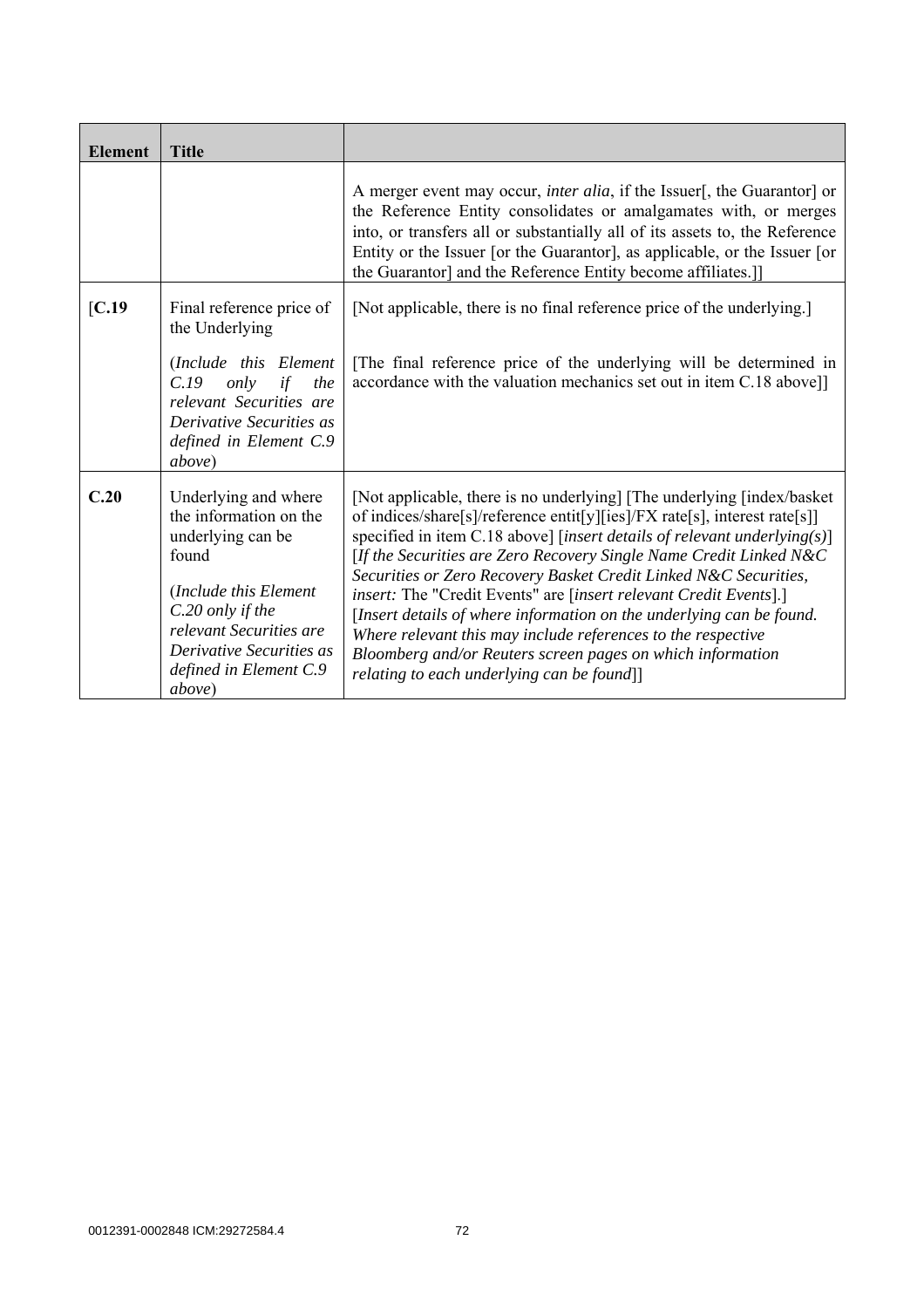| Element | Title | |
|---|---|---|
| | | A merger event may occur, *inter alia*, if the Issuer[, the Guarantor] or the Reference Entity consolidates or amalgamates with, or merges into, or transfers all or substantially all of its assets to, the Reference Entity or the Issuer [or the Guarantor], as applicable, or the Issuer [or the Guarantor] and the Reference Entity become affiliates.]] |
| [**C.19** | Final reference price of the Underlying<br><br>(*Include this Element C.19 only if the relevant Securities are Derivative Securities as defined in Element C.9 above*) | [Not applicable, there is no final reference price of the underlying.]<br><br>[The final reference price of the underlying will be determined in accordance with the valuation mechanics set out in item C.18 above]] |
| **C.20** | Underlying and where the information on the underlying can be found<br><br>(*Include this Element C.20 only if the relevant Securities are Derivative Securities as defined in Element C.9 above*) | [Not applicable, there is no underlying] [The underlying [index/basket of indices/share[s]/reference entit[y][ies]/FX rate[s], interest rate[s]] specified in item C.18 above] [*insert details of relevant underlying(s)*] [*If the Securities are Zero Recovery Single Name Credit Linked N&C Securities or Zero Recovery Basket Credit Linked N&C Securities, insert:* The "Credit Events" are [*insert relevant Credit Events*].] [*Insert details of where information on the underlying can be found. Where relevant this may include references to the respective Bloomberg and/or Reuters screen pages on which information relating to each underlying can be found*]] |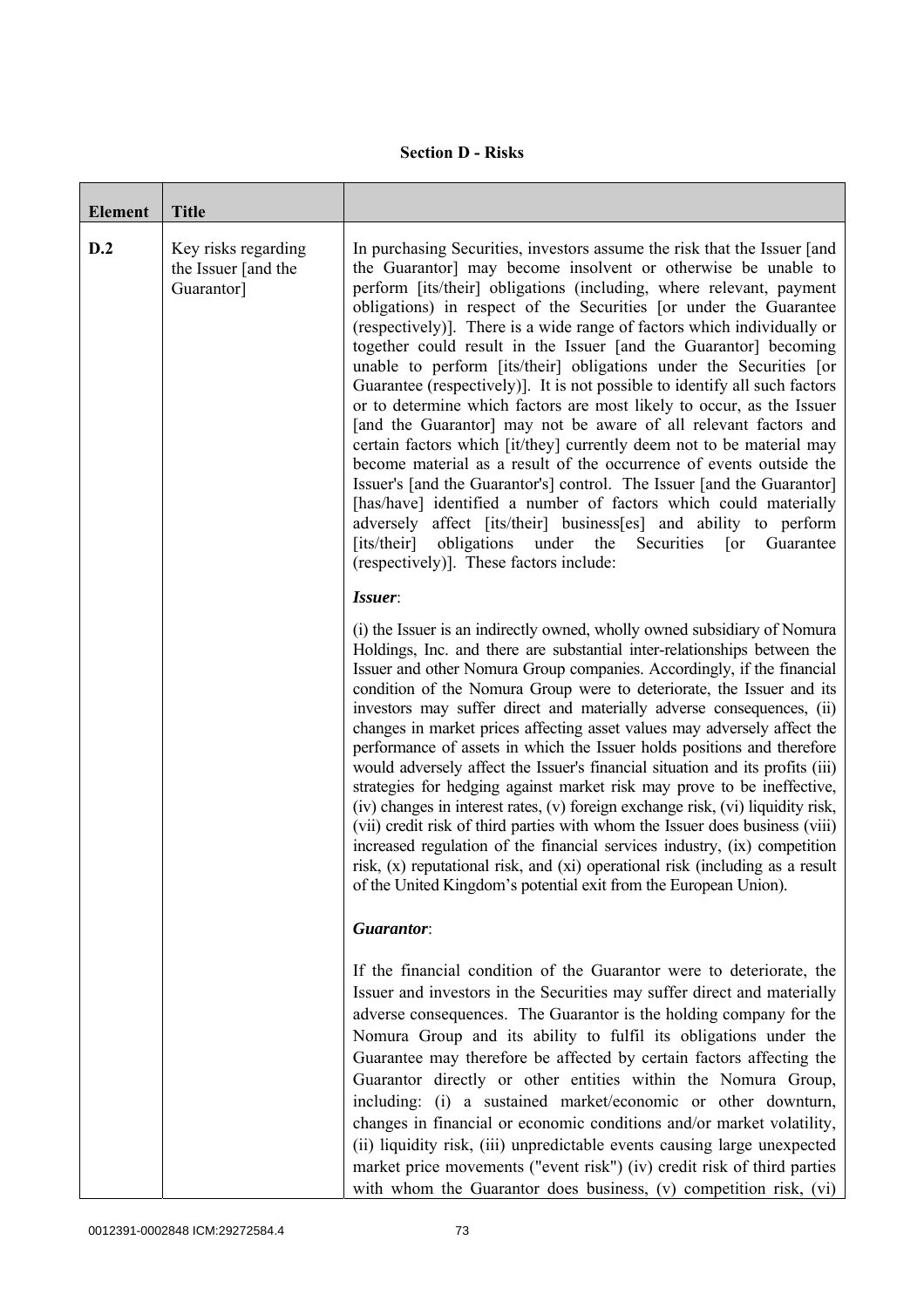**Section D - Risks**

| Element | Title | |
|---|---|---|
| D.2 | Key risks regarding the Issuer [and the Guarantor] | In purchasing Securities, investors assume the risk that the Issuer [and the Guarantor] may become insolvent or otherwise be unable to perform [its/their] obligations (including, where relevant, payment obligations) in respect of the Securities [or under the Guarantee (respectively)]. There is a wide range of factors which individually or together could result in the Issuer [and the Guarantor] becoming unable to perform [its/their] obligations under the Securities [or Guarantee (respectively)]. It is not possible to identify all such factors or to determine which factors are most likely to occur, as the Issuer [and the Guarantor] may not be aware of all relevant factors and certain factors which [it/they] currently deem not to be material may become material as a result of the occurrence of events outside the Issuer's [and the Guarantor's] control. The Issuer [and the Guarantor] [has/have] identified a number of factors which could materially adversely affect [its/their] business[es] and ability to perform [its/their] obligations under the Securities [or Guarantee (respectively)]. These factors include:<br><br>***Issuer***:<br><br>(i) the Issuer is an indirectly owned, wholly owned subsidiary of Nomura Holdings, Inc. and there are substantial inter-relationships between the Issuer and other Nomura Group companies. Accordingly, if the financial condition of the Nomura Group were to deteriorate, the Issuer and its investors may suffer direct and materially adverse consequences, (ii) changes in market prices affecting asset values may adversely affect the performance of assets in which the Issuer holds positions and therefore would adversely affect the Issuer's financial situation and its profits (iii) strategies for hedging against market risk may prove to be ineffective, (iv) changes in interest rates, (v) foreign exchange risk, (vi) liquidity risk, (vii) credit risk of third parties with whom the Issuer does business (viii) increased regulation of the financial services industry, (ix) competition risk, (x) reputational risk, and (xi) operational risk (including as a result of the United Kingdom's potential exit from the European Union).<br><br>***Guarantor***:<br><br>If the financial condition of the Guarantor were to deteriorate, the Issuer and investors in the Securities may suffer direct and materially adverse consequences. The Guarantor is the holding company for the Nomura Group and its ability to fulfil its obligations under the Guarantee may therefore be affected by certain factors affecting the Guarantor directly or other entities within the Nomura Group, including: (i) a sustained market/economic or other downturn, changes in financial or economic conditions and/or market volatility, (ii) liquidity risk, (iii) unpredictable events causing large unexpected market price movements ("event risk") (iv) credit risk of third parties with whom the Guarantor does business, (v) competition risk, (vi) |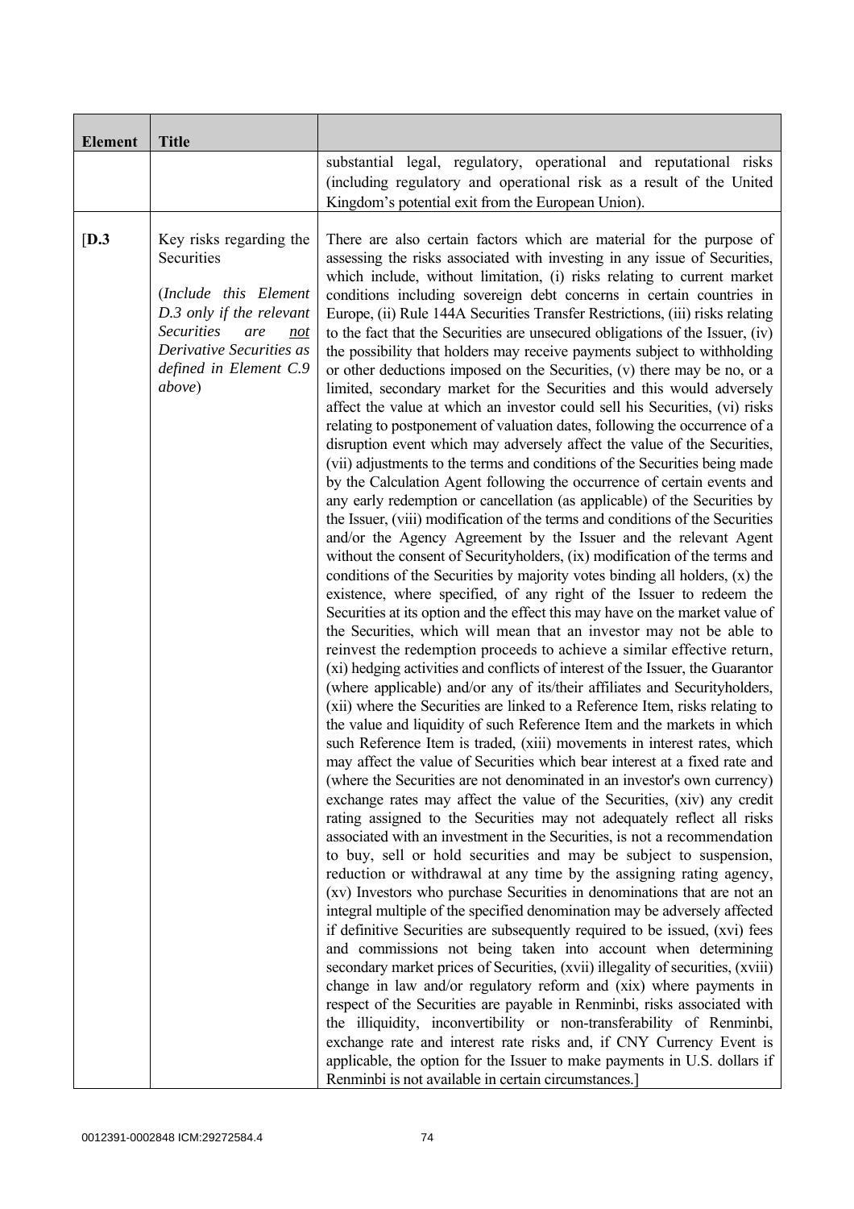| Element | Title |  |
|---|---|---|
|  |  | substantial legal, regulatory, operational and reputational risks (including regulatory and operational risk as a result of the United Kingdom's potential exit from the European Union). |
| [D.3 | Key risks regarding the Securities<br><br>(*Include this Element D.3 only if the relevant Securities are <u>not</u> Derivative Securities as defined in Element C.9 above*) | There are also certain factors which are material for the purpose of assessing the risks associated with investing in any issue of Securities, which include, without limitation, (i) risks relating to current market conditions including sovereign debt concerns in certain countries in Europe, (ii) Rule 144A Securities Transfer Restrictions, (iii) risks relating to the fact that the Securities are unsecured obligations of the Issuer, (iv) the possibility that holders may receive payments subject to withholding or other deductions imposed on the Securities, (v) there may be no, or a limited, secondary market for the Securities and this would adversely affect the value at which an investor could sell his Securities, (vi) risks relating to postponement of valuation dates, following the occurrence of a disruption event which may adversely affect the value of the Securities, (vii) adjustments to the terms and conditions of the Securities being made by the Calculation Agent following the occurrence of certain events and any early redemption or cancellation (as applicable) of the Securities by the Issuer, (viii) modification of the terms and conditions of the Securities and/or the Agency Agreement by the Issuer and the relevant Agent without the consent of Securityholders, (ix) modification of the terms and conditions of the Securities by majority votes binding all holders, (x) the existence, where specified, of any right of the Issuer to redeem the Securities at its option and the effect this may have on the market value of the Securities, which will mean that an investor may not be able to reinvest the redemption proceeds to achieve a similar effective return, (xi) hedging activities and conflicts of interest of the Issuer, the Guarantor (where applicable) and/or any of its/their affiliates and Securityholders, (xii) where the Securities are linked to a Reference Item, risks relating to the value and liquidity of such Reference Item and the markets in which such Reference Item is traded, (xiii) movements in interest rates, which may affect the value of Securities which bear interest at a fixed rate and (where the Securities are not denominated in an investor's own currency) exchange rates may affect the value of the Securities, (xiv) any credit rating assigned to the Securities may not adequately reflect all risks associated with an investment in the Securities, is not a recommendation to buy, sell or hold securities and may be subject to suspension, reduction or withdrawal at any time by the assigning rating agency, (xv) Investors who purchase Securities in denominations that are not an integral multiple of the specified denomination may be adversely affected if definitive Securities are subsequently required to be issued, (xvi) fees and commissions not being taken into account when determining secondary market prices of Securities, (xvii) illegality of securities, (xviii) change in law and/or regulatory reform and (xix) where payments in respect of the Securities are payable in Renminbi, risks associated with the illiquidity, inconvertibility or non-transferability of Renminbi, exchange rate and interest rate risks and, if CNY Currency Event is applicable, the option for the Issuer to make payments in U.S. dollars if Renminbi is not available in certain circumstances.] |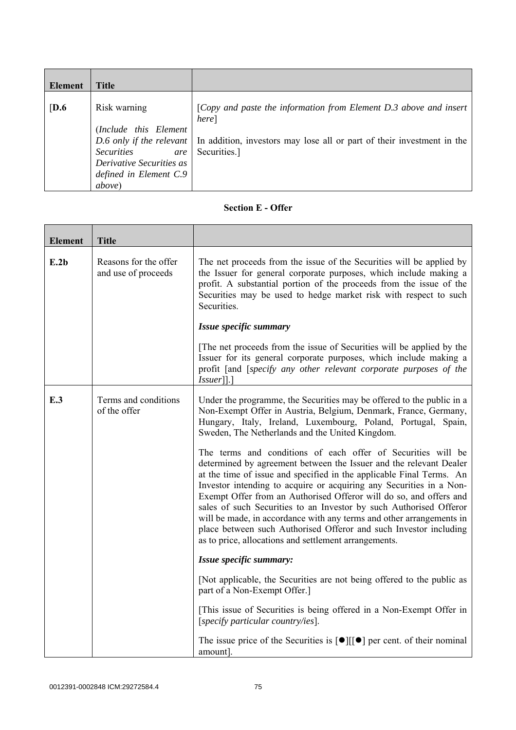| Element | Title | |
|---|---|---|
| [**D.6** | Risk warning<br><br>(*Include this Element D.6 only if the relevant Securities are Derivative Securities as defined in Element C.9 above*) | [*Copy and paste the information from Element D.3 above and insert here*]<br><br>In addition, investors may lose all or part of their investment in the Securities.] |

**Section E - Offer**

| Element | Title | |
|---|---|---|
| **E.2b** | Reasons for the offer and use of proceeds | The net proceeds from the issue of the Securities will be applied by the Issuer for general corporate purposes, which include making a profit. A substantial portion of the proceeds from the issue of the Securities may be used to hedge market risk with respect to such Securities.<br><br>***Issue specific summary***<br><br>[The net proceeds from the issue of Securities will be applied by the Issuer for its general corporate purposes, which include making a profit [and [*specify any other relevant corporate purposes of the Issuer*]].] |
| **E.3** | Terms and conditions of the offer | Under the programme, the Securities may be offered to the public in a Non-Exempt Offer in Austria, Belgium, Denmark, France, Germany, Hungary, Italy, Ireland, Luxembourg, Poland, Portugal, Spain, Sweden, The Netherlands and the United Kingdom.<br><br>The terms and conditions of each offer of Securities will be determined by agreement between the Issuer and the relevant Dealer at the time of issue and specified in the applicable Final Terms. An Investor intending to acquire or acquiring any Securities in a Non-Exempt Offer from an Authorised Offeror will do so, and offers and sales of such Securities to an Investor by such Authorised Offeror will be made, in accordance with any terms and other arrangements in place between such Authorised Offeror and such Investor including as to price, allocations and settlement arrangements.<br><br>***Issue specific summary:***<br><br>[Not applicable, the Securities are not being offered to the public as part of a Non-Exempt Offer.]<br><br>[This issue of Securities is being offered in a Non-Exempt Offer in [*specify particular country/ies*].<br><br>The issue price of the Securities is [●][[●] per cent. of their nominal amount]. |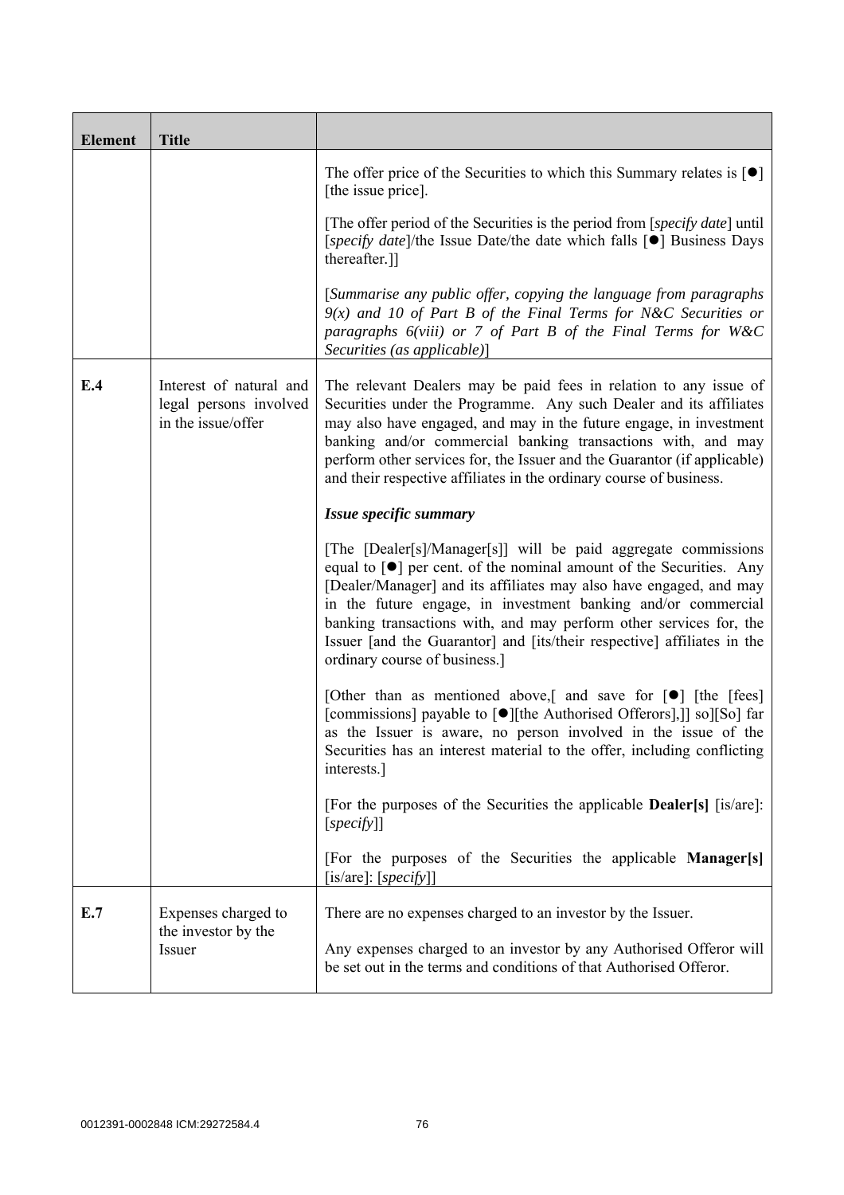| Element | Title | |
|---|---|---|
| | | The offer price of the Securities to which this Summary relates is [●] [the issue price].<br><br>[The offer period of the Securities is the period from [*specify date*] until [*specify date*]/the Issue Date/the date which falls [●] Business Days thereafter.]]<br><br>[*Summarise any public offer, copying the language from paragraphs 9(x) and 10 of Part B of the Final Terms for N&C Securities or paragraphs 6(viii) or 7 of Part B of the Final Terms for W&C Securities (as applicable)*] |
| **E.4** | Interest of natural and legal persons involved in the issue/offer | The relevant Dealers may be paid fees in relation to any issue of Securities under the Programme. Any such Dealer and its affiliates may also have engaged, and may in the future engage, in investment banking and/or commercial banking transactions with, and may perform other services for, the Issuer and the Guarantor (if applicable) and their respective affiliates in the ordinary course of business.<br><br>***Issue specific summary***<br><br>[The [Dealer[s]/Manager[s]] will be paid aggregate commissions equal to [●] per cent. of the nominal amount of the Securities. Any [Dealer/Manager] and its affiliates may also have engaged, and may in the future engage, in investment banking and/or commercial banking transactions with, and may perform other services for, the Issuer [and the Guarantor] and [its/their respective] affiliates in the ordinary course of business.]<br><br>[Other than as mentioned above,[ and save for [●] [the [fees] [commissions] payable to [●][the Authorised Offerors],]] so][So] far as the Issuer is aware, no person involved in the issue of the Securities has an interest material to the offer, including conflicting interests.]<br><br>[For the purposes of the Securities the applicable **Dealer[s]** [is/are]: [*specify*]]<br><br>[For the purposes of the Securities the applicable **Manager[s]** [is/are]: [*specify*]] |
| **E.7** | Expenses charged to the investor by the Issuer | There are no expenses charged to an investor by the Issuer.<br><br>Any expenses charged to an investor by any Authorised Offeror will be set out in the terms and conditions of that Authorised Offeror. |